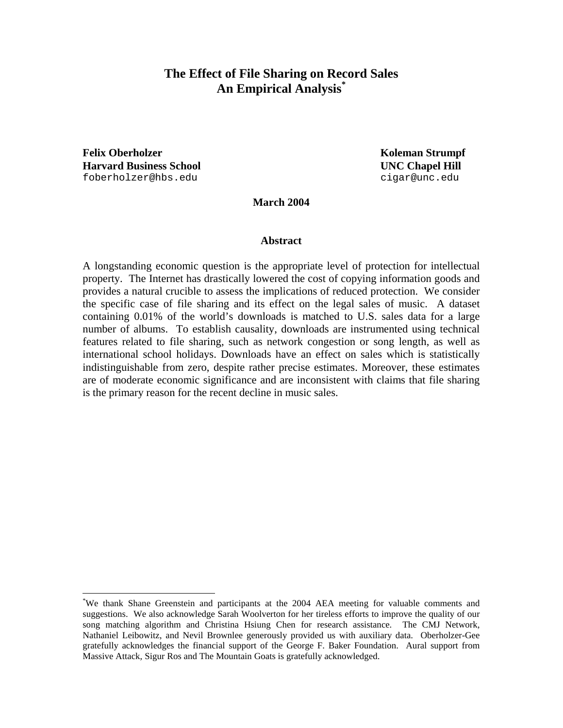# The Effect of File Sharing on Record Sales
# An Empirical Analysis[*]

**Felix Oberholzer**
**Harvard Business School**
foberholzer@hbs.edu

**Koleman Strumpf**
**UNC Chapel Hill**
cigar@unc.edu

**March 2004**

## Abstract

A longstanding economic question is the appropriate level of protection for intellectual property. The Internet has drastically lowered the cost of copying information goods and provides a natural crucible to assess the implications of reduced protection. We consider the specific case of file sharing and its effect on the legal sales of music. A dataset containing 0.01% of the world's downloads is matched to U.S. sales data for a large number of albums. To establish causality, downloads are instrumented using technical features related to file sharing, such as network congestion or song length, as well as international school holidays. Downloads have an effect on sales which is statistically indistinguishable from zero, despite rather precise estimates. Moreover, these estimates are of moderate economic significance and are inconsistent with claims that file sharing is the primary reason for the recent decline in music sales.

---

[*] We thank Shane Greenstein and participants at the 2004 AEA meeting for valuable comments and suggestions. We also acknowledge Sarah Woolverton for her tireless efforts to improve the quality of our song matching algorithm and Christina Hsiung Chen for research assistance. The CMJ Network, Nathaniel Leibowitz, and Nevil Brownlee generously provided us with auxiliary data. Oberholzer-Gee gratefully acknowledges the financial support of the George F. Baker Foundation. Aural support from Massive Attack, Sigur Ros and The Mountain Goats is gratefully acknowledged.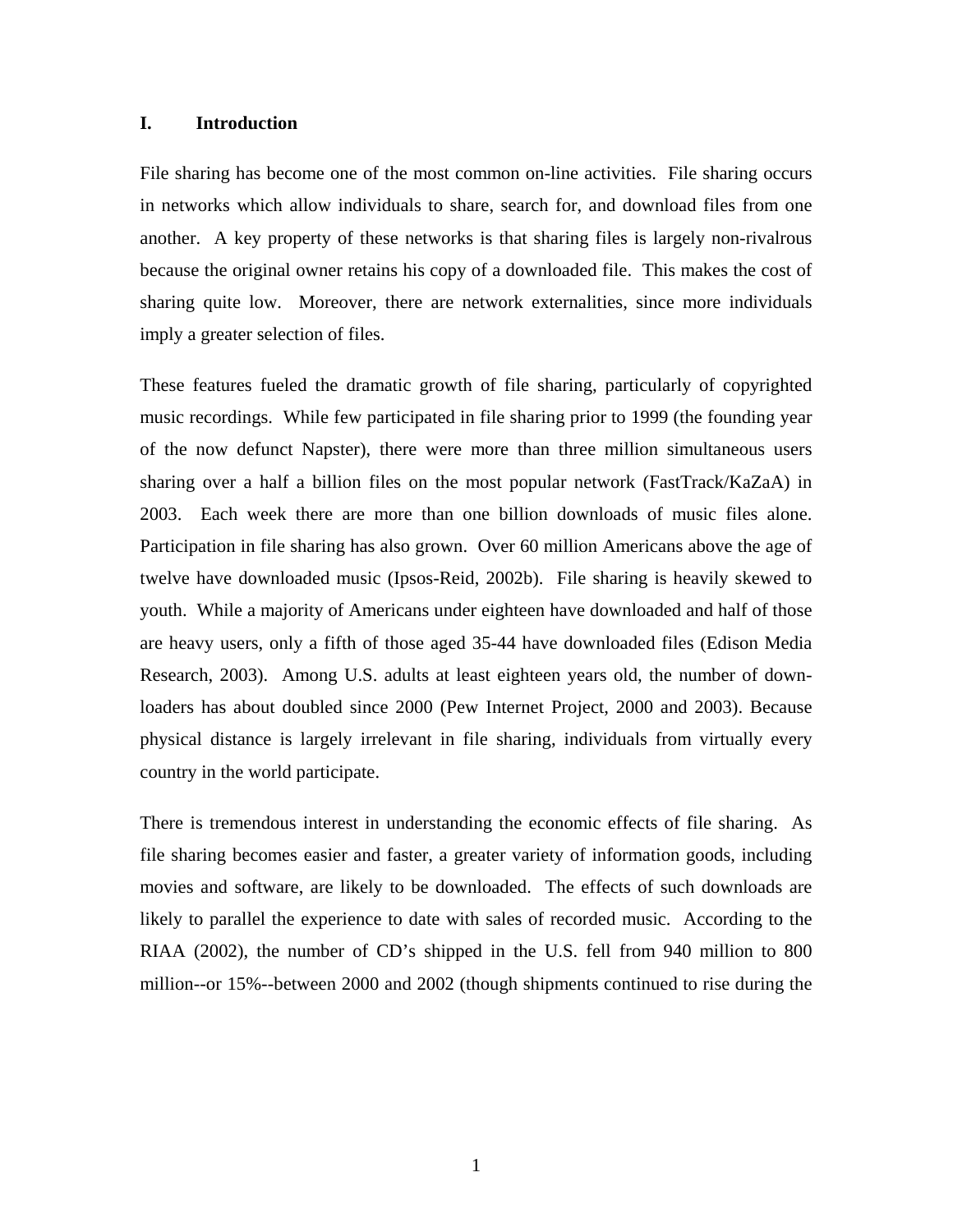## I. Introduction

File sharing has become one of the most common on-line activities. File sharing occurs in networks which allow individuals to share, search for, and download files from one another. A key property of these networks is that sharing files is largely non-rivalrous because the original owner retains his copy of a downloaded file. This makes the cost of sharing quite low. Moreover, there are network externalities, since more individuals imply a greater selection of files.

These features fueled the dramatic growth of file sharing, particularly of copyrighted music recordings. While few participated in file sharing prior to 1999 (the founding year of the now defunct Napster), there were more than three million simultaneous users sharing over a half a billion files on the most popular network (FastTrack/KaZaA) in 2003. Each week there are more than one billion downloads of music files alone. Participation in file sharing has also grown. Over 60 million Americans above the age of twelve have downloaded music (Ipsos-Reid, 2002b). File sharing is heavily skewed to youth. While a majority of Americans under eighteen have downloaded and half of those are heavy users, only a fifth of those aged 35-44 have downloaded files (Edison Media Research, 2003). Among U.S. adults at least eighteen years old, the number of down-loaders has about doubled since 2000 (Pew Internet Project, 2000 and 2003). Because physical distance is largely irrelevant in file sharing, individuals from virtually every country in the world participate.

There is tremendous interest in understanding the economic effects of file sharing. As file sharing becomes easier and faster, a greater variety of information goods, including movies and software, are likely to be downloaded. The effects of such downloads are likely to parallel the experience to date with sales of recorded music. According to the RIAA (2002), the number of CD's shipped in the U.S. fell from 940 million to 800 million--or 15%--between 2000 and 2002 (though shipments continued to rise during the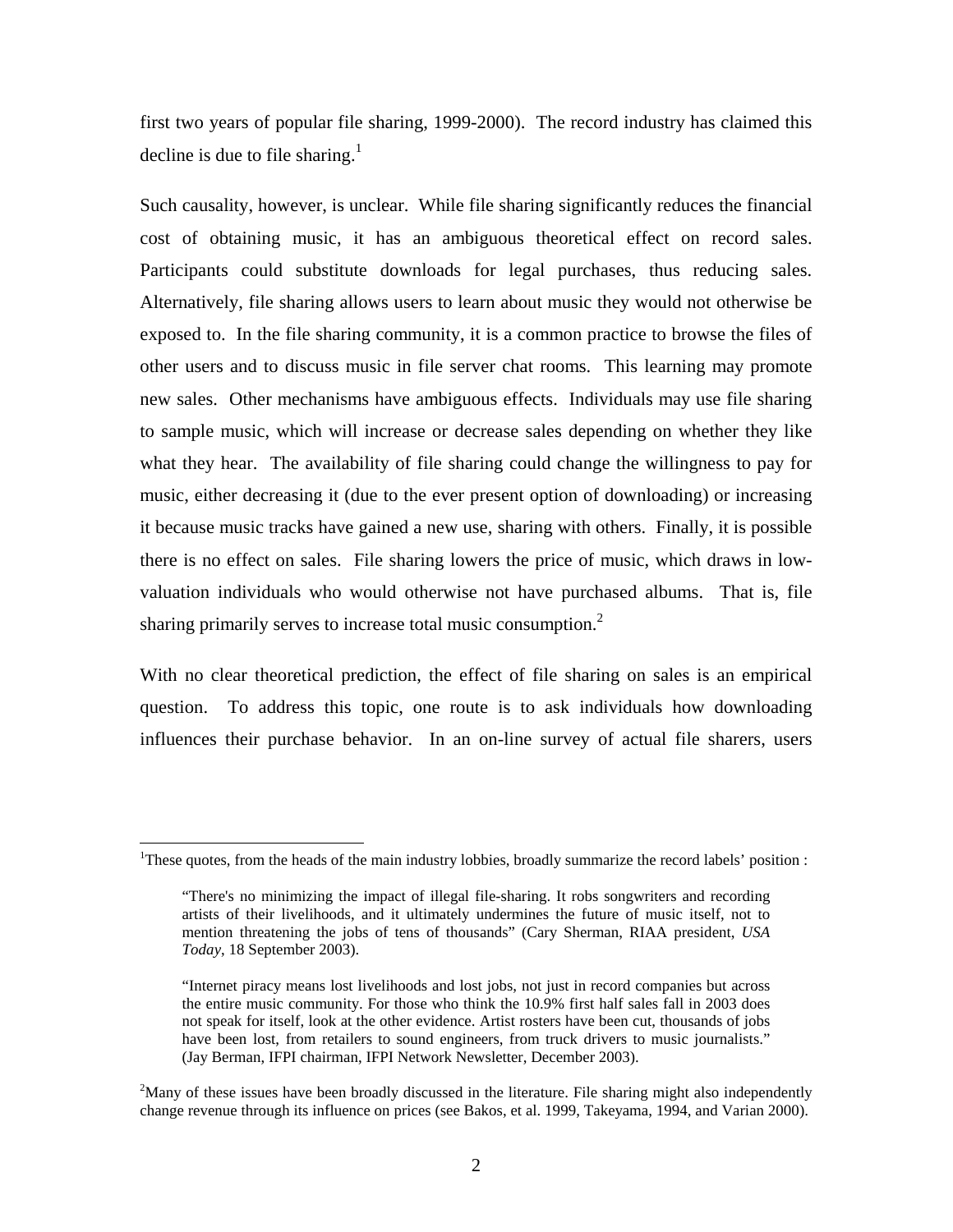first two years of popular file sharing, 1999-2000). The record industry has claimed this decline is due to file sharing.[1]

Such causality, however, is unclear. While file sharing significantly reduces the financial cost of obtaining music, it has an ambiguous theoretical effect on record sales. Participants could substitute downloads for legal purchases, thus reducing sales. Alternatively, file sharing allows users to learn about music they would not otherwise be exposed to. In the file sharing community, it is a common practice to browse the files of other users and to discuss music in file server chat rooms. This learning may promote new sales. Other mechanisms have ambiguous effects. Individuals may use file sharing to sample music, which will increase or decrease sales depending on whether they like what they hear. The availability of file sharing could change the willingness to pay for music, either decreasing it (due to the ever present option of downloading) or increasing it because music tracks have gained a new use, sharing with others. Finally, it is possible there is no effect on sales. File sharing lowers the price of music, which draws in low-valuation individuals who would otherwise not have purchased albums. That is, file sharing primarily serves to increase total music consumption.[2]

With no clear theoretical prediction, the effect of file sharing on sales is an empirical question. To address this topic, one route is to ask individuals how downloading influences their purchase behavior. In an on-line survey of actual file sharers, users

---

[1]These quotes, from the heads of the main industry lobbies, broadly summarize the record labels' position :

> "There's no minimizing the impact of illegal file-sharing. It robs songwriters and recording artists of their livelihoods, and it ultimately undermines the future of music itself, not to mention threatening the jobs of tens of thousands" (Cary Sherman, RIAA president, *USA Today*, 18 September 2003).

> "Internet piracy means lost livelihoods and lost jobs, not just in record companies but across the entire music community. For those who think the 10.9% first half sales fall in 2003 does not speak for itself, look at the other evidence. Artist rosters have been cut, thousands of jobs have been lost, from retailers to sound engineers, from truck drivers to music journalists." (Jay Berman, IFPI chairman, IFPI Network Newsletter, December 2003).

[2]Many of these issues have been broadly discussed in the literature. File sharing might also independently change revenue through its influence on prices (see Bakos, et al. 1999, Takeyama, 1994, and Varian 2000).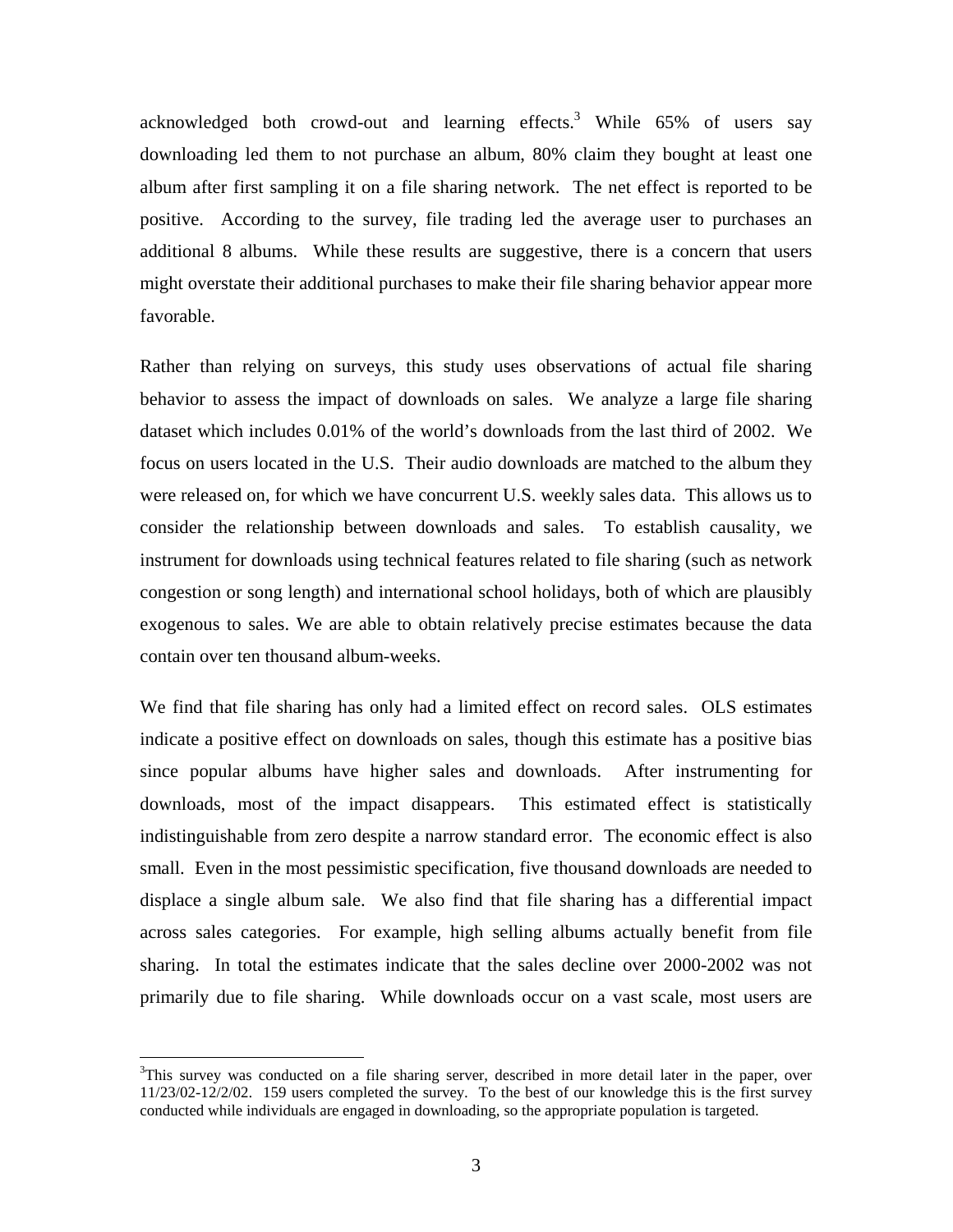acknowledged both crowd-out and learning effects.[3] While 65% of users say downloading led them to not purchase an album, 80% claim they bought at least one album after first sampling it on a file sharing network. The net effect is reported to be positive. According to the survey, file trading led the average user to purchases an additional 8 albums. While these results are suggestive, there is a concern that users might overstate their additional purchases to make their file sharing behavior appear more favorable.

Rather than relying on surveys, this study uses observations of actual file sharing behavior to assess the impact of downloads on sales. We analyze a large file sharing dataset which includes 0.01% of the world's downloads from the last third of 2002. We focus on users located in the U.S. Their audio downloads are matched to the album they were released on, for which we have concurrent U.S. weekly sales data. This allows us to consider the relationship between downloads and sales. To establish causality, we instrument for downloads using technical features related to file sharing (such as network congestion or song length) and international school holidays, both of which are plausibly exogenous to sales. We are able to obtain relatively precise estimates because the data contain over ten thousand album-weeks.

We find that file sharing has only had a limited effect on record sales. OLS estimates indicate a positive effect on downloads on sales, though this estimate has a positive bias since popular albums have higher sales and downloads. After instrumenting for downloads, most of the impact disappears. This estimated effect is statistically indistinguishable from zero despite a narrow standard error. The economic effect is also small. Even in the most pessimistic specification, five thousand downloads are needed to displace a single album sale. We also find that file sharing has a differential impact across sales categories. For example, high selling albums actually benefit from file sharing. In total the estimates indicate that the sales decline over 2000-2002 was not primarily due to file sharing. While downloads occur on a vast scale, most users are

[3] This survey was conducted on a file sharing server, described in more detail later in the paper, over 11/23/02-12/2/02. 159 users completed the survey. To the best of our knowledge this is the first survey conducted while individuals are engaged in downloading, so the appropriate population is targeted.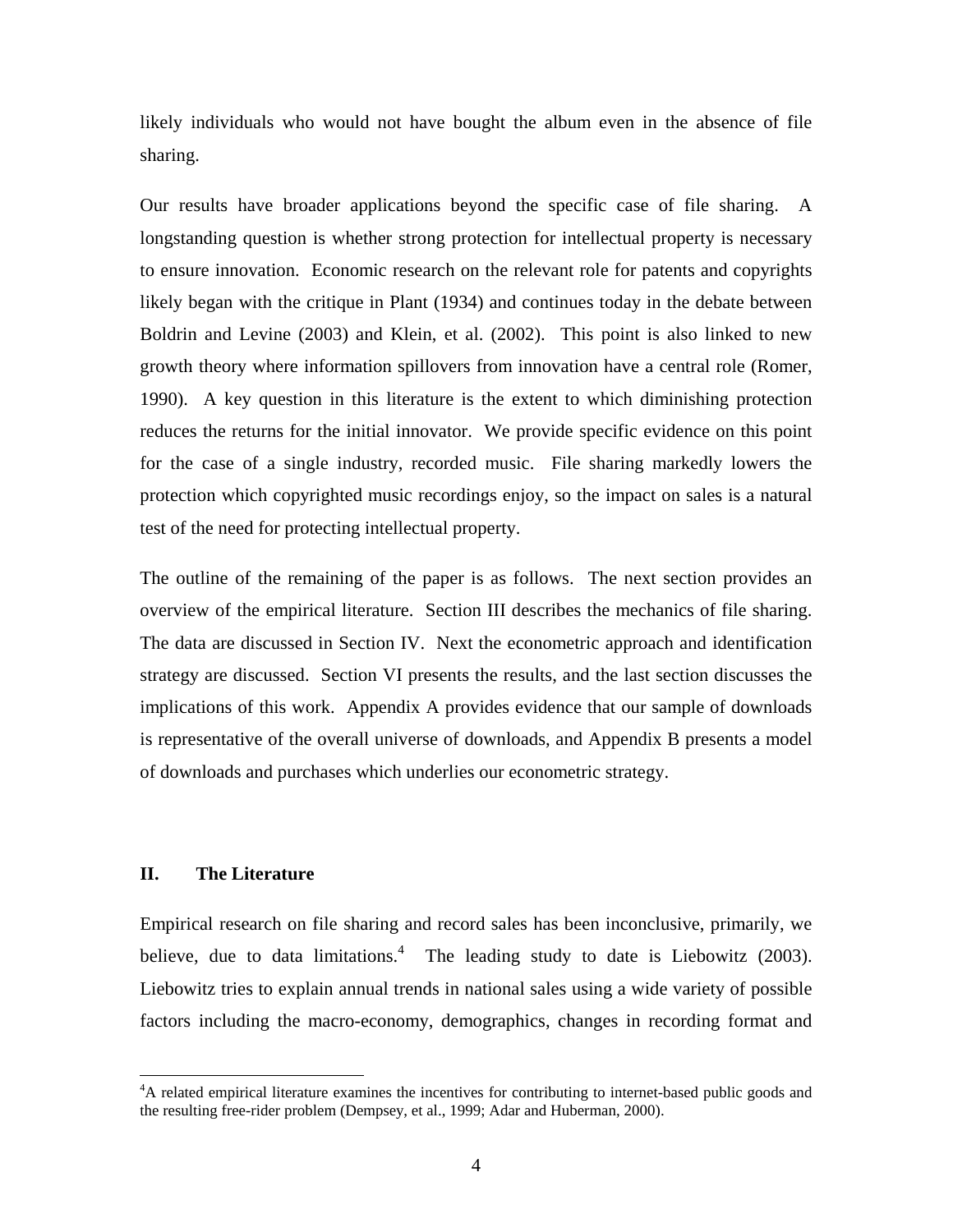likely individuals who would not have bought the album even in the absence of file sharing.

Our results have broader applications beyond the specific case of file sharing. A longstanding question is whether strong protection for intellectual property is necessary to ensure innovation. Economic research on the relevant role for patents and copyrights likely began with the critique in Plant (1934) and continues today in the debate between Boldrin and Levine (2003) and Klein, et al. (2002). This point is also linked to new growth theory where information spillovers from innovation have a central role (Romer, 1990). A key question in this literature is the extent to which diminishing protection reduces the returns for the initial innovator. We provide specific evidence on this point for the case of a single industry, recorded music. File sharing markedly lowers the protection which copyrighted music recordings enjoy, so the impact on sales is a natural test of the need for protecting intellectual property.

The outline of the remaining of the paper is as follows. The next section provides an overview of the empirical literature. Section III describes the mechanics of file sharing. The data are discussed in Section IV. Next the econometric approach and identification strategy are discussed. Section VI presents the results, and the last section discusses the implications of this work. Appendix A provides evidence that our sample of downloads is representative of the overall universe of downloads, and Appendix B presents a model of downloads and purchases which underlies our econometric strategy.

## II. The Literature

Empirical research on file sharing and record sales has been inconclusive, primarily, we believe, due to data limitations.[4] The leading study to date is Liebowitz (2003). Liebowitz tries to explain annual trends in national sales using a wide variety of possible factors including the macro-economy, demographics, changes in recording format and

[4] A related empirical literature examines the incentives for contributing to internet-based public goods and the resulting free-rider problem (Dempsey, et al., 1999; Adar and Huberman, 2000).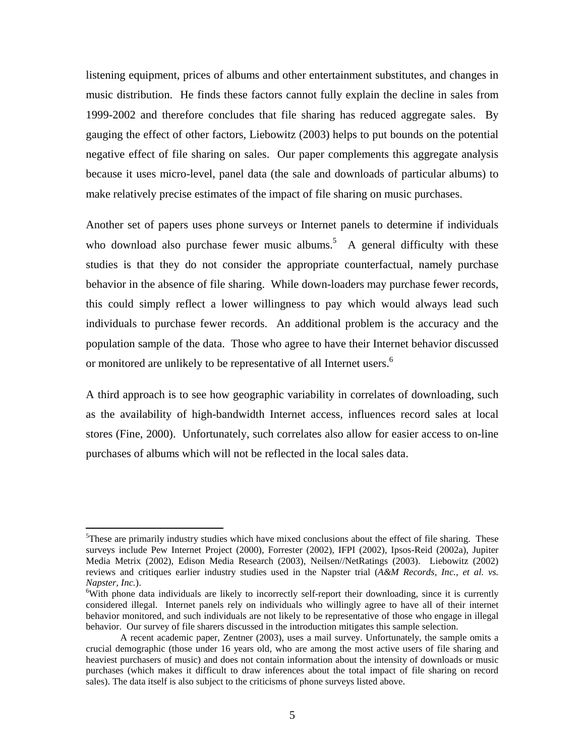listening equipment, prices of albums and other entertainment substitutes, and changes in music distribution. He finds these factors cannot fully explain the decline in sales from 1999-2002 and therefore concludes that file sharing has reduced aggregate sales. By gauging the effect of other factors, Liebowitz (2003) helps to put bounds on the potential negative effect of file sharing on sales. Our paper complements this aggregate analysis because it uses micro-level, panel data (the sale and downloads of particular albums) to make relatively precise estimates of the impact of file sharing on music purchases.

Another set of papers uses phone surveys or Internet panels to determine if individuals who download also purchase fewer music albums.[5] A general difficulty with these studies is that they do not consider the appropriate counterfactual, namely purchase behavior in the absence of file sharing. While down-loaders may purchase fewer records, this could simply reflect a lower willingness to pay which would always lead such individuals to purchase fewer records. An additional problem is the accuracy and the population sample of the data. Those who agree to have their Internet behavior discussed or monitored are unlikely to be representative of all Internet users.[6]

A third approach is to see how geographic variability in correlates of downloading, such as the availability of high-bandwidth Internet access, influences record sales at local stores (Fine, 2000). Unfortunately, such correlates also allow for easier access to on-line purchases of albums which will not be reflected in the local sales data.

---

[5]These are primarily industry studies which have mixed conclusions about the effect of file sharing. These surveys include Pew Internet Project (2000), Forrester (2002), IFPI (2002), Ipsos-Reid (2002a), Jupiter Media Metrix (2002), Edison Media Research (2003), Neilsen//NetRatings (2003). Liebowitz (2002) reviews and critiques earlier industry studies used in the Napster trial (*A&M Records, Inc., et al. vs. Napster, Inc.*).

[6]With phone data individuals are likely to incorrectly self-report their downloading, since it is currently considered illegal. Internet panels rely on individuals who willingly agree to have all of their internet behavior monitored, and such individuals are not likely to be representative of those who engage in illegal behavior. Our survey of file sharers discussed in the introduction mitigates this sample selection.

A recent academic paper, Zentner (2003), uses a mail survey. Unfortunately, the sample omits a crucial demographic (those under 16 years old, who are among the most active users of file sharing and heaviest purchasers of music) and does not contain information about the intensity of downloads or music purchases (which makes it difficult to draw inferences about the total impact of file sharing on record sales). The data itself is also subject to the criticisms of phone surveys listed above.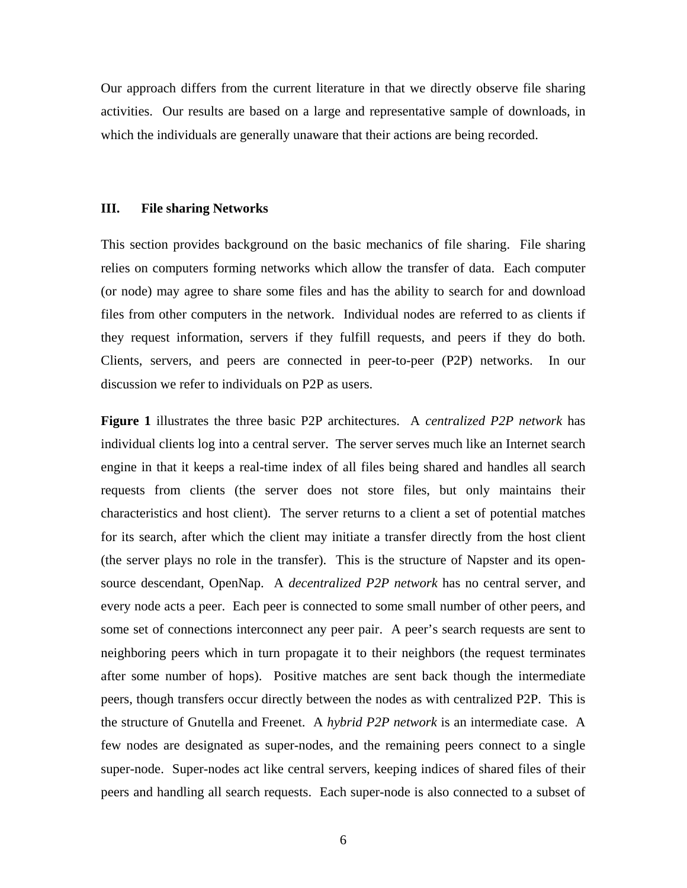Our approach differs from the current literature in that we directly observe file sharing activities. Our results are based on a large and representative sample of downloads, in which the individuals are generally unaware that their actions are being recorded.

## III. File sharing Networks

This section provides background on the basic mechanics of file sharing. File sharing relies on computers forming networks which allow the transfer of data. Each computer (or node) may agree to share some files and has the ability to search for and download files from other computers in the network. Individual nodes are referred to as clients if they request information, servers if they fulfill requests, and peers if they do both. Clients, servers, and peers are connected in peer-to-peer (P2P) networks. In our discussion we refer to individuals on P2P as users.

**Figure 1** illustrates the three basic P2P architectures. A *centralized P2P network* has individual clients log into a central server. The server serves much like an Internet search engine in that it keeps a real-time index of all files being shared and handles all search requests from clients (the server does not store files, but only maintains their characteristics and host client). The server returns to a client a set of potential matches for its search, after which the client may initiate a transfer directly from the host client (the server plays no role in the transfer). This is the structure of Napster and its open-source descendant, OpenNap. A *decentralized P2P network* has no central server, and every node acts a peer. Each peer is connected to some small number of other peers, and some set of connections interconnect any peer pair. A peer's search requests are sent to neighboring peers which in turn propagate it to their neighbors (the request terminates after some number of hops). Positive matches are sent back though the intermediate peers, though transfers occur directly between the nodes as with centralized P2P. This is the structure of Gnutella and Freenet. A *hybrid P2P network* is an intermediate case. A few nodes are designated as super-nodes, and the remaining peers connect to a single super-node. Super-nodes act like central servers, keeping indices of shared files of their peers and handling all search requests. Each super-node is also connected to a subset of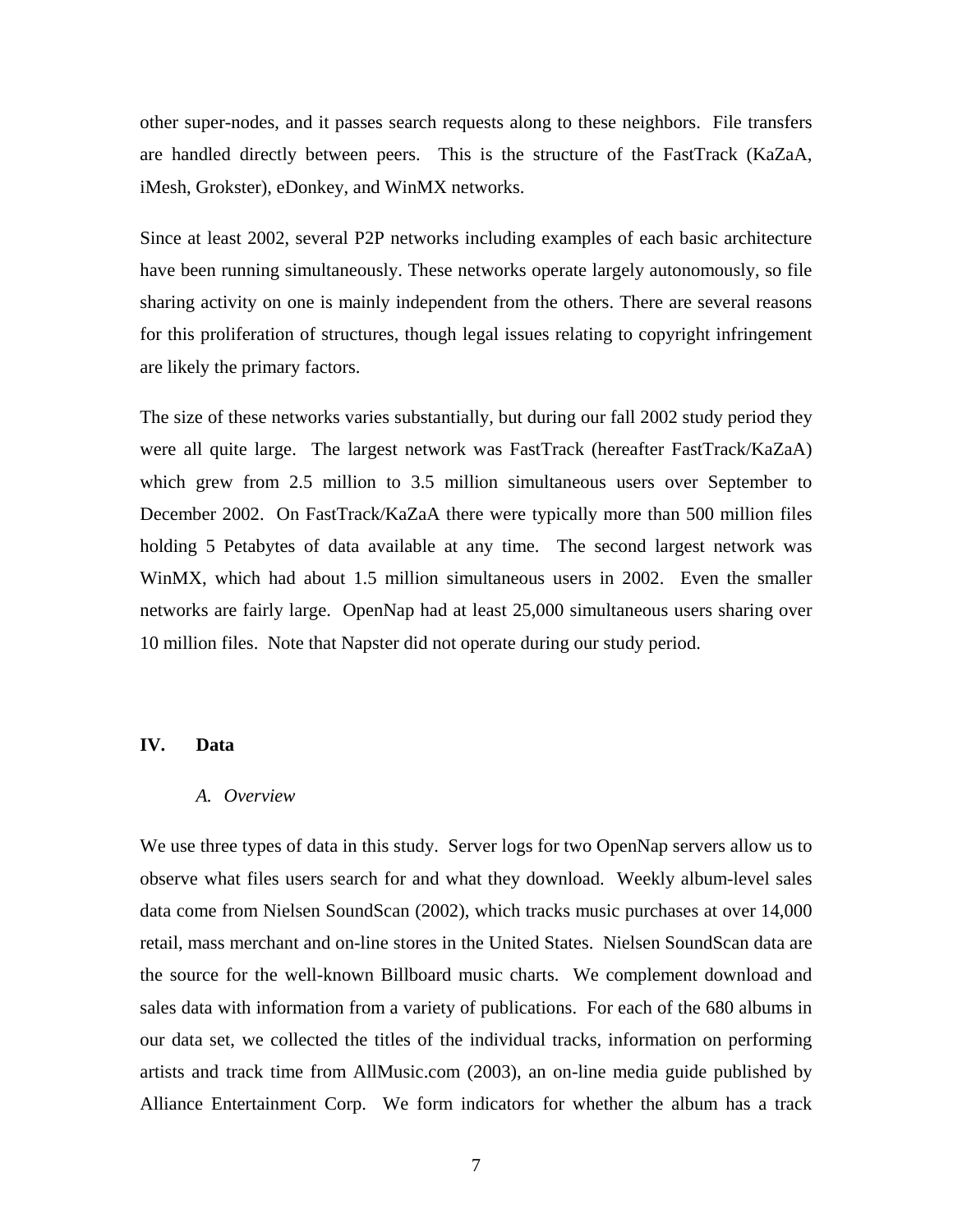other super-nodes, and it passes search requests along to these neighbors. File transfers are handled directly between peers. This is the structure of the FastTrack (KaZaA, iMesh, Grokster), eDonkey, and WinMX networks.

Since at least 2002, several P2P networks including examples of each basic architecture have been running simultaneously. These networks operate largely autonomously, so file sharing activity on one is mainly independent from the others. There are several reasons for this proliferation of structures, though legal issues relating to copyright infringement are likely the primary factors.

The size of these networks varies substantially, but during our fall 2002 study period they were all quite large. The largest network was FastTrack (hereafter FastTrack/KaZaA) which grew from 2.5 million to 3.5 million simultaneous users over September to December 2002. On FastTrack/KaZaA there were typically more than 500 million files holding 5 Petabytes of data available at any time. The second largest network was WinMX, which had about 1.5 million simultaneous users in 2002. Even the smaller networks are fairly large. OpenNap had at least 25,000 simultaneous users sharing over 10 million files. Note that Napster did not operate during our study period.

## IV. Data

### *A. Overview*

We use three types of data in this study. Server logs for two OpenNap servers allow us to observe what files users search for and what they download. Weekly album-level sales data come from Nielsen SoundScan (2002), which tracks music purchases at over 14,000 retail, mass merchant and on-line stores in the United States. Nielsen SoundScan data are the source for the well-known Billboard music charts. We complement download and sales data with information from a variety of publications. For each of the 680 albums in our data set, we collected the titles of the individual tracks, information on performing artists and track time from AllMusic.com (2003), an on-line media guide published by Alliance Entertainment Corp. We form indicators for whether the album has a track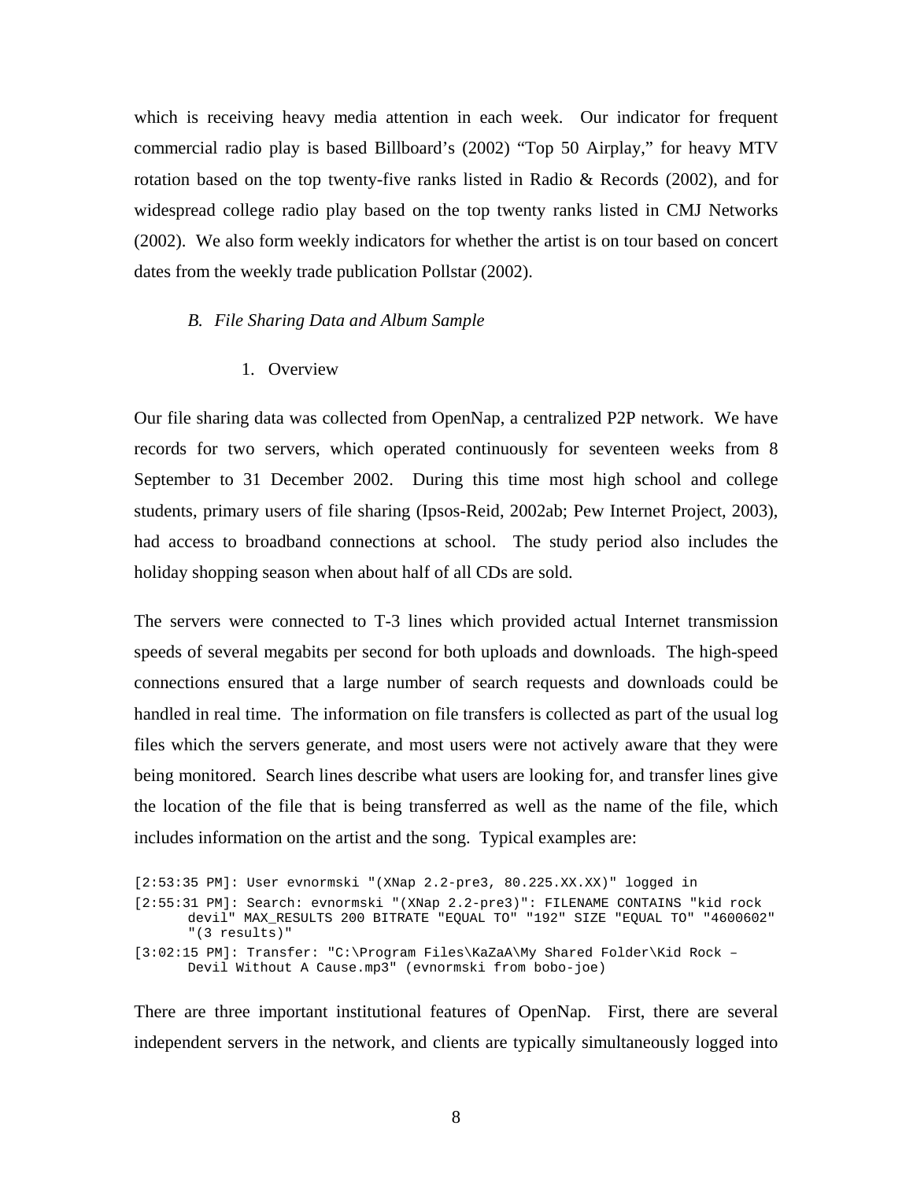which is receiving heavy media attention in each week. Our indicator for frequent commercial radio play is based Billboard's (2002) "Top 50 Airplay," for heavy MTV rotation based on the top twenty-five ranks listed in Radio & Records (2002), and for widespread college radio play based on the top twenty ranks listed in CMJ Networks (2002). We also form weekly indicators for whether the artist is on tour based on concert dates from the weekly trade publication Pollstar (2002).

### *B. File Sharing Data and Album Sample*

#### 1. Overview

Our file sharing data was collected from OpenNap, a centralized P2P network. We have records for two servers, which operated continuously for seventeen weeks from 8 September to 31 December 2002. During this time most high school and college students, primary users of file sharing (Ipsos-Reid, 2002ab; Pew Internet Project, 2003), had access to broadband connections at school. The study period also includes the holiday shopping season when about half of all CDs are sold.

The servers were connected to T-3 lines which provided actual Internet transmission speeds of several megabits per second for both uploads and downloads. The high-speed connections ensured that a large number of search requests and downloads could be handled in real time. The information on file transfers is collected as part of the usual log files which the servers generate, and most users were not actively aware that they were being monitored. Search lines describe what users are looking for, and transfer lines give the location of the file that is being transferred as well as the name of the file, which includes information on the artist and the song. Typical examples are:

```
[2:53:35 PM]: User evnormski "(XNap 2.2-pre3, 80.225.XX.XX)" logged in
[2:55:31 PM]: Search: evnormski "(XNap 2.2-pre3)": FILENAME CONTAINS "kid rock
      devil" MAX_RESULTS 200 BITRATE "EQUAL TO" "192" SIZE "EQUAL TO" "4600602"
      "(3 results)"
[3:02:15 PM]: Transfer: "C:\Program Files\KaZaA\My Shared Folder\Kid Rock –
      Devil Without A Cause.mp3" (evnormski from bobo-joe)
```

There are three important institutional features of OpenNap. First, there are several independent servers in the network, and clients are typically simultaneously logged into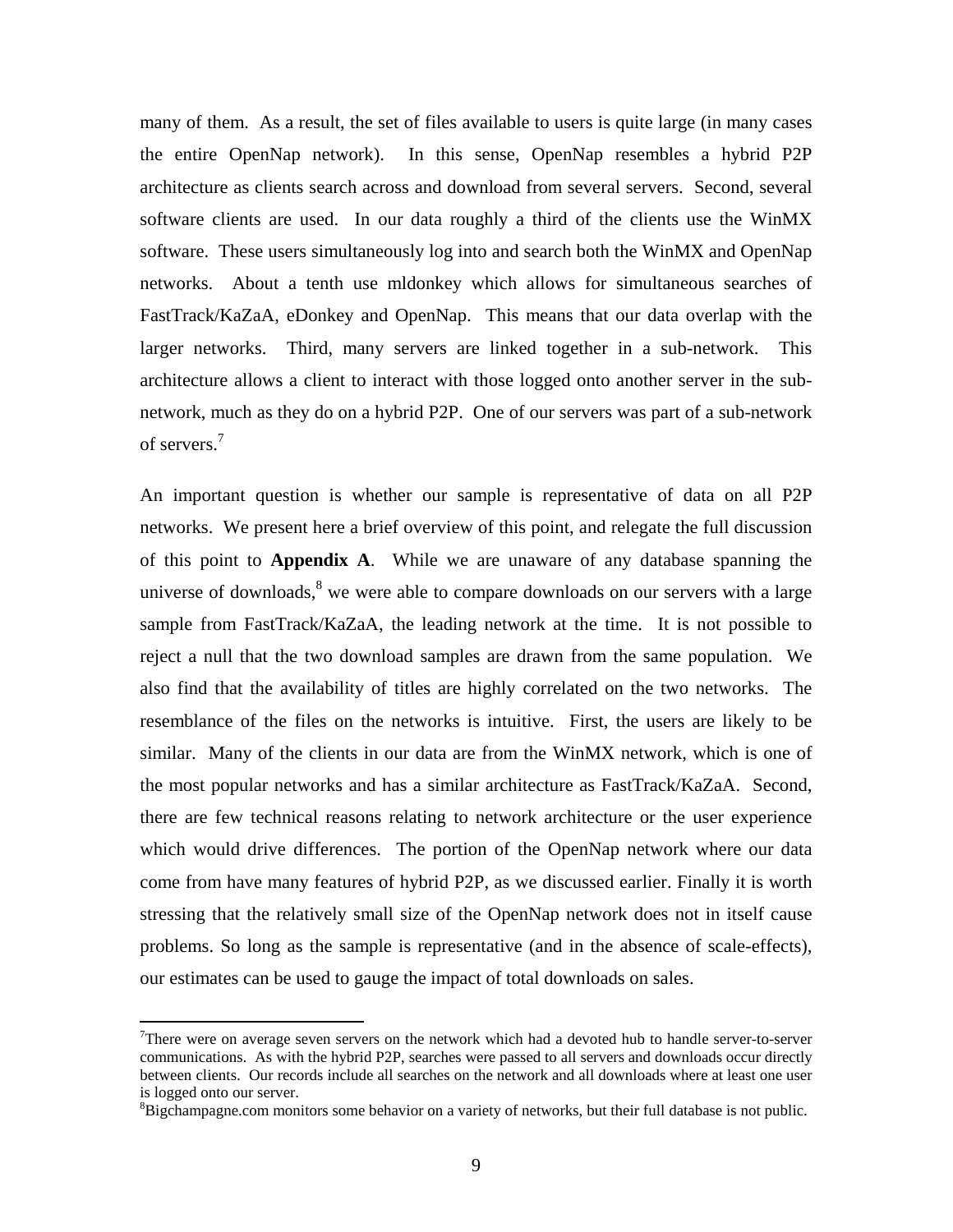many of them. As a result, the set of files available to users is quite large (in many cases the entire OpenNap network). In this sense, OpenNap resembles a hybrid P2P architecture as clients search across and download from several servers. Second, several software clients are used. In our data roughly a third of the clients use the WinMX software. These users simultaneously log into and search both the WinMX and OpenNap networks. About a tenth use mldonkey which allows for simultaneous searches of FastTrack/KaZaA, eDonkey and OpenNap. This means that our data overlap with the larger networks. Third, many servers are linked together in a sub-network. This architecture allows a client to interact with those logged onto another server in the sub-network, much as they do on a hybrid P2P. One of our servers was part of a sub-network of servers.[7]

An important question is whether our sample is representative of data on all P2P networks. We present here a brief overview of this point, and relegate the full discussion of this point to **Appendix A**. While we are unaware of any database spanning the universe of downloads,[8] we were able to compare downloads on our servers with a large sample from FastTrack/KaZaA, the leading network at the time. It is not possible to reject a null that the two download samples are drawn from the same population. We also find that the availability of titles are highly correlated on the two networks. The resemblance of the files on the networks is intuitive. First, the users are likely to be similar. Many of the clients in our data are from the WinMX network, which is one of the most popular networks and has a similar architecture as FastTrack/KaZaA. Second, there are few technical reasons relating to network architecture or the user experience which would drive differences. The portion of the OpenNap network where our data come from have many features of hybrid P2P, as we discussed earlier. Finally it is worth stressing that the relatively small size of the OpenNap network does not in itself cause problems. So long as the sample is representative (and in the absence of scale-effects), our estimates can be used to gauge the impact of total downloads on sales.

---

[7]There were on average seven servers on the network which had a devoted hub to handle server-to-server communications. As with the hybrid P2P, searches were passed to all servers and downloads occur directly between clients. Our records include all searches on the network and all downloads where at least one user is logged onto our server.

[8]Bigchampagne.com monitors some behavior on a variety of networks, but their full database is not public.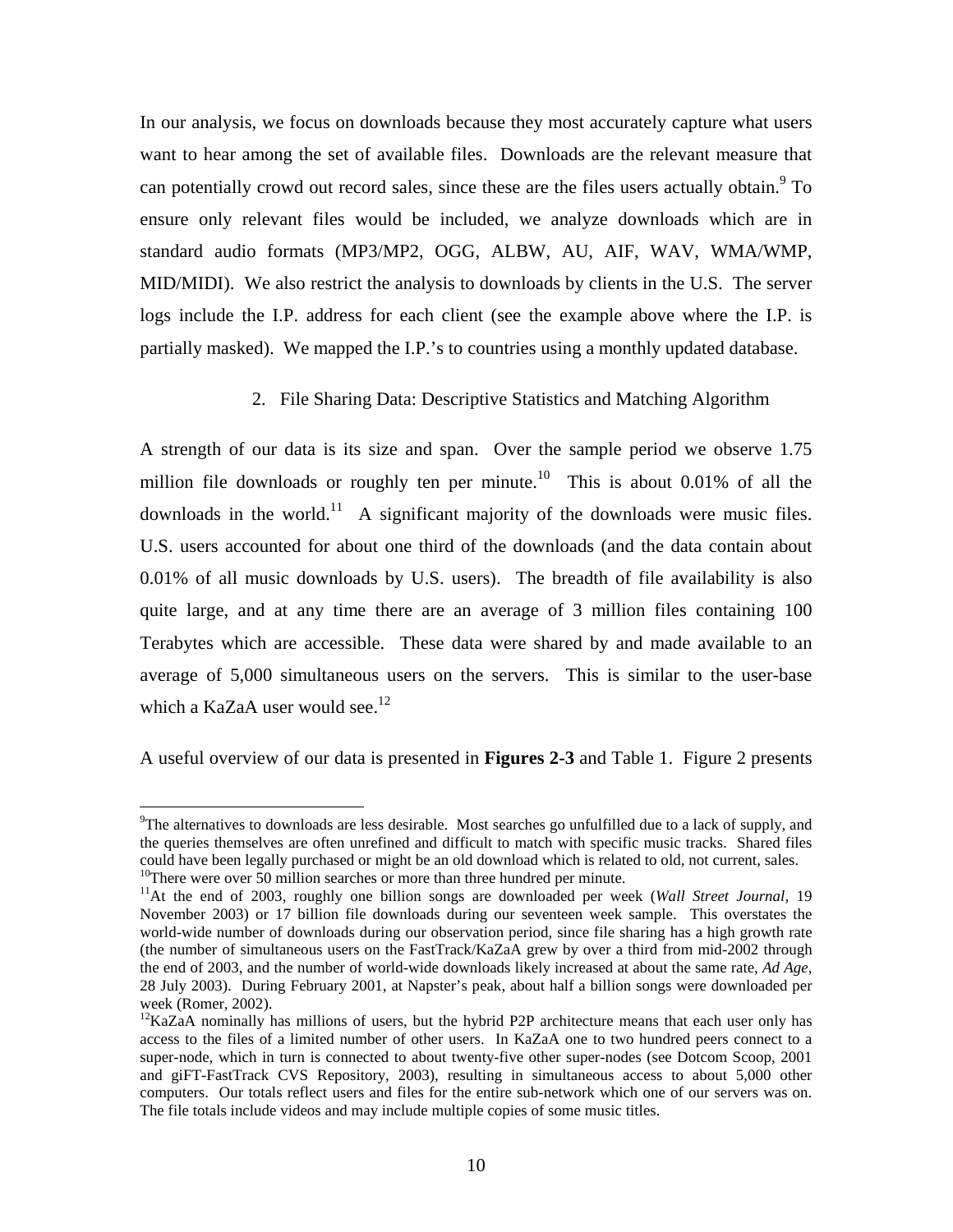In our analysis, we focus on downloads because they most accurately capture what users want to hear among the set of available files. Downloads are the relevant measure that can potentially crowd out record sales, since these are the files users actually obtain.[9] To ensure only relevant files would be included, we analyze downloads which are in standard audio formats (MP3/MP2, OGG, ALBW, AU, AIF, WAV, WMA/WMP, MID/MIDI). We also restrict the analysis to downloads by clients in the U.S. The server logs include the I.P. address for each client (see the example above where the I.P. is partially masked). We mapped the I.P.'s to countries using a monthly updated database.

## 2. File Sharing Data: Descriptive Statistics and Matching Algorithm

A strength of our data is its size and span. Over the sample period we observe 1.75 million file downloads or roughly ten per minute.[10] This is about 0.01% of all the downloads in the world.[11] A significant majority of the downloads were music files. U.S. users accounted for about one third of the downloads (and the data contain about 0.01% of all music downloads by U.S. users). The breadth of file availability is also quite large, and at any time there are an average of 3 million files containing 100 Terabytes which are accessible. These data were shared by and made available to an average of 5,000 simultaneous users on the servers. This is similar to the user-base which a KaZaA user would see.[12]

A useful overview of our data is presented in **Figures 2-3** and Table 1. Figure 2 presents

---

[9]The alternatives to downloads are less desirable. Most searches go unfulfilled due to a lack of supply, and the queries themselves are often unrefined and difficult to match with specific music tracks. Shared files could have been legally purchased or might be an old download which is related to old, not current, sales.

[10]There were over 50 million searches or more than three hundred per minute.

[11]At the end of 2003, roughly one billion songs are downloaded per week (*Wall Street Journal*, 19 November 2003) or 17 billion file downloads during our seventeen week sample. This overstates the world-wide number of downloads during our observation period, since file sharing has a high growth rate (the number of simultaneous users on the FastTrack/KaZaA grew by over a third from mid-2002 through the end of 2003, and the number of world-wide downloads likely increased at about the same rate, *Ad Age*, 28 July 2003). During February 2001, at Napster's peak, about half a billion songs were downloaded per week (Romer, 2002).

[12]KaZaA nominally has millions of users, but the hybrid P2P architecture means that each user only has access to the files of a limited number of other users. In KaZaA one to two hundred peers connect to a super-node, which in turn is connected to about twenty-five other super-nodes (see Dotcom Scoop, 2001 and giFT-FastTrack CVS Repository, 2003), resulting in simultaneous access to about 5,000 other computers. Our totals reflect users and files for the entire sub-network which one of our servers was on. The file totals include videos and may include multiple copies of some music titles.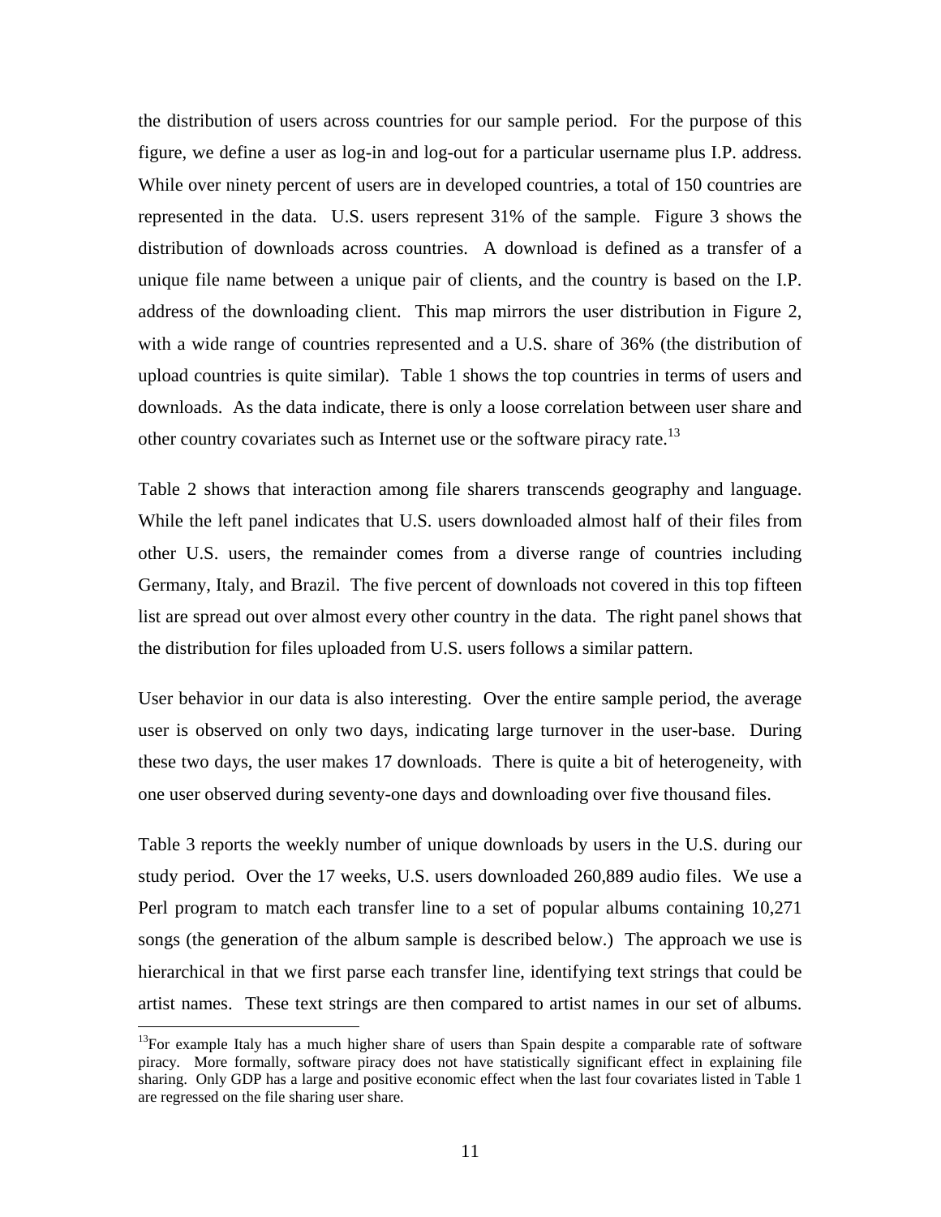the distribution of users across countries for our sample period. For the purpose of this figure, we define a user as log-in and log-out for a particular username plus I.P. address. While over ninety percent of users are in developed countries, a total of 150 countries are represented in the data. U.S. users represent 31% of the sample. Figure 3 shows the distribution of downloads across countries. A download is defined as a transfer of a unique file name between a unique pair of clients, and the country is based on the I.P. address of the downloading client. This map mirrors the user distribution in Figure 2, with a wide range of countries represented and a U.S. share of 36% (the distribution of upload countries is quite similar). Table 1 shows the top countries in terms of users and downloads. As the data indicate, there is only a loose correlation between user share and other country covariates such as Internet use or the software piracy rate.[13]

Table 2 shows that interaction among file sharers transcends geography and language. While the left panel indicates that U.S. users downloaded almost half of their files from other U.S. users, the remainder comes from a diverse range of countries including Germany, Italy, and Brazil. The five percent of downloads not covered in this top fifteen list are spread out over almost every other country in the data. The right panel shows that the distribution for files uploaded from U.S. users follows a similar pattern.

User behavior in our data is also interesting. Over the entire sample period, the average user is observed on only two days, indicating large turnover in the user-base. During these two days, the user makes 17 downloads. There is quite a bit of heterogeneity, with one user observed during seventy-one days and downloading over five thousand files.

Table 3 reports the weekly number of unique downloads by users in the U.S. during our study period. Over the 17 weeks, U.S. users downloaded 260,889 audio files. We use a Perl program to match each transfer line to a set of popular albums containing 10,271 songs (the generation of the album sample is described below.) The approach we use is hierarchical in that we first parse each transfer line, identifying text strings that could be artist names. These text strings are then compared to artist names in our set of albums.

---

[13]For example Italy has a much higher share of users than Spain despite a comparable rate of software piracy. More formally, software piracy does not have statistically significant effect in explaining file sharing. Only GDP has a large and positive economic effect when the last four covariates listed in Table 1 are regressed on the file sharing user share.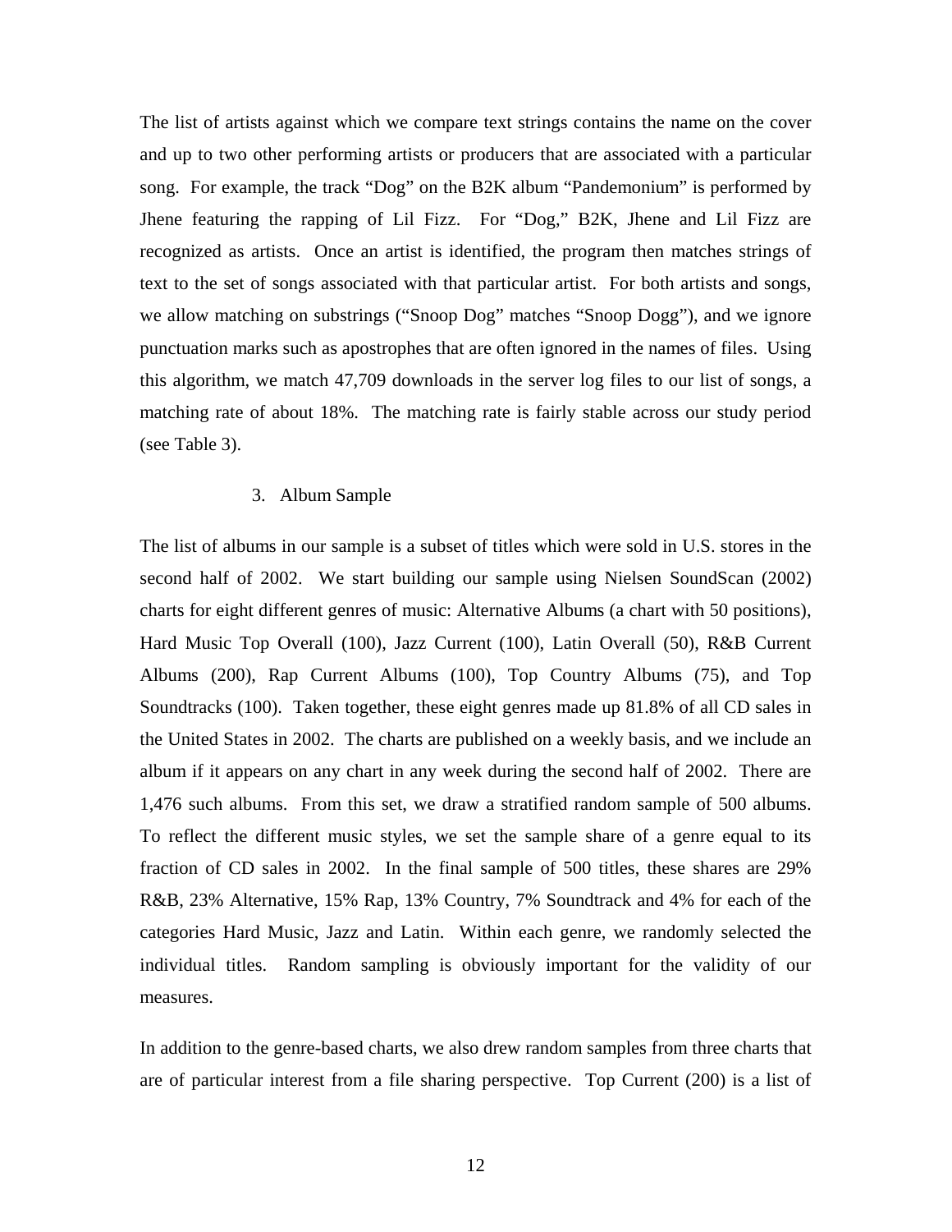The list of artists against which we compare text strings contains the name on the cover and up to two other performing artists or producers that are associated with a particular song. For example, the track "Dog" on the B2K album "Pandemonium" is performed by Jhene featuring the rapping of Lil Fizz. For "Dog," B2K, Jhene and Lil Fizz are recognized as artists. Once an artist is identified, the program then matches strings of text to the set of songs associated with that particular artist. For both artists and songs, we allow matching on substrings ("Snoop Dog" matches "Snoop Dogg"), and we ignore punctuation marks such as apostrophes that are often ignored in the names of files. Using this algorithm, we match 47,709 downloads in the server log files to our list of songs, a matching rate of about 18%. The matching rate is fairly stable across our study period (see Table 3).

### 3. Album Sample

The list of albums in our sample is a subset of titles which were sold in U.S. stores in the second half of 2002. We start building our sample using Nielsen SoundScan (2002) charts for eight different genres of music: Alternative Albums (a chart with 50 positions), Hard Music Top Overall (100), Jazz Current (100), Latin Overall (50), R&B Current Albums (200), Rap Current Albums (100), Top Country Albums (75), and Top Soundtracks (100). Taken together, these eight genres made up 81.8% of all CD sales in the United States in 2002. The charts are published on a weekly basis, and we include an album if it appears on any chart in any week during the second half of 2002. There are 1,476 such albums. From this set, we draw a stratified random sample of 500 albums. To reflect the different music styles, we set the sample share of a genre equal to its fraction of CD sales in 2002. In the final sample of 500 titles, these shares are 29% R&B, 23% Alternative, 15% Rap, 13% Country, 7% Soundtrack and 4% for each of the categories Hard Music, Jazz and Latin. Within each genre, we randomly selected the individual titles. Random sampling is obviously important for the validity of our measures.

In addition to the genre-based charts, we also drew random samples from three charts that are of particular interest from a file sharing perspective. Top Current (200) is a list of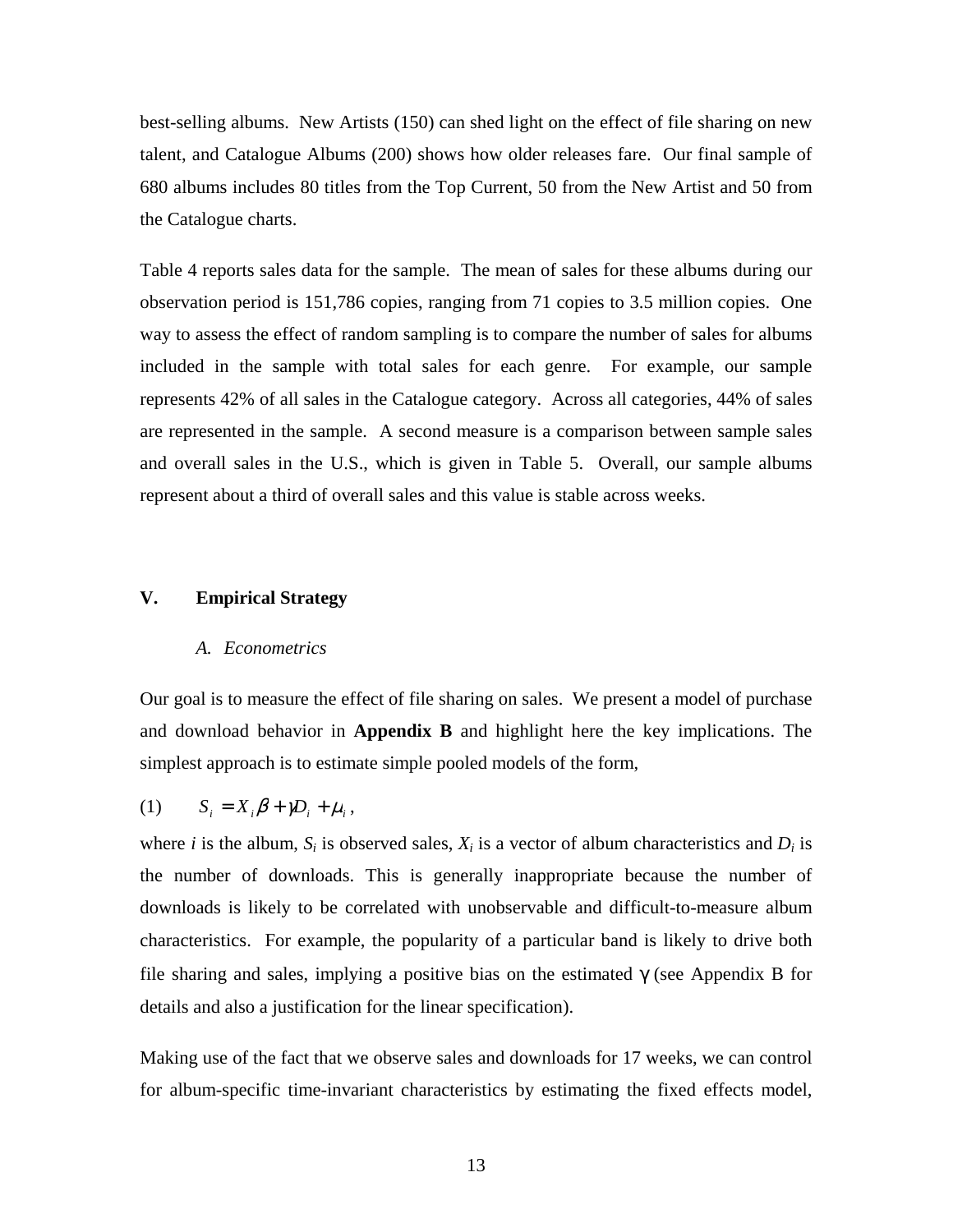best-selling albums. New Artists (150) can shed light on the effect of file sharing on new talent, and Catalogue Albums (200) shows how older releases fare. Our final sample of 680 albums includes 80 titles from the Top Current, 50 from the New Artist and 50 from the Catalogue charts.

Table 4 reports sales data for the sample. The mean of sales for these albums during our observation period is 151,786 copies, ranging from 71 copies to 3.5 million copies. One way to assess the effect of random sampling is to compare the number of sales for albums included in the sample with total sales for each genre. For example, our sample represents 42% of all sales in the Catalogue category. Across all categories, 44% of sales are represented in the sample. A second measure is a comparison between sample sales and overall sales in the U.S., which is given in Table 5. Overall, our sample albums represent about a third of overall sales and this value is stable across weeks.

## V. Empirical Strategy

### *A. Econometrics*

Our goal is to measure the effect of file sharing on sales. We present a model of purchase and download behavior in **Appendix B** and highlight here the key implications. The simplest approach is to estimate simple pooled models of the form,

$$(1) \qquad S_i = X_i\beta + \gamma D_i + \mu_i ,$$

where $i$ is the album, $S_i$ is observed sales, $X_i$ is a vector of album characteristics and $D_i$ is the number of downloads. This is generally inappropriate because the number of downloads is likely to be correlated with unobservable and difficult-to-measure album characteristics. For example, the popularity of a particular band is likely to drive both file sharing and sales, implying a positive bias on the estimated $\gamma$ (see Appendix B for details and also a justification for the linear specification).

Making use of the fact that we observe sales and downloads for 17 weeks, we can control for album-specific time-invariant characteristics by estimating the fixed effects model,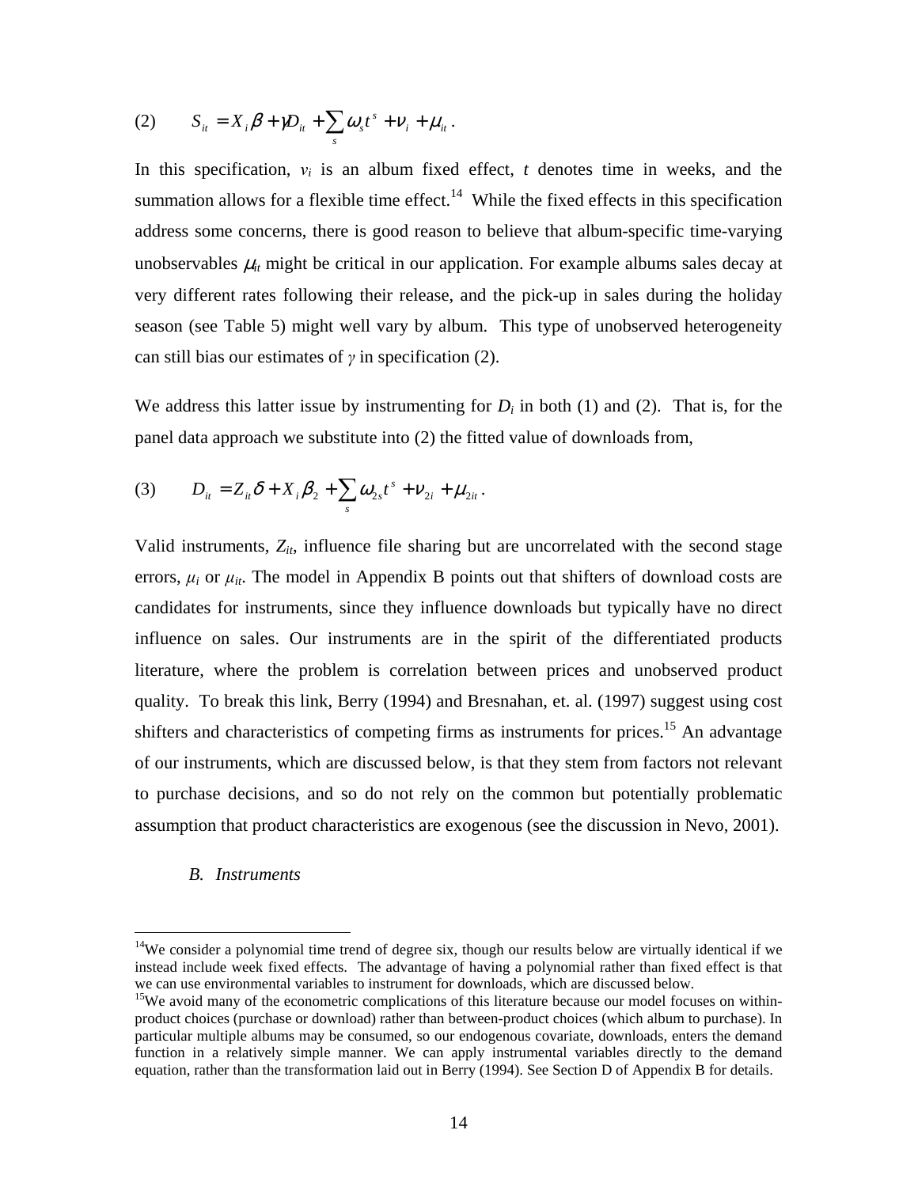$$(2) \qquad S_{it} = X_i \beta + \gamma D_{it} + \sum_s \omega_s t^s + \nu_i + \mu_{it}.$$

In this specification, $v_i$ is an album fixed effect, $t$ denotes time in weeks, and the summation allows for a flexible time effect.[14] While the fixed effects in this specification address some concerns, there is good reason to believe that album-specific time-varying unobservables $\mu_{it}$ might be critical in our application. For example albums sales decay at very different rates following their release, and the pick-up in sales during the holiday season (see Table 5) might well vary by album. This type of unobserved heterogeneity can still bias our estimates of $\gamma$ in specification (2).

We address this latter issue by instrumenting for $D_i$ in both (1) and (2). That is, for the panel data approach we substitute into (2) the fitted value of downloads from,

$$(3) \qquad D_{it} = Z_{it} \delta + X_i \beta_2 + \sum_s \omega_{2s} t^s + \nu_{2i} + \mu_{2it}.$$

Valid instruments, $Z_{it}$, influence file sharing but are uncorrelated with the second stage errors, $\mu_i$ or $\mu_{it}$. The model in Appendix B points out that shifters of download costs are candidates for instruments, since they influence downloads but typically have no direct influence on sales. Our instruments are in the spirit of the differentiated products literature, where the problem is correlation between prices and unobserved product quality. To break this link, Berry (1994) and Bresnahan, et. al. (1997) suggest using cost shifters and characteristics of competing firms as instruments for prices.[15] An advantage of our instruments, which are discussed below, is that they stem from factors not relevant to purchase decisions, and so do not rely on the common but potentially problematic assumption that product characteristics are exogenous (see the discussion in Nevo, 2001).

### *B. Instruments*

---

[14]We consider a polynomial time trend of degree six, though our results below are virtually identical if we instead include week fixed effects. The advantage of having a polynomial rather than fixed effect is that we can use environmental variables to instrument for downloads, which are discussed below.

[15]We avoid many of the econometric complications of this literature because our model focuses on within-product choices (purchase or download) rather than between-product choices (which album to purchase). In particular multiple albums may be consumed, so our endogenous covariate, downloads, enters the demand function in a relatively simple manner. We can apply instrumental variables directly to the demand equation, rather than the transformation laid out in Berry (1994). See Section D of Appendix B for details.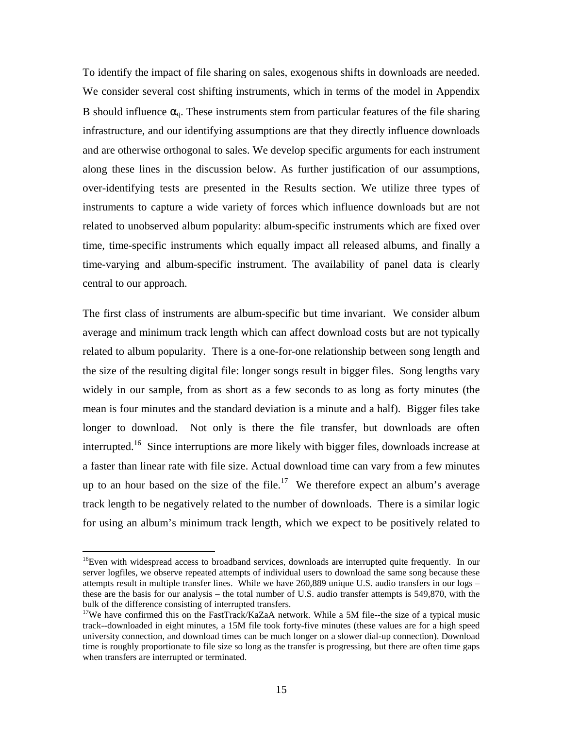To identify the impact of file sharing on sales, exogenous shifts in downloads are needed. We consider several cost shifting instruments, which in terms of the model in Appendix B should influence $\alpha_q$. These instruments stem from particular features of the file sharing infrastructure, and our identifying assumptions are that they directly influence downloads and are otherwise orthogonal to sales. We develop specific arguments for each instrument along these lines in the discussion below. As further justification of our assumptions, over-identifying tests are presented in the Results section. We utilize three types of instruments to capture a wide variety of forces which influence downloads but are not related to unobserved album popularity: album-specific instruments which are fixed over time, time-specific instruments which equally impact all released albums, and finally a time-varying and album-specific instrument. The availability of panel data is clearly central to our approach.

The first class of instruments are album-specific but time invariant. We consider album average and minimum track length which can affect download costs but are not typically related to album popularity. There is a one-for-one relationship between song length and the size of the resulting digital file: longer songs result in bigger files. Song lengths vary widely in our sample, from as short as a few seconds to as long as forty minutes (the mean is four minutes and the standard deviation is a minute and a half). Bigger files take longer to download. Not only is there the file transfer, but downloads are often interrupted.[16] Since interruptions are more likely with bigger files, downloads increase at a faster than linear rate with file size. Actual download time can vary from a few minutes up to an hour based on the size of the file.[17] We therefore expect an album's average track length to be negatively related to the number of downloads. There is a similar logic for using an album's minimum track length, which we expect to be positively related to

---

[16] Even with widespread access to broadband services, downloads are interrupted quite frequently. In our server logfiles, we observe repeated attempts of individual users to download the same song because these attempts result in multiple transfer lines. While we have 260,889 unique U.S. audio transfers in our logs – these are the basis for our analysis – the total number of U.S. audio transfer attempts is 549,870, with the bulk of the difference consisting of interrupted transfers.

[17] We have confirmed this on the FastTrack/KaZaA network. While a 5M file--the size of a typical music track--downloaded in eight minutes, a 15M file took forty-five minutes (these values are for a high speed university connection, and download times can be much longer on a slower dial-up connection). Download time is roughly proportionate to file size so long as the transfer is progressing, but there are often time gaps when transfers are interrupted or terminated.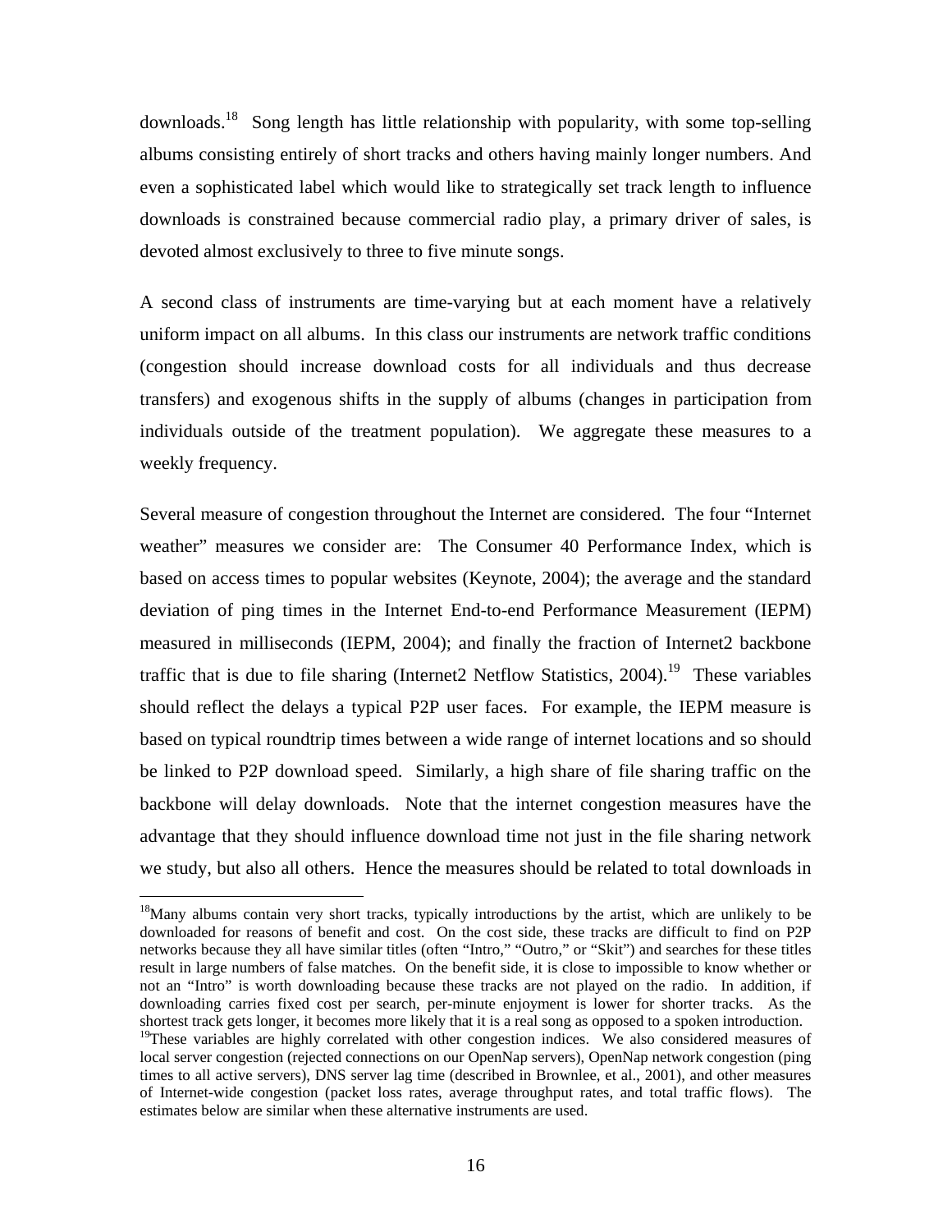downloads.[18] Song length has little relationship with popularity, with some top-selling albums consisting entirely of short tracks and others having mainly longer numbers. And even a sophisticated label which would like to strategically set track length to influence downloads is constrained because commercial radio play, a primary driver of sales, is devoted almost exclusively to three to five minute songs.

A second class of instruments are time-varying but at each moment have a relatively uniform impact on all albums. In this class our instruments are network traffic conditions (congestion should increase download costs for all individuals and thus decrease transfers) and exogenous shifts in the supply of albums (changes in participation from individuals outside of the treatment population). We aggregate these measures to a weekly frequency.

Several measure of congestion throughout the Internet are considered. The four "Internet weather" measures we consider are: The Consumer 40 Performance Index, which is based on access times to popular websites (Keynote, 2004); the average and the standard deviation of ping times in the Internet End-to-end Performance Measurement (IEPM) measured in milliseconds (IEPM, 2004); and finally the fraction of Internet2 backbone traffic that is due to file sharing (Internet2 Netflow Statistics, 2004).[19] These variables should reflect the delays a typical P2P user faces. For example, the IEPM measure is based on typical roundtrip times between a wide range of internet locations and so should be linked to P2P download speed. Similarly, a high share of file sharing traffic on the backbone will delay downloads. Note that the internet congestion measures have the advantage that they should influence download time not just in the file sharing network we study, but also all others. Hence the measures should be related to total downloads in

---

[18] Many albums contain very short tracks, typically introductions by the artist, which are unlikely to be downloaded for reasons of benefit and cost. On the cost side, these tracks are difficult to find on P2P networks because they all have similar titles (often "Intro," "Outro," or "Skit") and searches for these titles result in large numbers of false matches. On the benefit side, it is close to impossible to know whether or not an "Intro" is worth downloading because these tracks are not played on the radio. In addition, if downloading carries fixed cost per search, per-minute enjoyment is lower for shorter tracks. As the shortest track gets longer, it becomes more likely that it is a real song as opposed to a spoken introduction.

[19] These variables are highly correlated with other congestion indices. We also considered measures of local server congestion (rejected connections on our OpenNap servers), OpenNap network congestion (ping times to all active servers), DNS server lag time (described in Brownlee, et al., 2001), and other measures of Internet-wide congestion (packet loss rates, average throughput rates, and total traffic flows). The estimates below are similar when these alternative instruments are used.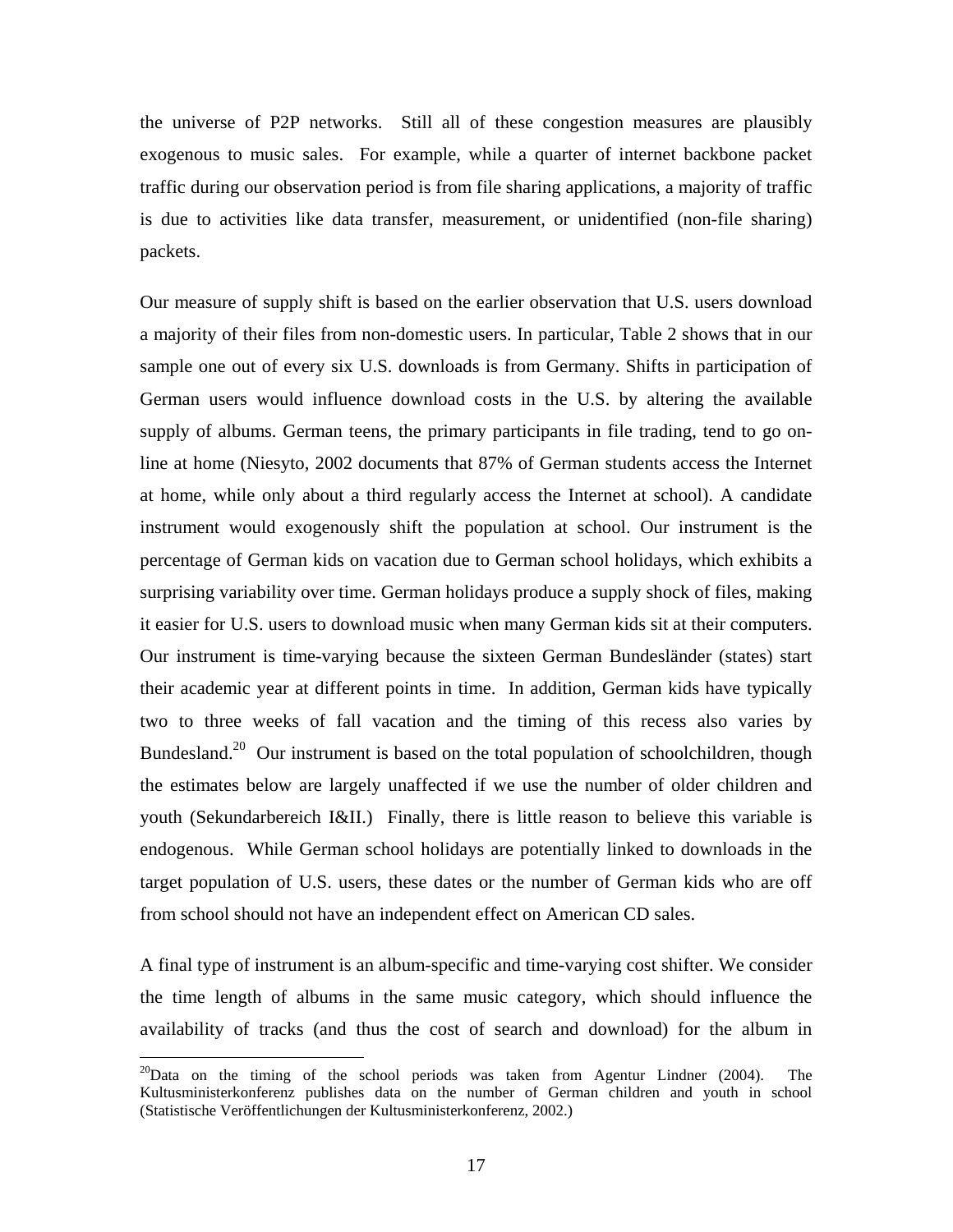the universe of P2P networks. Still all of these congestion measures are plausibly exogenous to music sales. For example, while a quarter of internet backbone packet traffic during our observation period is from file sharing applications, a majority of traffic is due to activities like data transfer, measurement, or unidentified (non-file sharing) packets.

Our measure of supply shift is based on the earlier observation that U.S. users download a majority of their files from non-domestic users. In particular, Table 2 shows that in our sample one out of every six U.S. downloads is from Germany. Shifts in participation of German users would influence download costs in the U.S. by altering the available supply of albums. German teens, the primary participants in file trading, tend to go on-line at home (Niesyto, 2002 documents that 87% of German students access the Internet at home, while only about a third regularly access the Internet at school). A candidate instrument would exogenously shift the population at school. Our instrument is the percentage of German kids on vacation due to German school holidays, which exhibits a surprising variability over time. German holidays produce a supply shock of files, making it easier for U.S. users to download music when many German kids sit at their computers. Our instrument is time-varying because the sixteen German Bundesländer (states) start their academic year at different points in time. In addition, German kids have typically two to three weeks of fall vacation and the timing of this recess also varies by Bundesland.[20] Our instrument is based on the total population of schoolchildren, though the estimates below are largely unaffected if we use the number of older children and youth (Sekundarbereich I&II.) Finally, there is little reason to believe this variable is endogenous. While German school holidays are potentially linked to downloads in the target population of U.S. users, these dates or the number of German kids who are off from school should not have an independent effect on American CD sales.

A final type of instrument is an album-specific and time-varying cost shifter. We consider the time length of albums in the same music category, which should influence the availability of tracks (and thus the cost of search and download) for the album in

[20] Data on the timing of the school periods was taken from Agentur Lindner (2004). The Kultusministerkonferenz publishes data on the number of German children and youth in school (Statistische Veröffentlichungen der Kultusministerkonferenz, 2002.)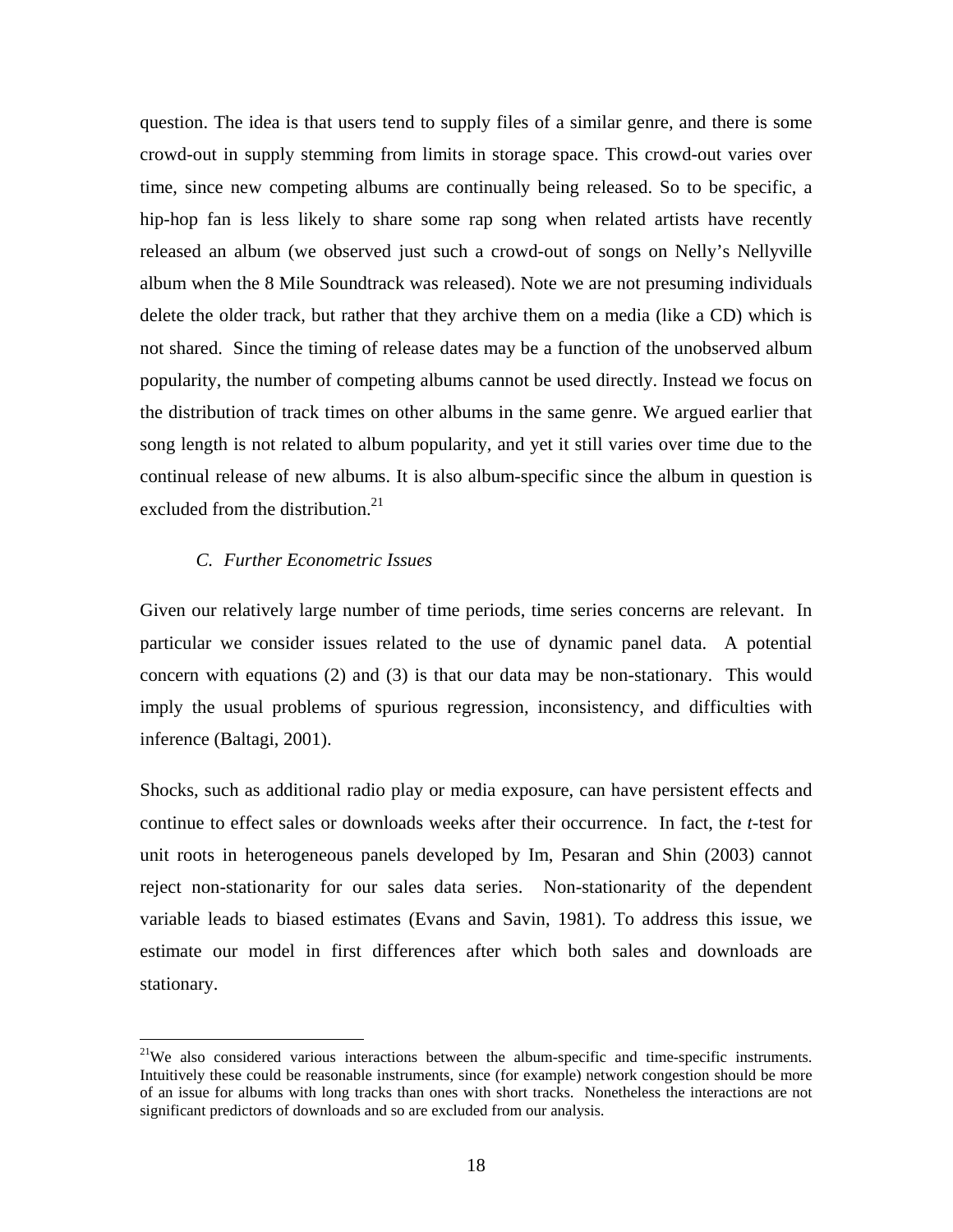question. The idea is that users tend to supply files of a similar genre, and there is some crowd-out in supply stemming from limits in storage space. This crowd-out varies over time, since new competing albums are continually being released. So to be specific, a hip-hop fan is less likely to share some rap song when related artists have recently released an album (we observed just such a crowd-out of songs on Nelly's Nellyville album when the 8 Mile Soundtrack was released). Note we are not presuming individuals delete the older track, but rather that they archive them on a media (like a CD) which is not shared. Since the timing of release dates may be a function of the unobserved album popularity, the number of competing albums cannot be used directly. Instead we focus on the distribution of track times on other albums in the same genre. We argued earlier that song length is not related to album popularity, and yet it still varies over time due to the continual release of new albums. It is also album-specific since the album in question is excluded from the distribution.[21]

### *C. Further Econometric Issues*

Given our relatively large number of time periods, time series concerns are relevant. In particular we consider issues related to the use of dynamic panel data. A potential concern with equations (2) and (3) is that our data may be non-stationary. This would imply the usual problems of spurious regression, inconsistency, and difficulties with inference (Baltagi, 2001).

Shocks, such as additional radio play or media exposure, can have persistent effects and continue to effect sales or downloads weeks after their occurrence. In fact, the *t*-test for unit roots in heterogeneous panels developed by Im, Pesaran and Shin (2003) cannot reject non-stationarity for our sales data series. Non-stationarity of the dependent variable leads to biased estimates (Evans and Savin, 1981). To address this issue, we estimate our model in first differences after which both sales and downloads are stationary.

[21]We also considered various interactions between the album-specific and time-specific instruments. Intuitively these could be reasonable instruments, since (for example) network congestion should be more of an issue for albums with long tracks than ones with short tracks. Nonetheless the interactions are not significant predictors of downloads and so are excluded from our analysis.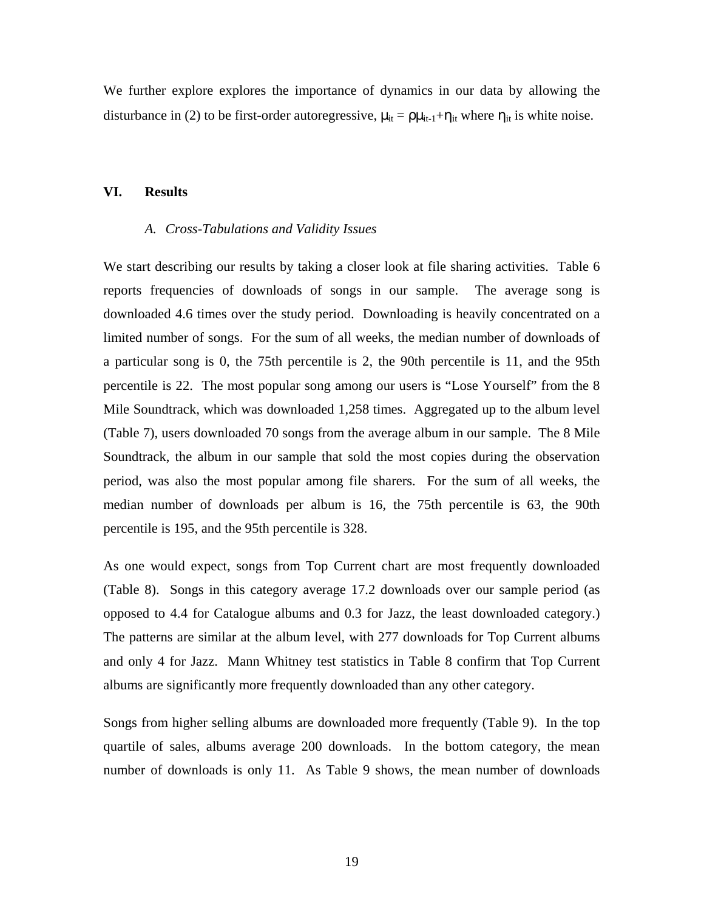We further explore explores the importance of dynamics in our data by allowing the disturbance in (2) to be first-order autoregressive, $\mu_{it} = \rho\mu_{it-1}+\eta_{it}$ where $\eta_{it}$ is white noise.

## VI. Results

### *A. Cross-Tabulations and Validity Issues*

We start describing our results by taking a closer look at file sharing activities. Table 6 reports frequencies of downloads of songs in our sample. The average song is downloaded 4.6 times over the study period. Downloading is heavily concentrated on a limited number of songs. For the sum of all weeks, the median number of downloads of a particular song is 0, the 75th percentile is 2, the 90th percentile is 11, and the 95th percentile is 22. The most popular song among our users is “Lose Yourself” from the 8 Mile Soundtrack, which was downloaded 1,258 times. Aggregated up to the album level (Table 7), users downloaded 70 songs from the average album in our sample. The 8 Mile Soundtrack, the album in our sample that sold the most copies during the observation period, was also the most popular among file sharers. For the sum of all weeks, the median number of downloads per album is 16, the 75th percentile is 63, the 90th percentile is 195, and the 95th percentile is 328.

As one would expect, songs from Top Current chart are most frequently downloaded (Table 8). Songs in this category average 17.2 downloads over our sample period (as opposed to 4.4 for Catalogue albums and 0.3 for Jazz, the least downloaded category.) The patterns are similar at the album level, with 277 downloads for Top Current albums and only 4 for Jazz. Mann Whitney test statistics in Table 8 confirm that Top Current albums are significantly more frequently downloaded than any other category.

Songs from higher selling albums are downloaded more frequently (Table 9). In the top quartile of sales, albums average 200 downloads. In the bottom category, the mean number of downloads is only 11. As Table 9 shows, the mean number of downloads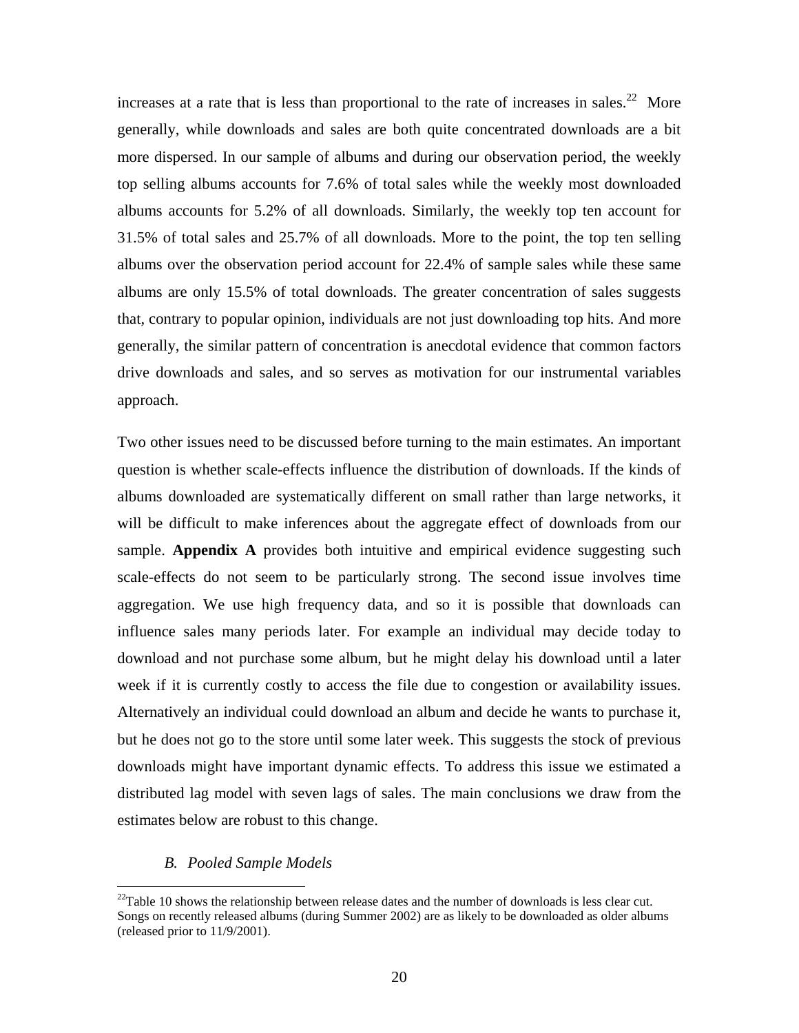increases at a rate that is less than proportional to the rate of increases in sales.[22] More generally, while downloads and sales are both quite concentrated downloads are a bit more dispersed. In our sample of albums and during our observation period, the weekly top selling albums accounts for 7.6% of total sales while the weekly most downloaded albums accounts for 5.2% of all downloads. Similarly, the weekly top ten account for 31.5% of total sales and 25.7% of all downloads. More to the point, the top ten selling albums over the observation period account for 22.4% of sample sales while these same albums are only 15.5% of total downloads. The greater concentration of sales suggests that, contrary to popular opinion, individuals are not just downloading top hits. And more generally, the similar pattern of concentration is anecdotal evidence that common factors drive downloads and sales, and so serves as motivation for our instrumental variables approach.

Two other issues need to be discussed before turning to the main estimates. An important question is whether scale-effects influence the distribution of downloads. If the kinds of albums downloaded are systematically different on small rather than large networks, it will be difficult to make inferences about the aggregate effect of downloads from our sample. **Appendix A** provides both intuitive and empirical evidence suggesting such scale-effects do not seem to be particularly strong. The second issue involves time aggregation. We use high frequency data, and so it is possible that downloads can influence sales many periods later. For example an individual may decide today to download and not purchase some album, but he might delay his download until a later week if it is currently costly to access the file due to congestion or availability issues. Alternatively an individual could download an album and decide he wants to purchase it, but he does not go to the store until some later week. This suggests the stock of previous downloads might have important dynamic effects. To address this issue we estimated a distributed lag model with seven lags of sales. The main conclusions we draw from the estimates below are robust to this change.

### *B. Pooled Sample Models*

[22] Table 10 shows the relationship between release dates and the number of downloads is less clear cut. Songs on recently released albums (during Summer 2002) are as likely to be downloaded as older albums (released prior to 11/9/2001).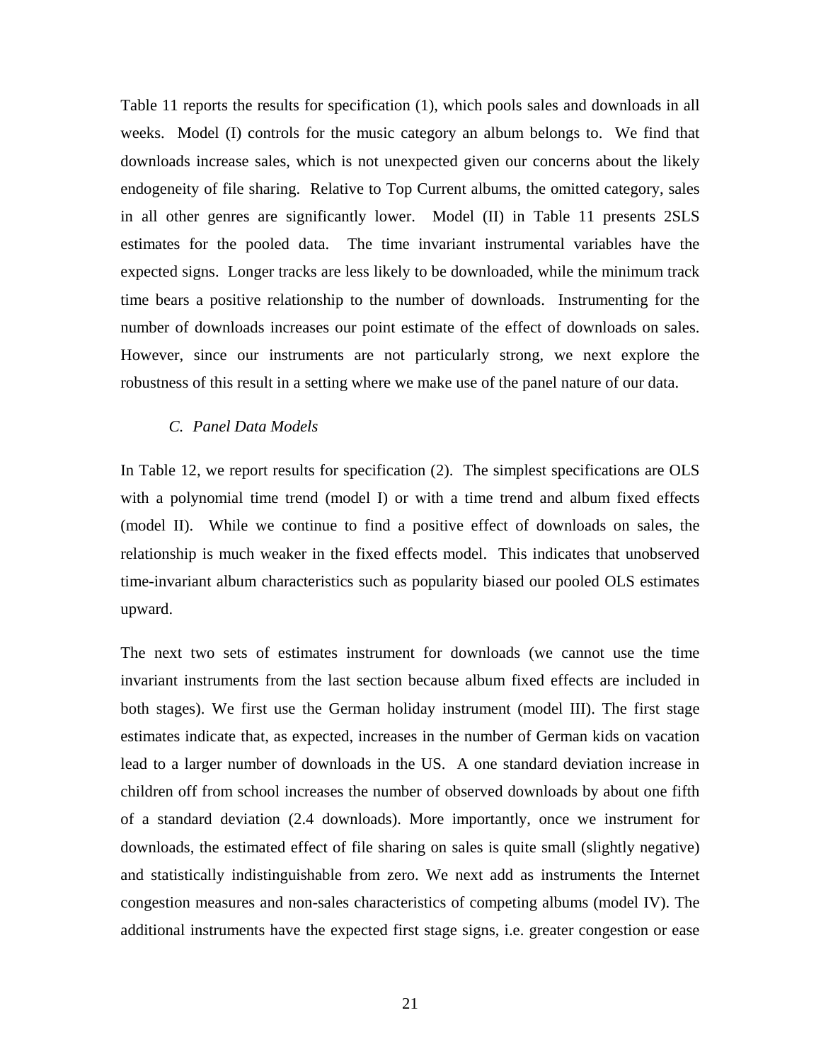Table 11 reports the results for specification (1), which pools sales and downloads in all weeks. Model (I) controls for the music category an album belongs to. We find that downloads increase sales, which is not unexpected given our concerns about the likely endogeneity of file sharing. Relative to Top Current albums, the omitted category, sales in all other genres are significantly lower. Model (II) in Table 11 presents 2SLS estimates for the pooled data. The time invariant instrumental variables have the expected signs. Longer tracks are less likely to be downloaded, while the minimum track time bears a positive relationship to the number of downloads. Instrumenting for the number of downloads increases our point estimate of the effect of downloads on sales. However, since our instruments are not particularly strong, we next explore the robustness of this result in a setting where we make use of the panel nature of our data.

### *C. Panel Data Models*

In Table 12, we report results for specification (2). The simplest specifications are OLS with a polynomial time trend (model I) or with a time trend and album fixed effects (model II). While we continue to find a positive effect of downloads on sales, the relationship is much weaker in the fixed effects model. This indicates that unobserved time-invariant album characteristics such as popularity biased our pooled OLS estimates upward.

The next two sets of estimates instrument for downloads (we cannot use the time invariant instruments from the last section because album fixed effects are included in both stages). We first use the German holiday instrument (model III). The first stage estimates indicate that, as expected, increases in the number of German kids on vacation lead to a larger number of downloads in the US. A one standard deviation increase in children off from school increases the number of observed downloads by about one fifth of a standard deviation (2.4 downloads). More importantly, once we instrument for downloads, the estimated effect of file sharing on sales is quite small (slightly negative) and statistically indistinguishable from zero. We next add as instruments the Internet congestion measures and non-sales characteristics of competing albums (model IV). The additional instruments have the expected first stage signs, i.e. greater congestion or ease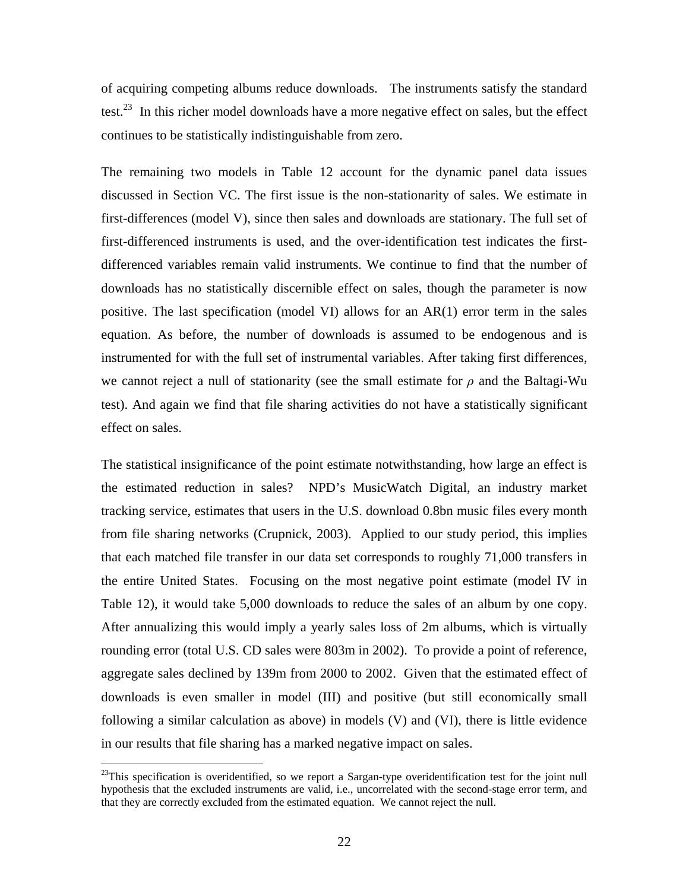of acquiring competing albums reduce downloads. The instruments satisfy the standard test.[23] In this richer model downloads have a more negative effect on sales, but the effect continues to be statistically indistinguishable from zero.

The remaining two models in Table 12 account for the dynamic panel data issues discussed in Section VC. The first issue is the non-stationarity of sales. We estimate in first-differences (model V), since then sales and downloads are stationary. The full set of first-differenced instruments is used, and the over-identification test indicates the first-differenced variables remain valid instruments. We continue to find that the number of downloads has no statistically discernible effect on sales, though the parameter is now positive. The last specification (model VI) allows for an AR(1) error term in the sales equation. As before, the number of downloads is assumed to be endogenous and is instrumented for with the full set of instrumental variables. After taking first differences, we cannot reject a null of stationarity (see the small estimate for $\rho$ and the Baltagi-Wu test). And again we find that file sharing activities do not have a statistically significant effect on sales.

The statistical insignificance of the point estimate notwithstanding, how large an effect is the estimated reduction in sales? NPD's MusicWatch Digital, an industry market tracking service, estimates that users in the U.S. download 0.8bn music files every month from file sharing networks (Crupnick, 2003). Applied to our study period, this implies that each matched file transfer in our data set corresponds to roughly 71,000 transfers in the entire United States. Focusing on the most negative point estimate (model IV in Table 12), it would take 5,000 downloads to reduce the sales of an album by one copy. After annualizing this would imply a yearly sales loss of 2m albums, which is virtually rounding error (total U.S. CD sales were 803m in 2002). To provide a point of reference, aggregate sales declined by 139m from 2000 to 2002. Given that the estimated effect of downloads is even smaller in model (III) and positive (but still economically small following a similar calculation as above) in models (V) and (VI), there is little evidence in our results that file sharing has a marked negative impact on sales.

---

[23] This specification is overidentified, so we report a Sargan-type overidentification test for the joint null hypothesis that the excluded instruments are valid, i.e., uncorrelated with the second-stage error term, and that they are correctly excluded from the estimated equation. We cannot reject the null.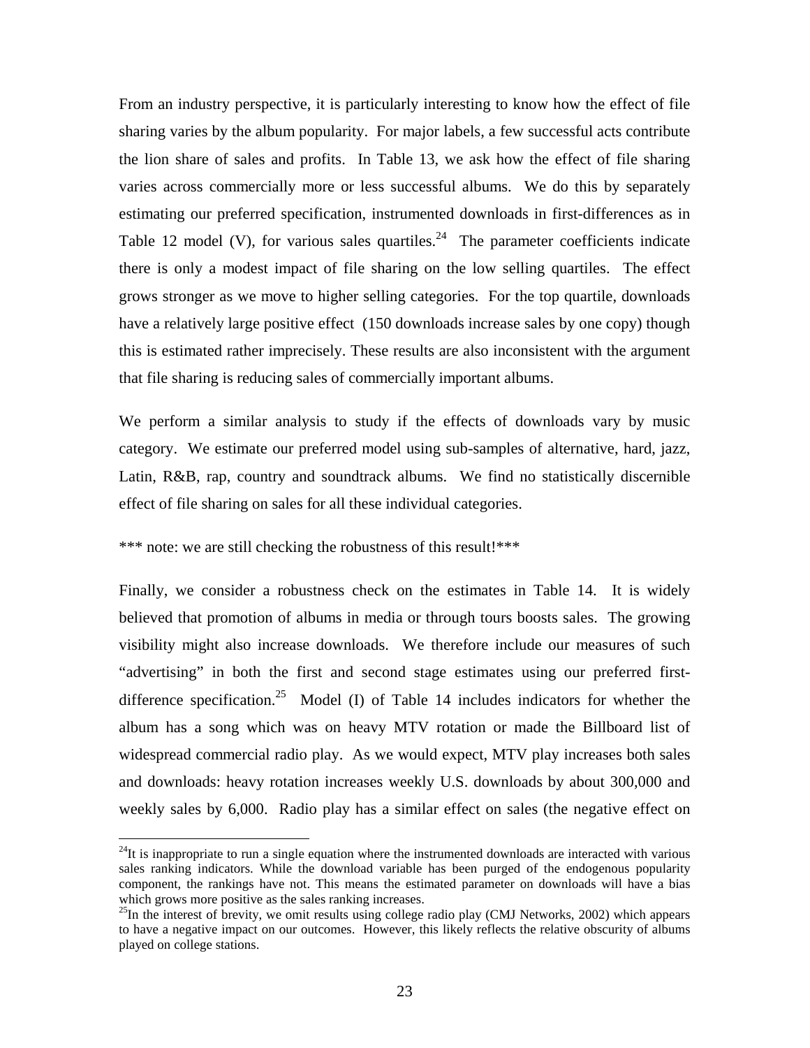From an industry perspective, it is particularly interesting to know how the effect of file sharing varies by the album popularity. For major labels, a few successful acts contribute the lion share of sales and profits. In Table 13, we ask how the effect of file sharing varies across commercially more or less successful albums. We do this by separately estimating our preferred specification, instrumented downloads in first-differences as in Table 12 model (V), for various sales quartiles.[24] The parameter coefficients indicate there is only a modest impact of file sharing on the low selling quartiles. The effect grows stronger as we move to higher selling categories. For the top quartile, downloads have a relatively large positive effect (150 downloads increase sales by one copy) though this is estimated rather imprecisely. These results are also inconsistent with the argument that file sharing is reducing sales of commercially important albums.

We perform a similar analysis to study if the effects of downloads vary by music category. We estimate our preferred model using sub-samples of alternative, hard, jazz, Latin, R&B, rap, country and soundtrack albums. We find no statistically discernible effect of file sharing on sales for all these individual categories.

*** note: we are still checking the robustness of this result!***

Finally, we consider a robustness check on the estimates in Table 14. It is widely believed that promotion of albums in media or through tours boosts sales. The growing visibility might also increase downloads. We therefore include our measures of such "advertising" in both the first and second stage estimates using our preferred first-difference specification.[25] Model (I) of Table 14 includes indicators for whether the album has a song which was on heavy MTV rotation or made the Billboard list of widespread commercial radio play. As we would expect, MTV play increases both sales and downloads: heavy rotation increases weekly U.S. downloads by about 300,000 and weekly sales by 6,000. Radio play has a similar effect on sales (the negative effect on

---

[24] It is inappropriate to run a single equation where the instrumented downloads are interacted with various sales ranking indicators. While the download variable has been purged of the endogenous popularity component, the rankings have not. This means the estimated parameter on downloads will have a bias which grows more positive as the sales ranking increases.

[25] In the interest of brevity, we omit results using college radio play (CMJ Networks, 2002) which appears to have a negative impact on our outcomes. However, this likely reflects the relative obscurity of albums played on college stations.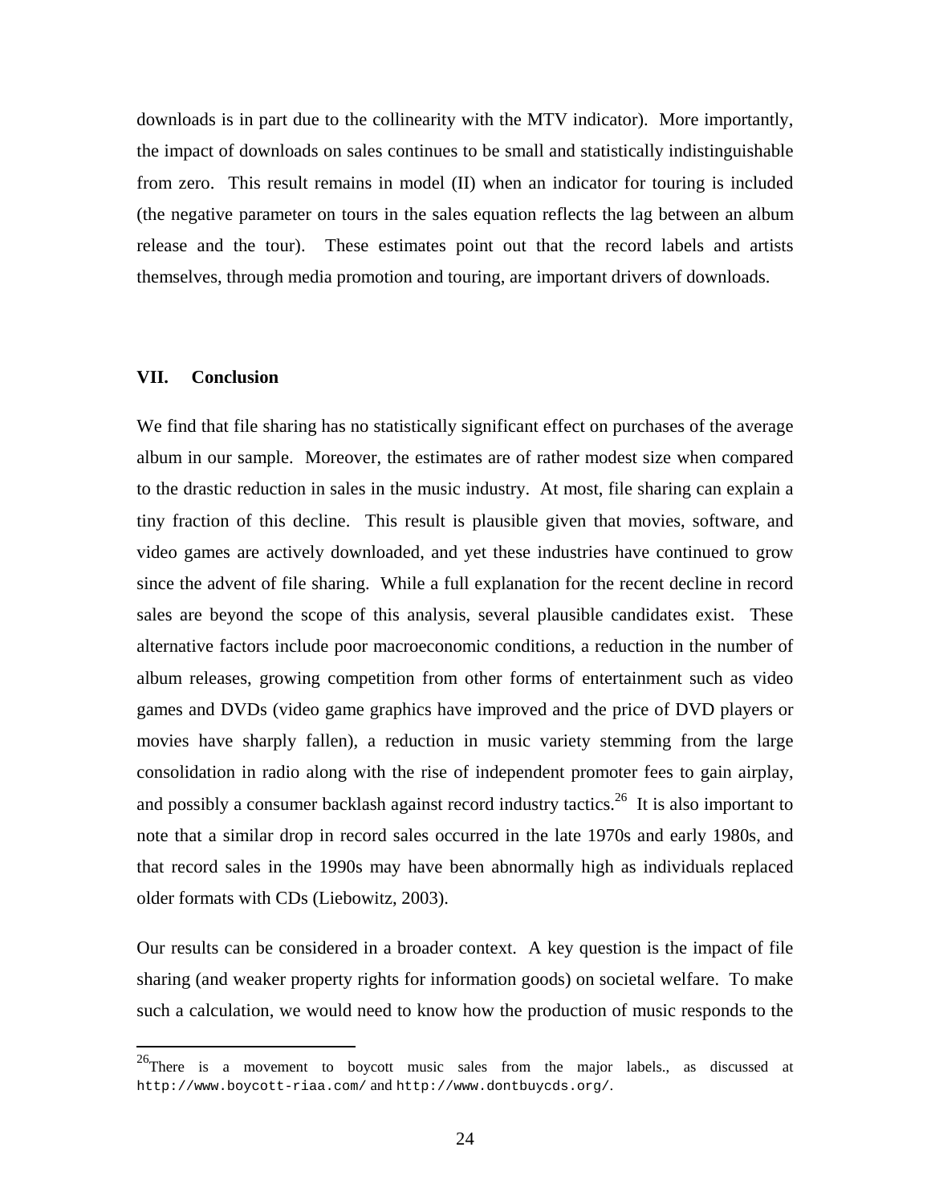downloads is in part due to the collinearity with the MTV indicator). More importantly, the impact of downloads on sales continues to be small and statistically indistinguishable from zero. This result remains in model (II) when an indicator for touring is included (the negative parameter on tours in the sales equation reflects the lag between an album release and the tour). These estimates point out that the record labels and artists themselves, through media promotion and touring, are important drivers of downloads.

## VII. Conclusion

We find that file sharing has no statistically significant effect on purchases of the average album in our sample. Moreover, the estimates are of rather modest size when compared to the drastic reduction in sales in the music industry. At most, file sharing can explain a tiny fraction of this decline. This result is plausible given that movies, software, and video games are actively downloaded, and yet these industries have continued to grow since the advent of file sharing. While a full explanation for the recent decline in record sales are beyond the scope of this analysis, several plausible candidates exist. These alternative factors include poor macroeconomic conditions, a reduction in the number of album releases, growing competition from other forms of entertainment such as video games and DVDs (video game graphics have improved and the price of DVD players or movies have sharply fallen), a reduction in music variety stemming from the large consolidation in radio along with the rise of independent promoter fees to gain airplay, and possibly a consumer backlash against record industry tactics.[26] It is also important to note that a similar drop in record sales occurred in the late 1970s and early 1980s, and that record sales in the 1990s may have been abnormally high as individuals replaced older formats with CDs (Liebowitz, 2003).

Our results can be considered in a broader context. A key question is the impact of file sharing (and weaker property rights for information goods) on societal welfare. To make such a calculation, we would need to know how the production of music responds to the

[26] There is a movement to boycott music sales from the major labels., as discussed at `http://www.boycott-riaa.com/` and `http://www.dontbuycds.org/`.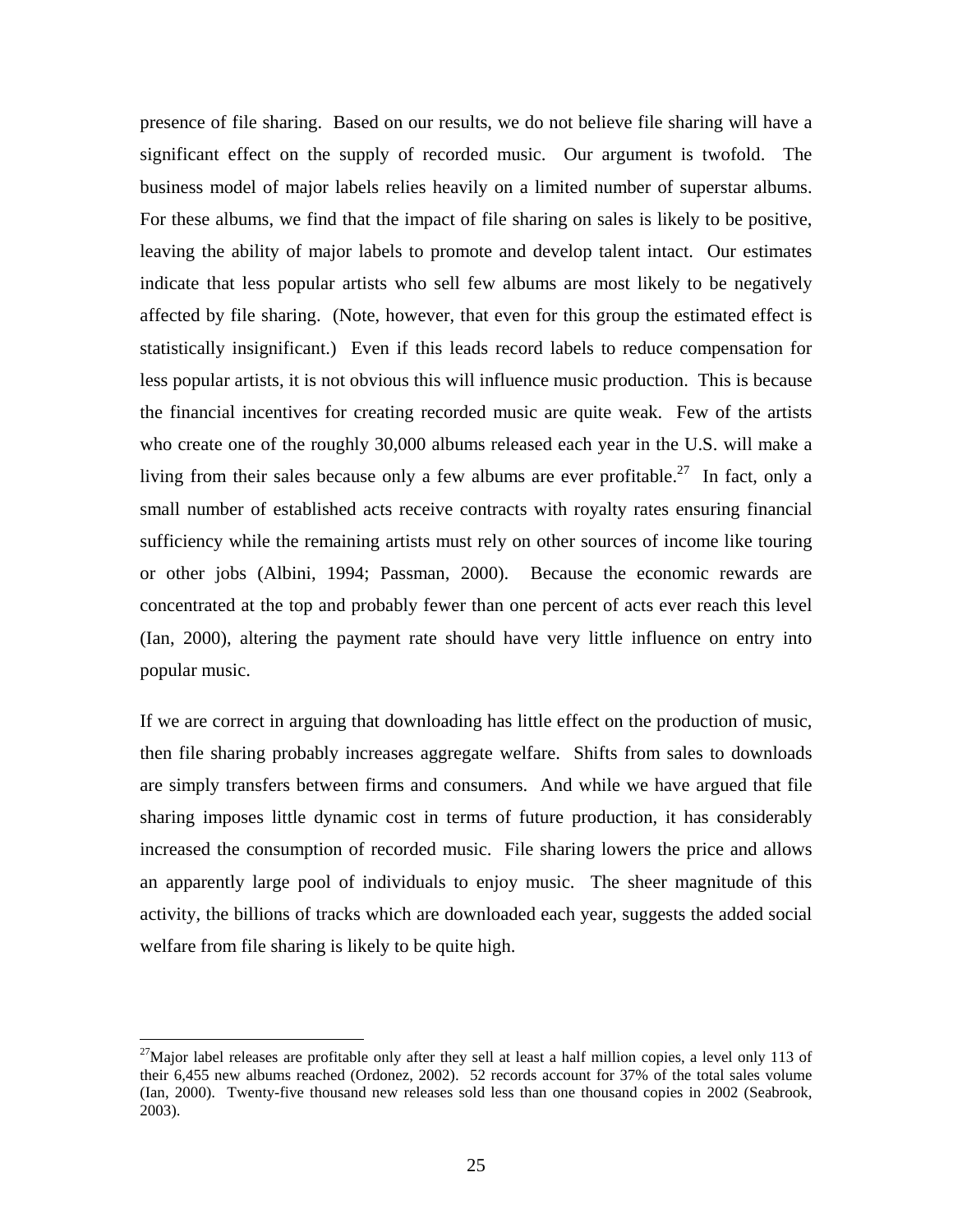presence of file sharing. Based on our results, we do not believe file sharing will have a significant effect on the supply of recorded music. Our argument is twofold. The business model of major labels relies heavily on a limited number of superstar albums. For these albums, we find that the impact of file sharing on sales is likely to be positive, leaving the ability of major labels to promote and develop talent intact. Our estimates indicate that less popular artists who sell few albums are most likely to be negatively affected by file sharing. (Note, however, that even for this group the estimated effect is statistically insignificant.) Even if this leads record labels to reduce compensation for less popular artists, it is not obvious this will influence music production. This is because the financial incentives for creating recorded music are quite weak. Few of the artists who create one of the roughly 30,000 albums released each year in the U.S. will make a living from their sales because only a few albums are ever profitable.[27] In fact, only a small number of established acts receive contracts with royalty rates ensuring financial sufficiency while the remaining artists must rely on other sources of income like touring or other jobs (Albini, 1994; Passman, 2000). Because the economic rewards are concentrated at the top and probably fewer than one percent of acts ever reach this level (Ian, 2000), altering the payment rate should have very little influence on entry into popular music.

If we are correct in arguing that downloading has little effect on the production of music, then file sharing probably increases aggregate welfare. Shifts from sales to downloads are simply transfers between firms and consumers. And while we have argued that file sharing imposes little dynamic cost in terms of future production, it has considerably increased the consumption of recorded music. File sharing lowers the price and allows an apparently large pool of individuals to enjoy music. The sheer magnitude of this activity, the billions of tracks which are downloaded each year, suggests the added social welfare from file sharing is likely to be quite high.

---

[27] Major label releases are profitable only after they sell at least a half million copies, a level only 113 of their 6,455 new albums reached (Ordonez, 2002). 52 records account for 37% of the total sales volume (Ian, 2000). Twenty-five thousand new releases sold less than one thousand copies in 2002 (Seabrook, 2003).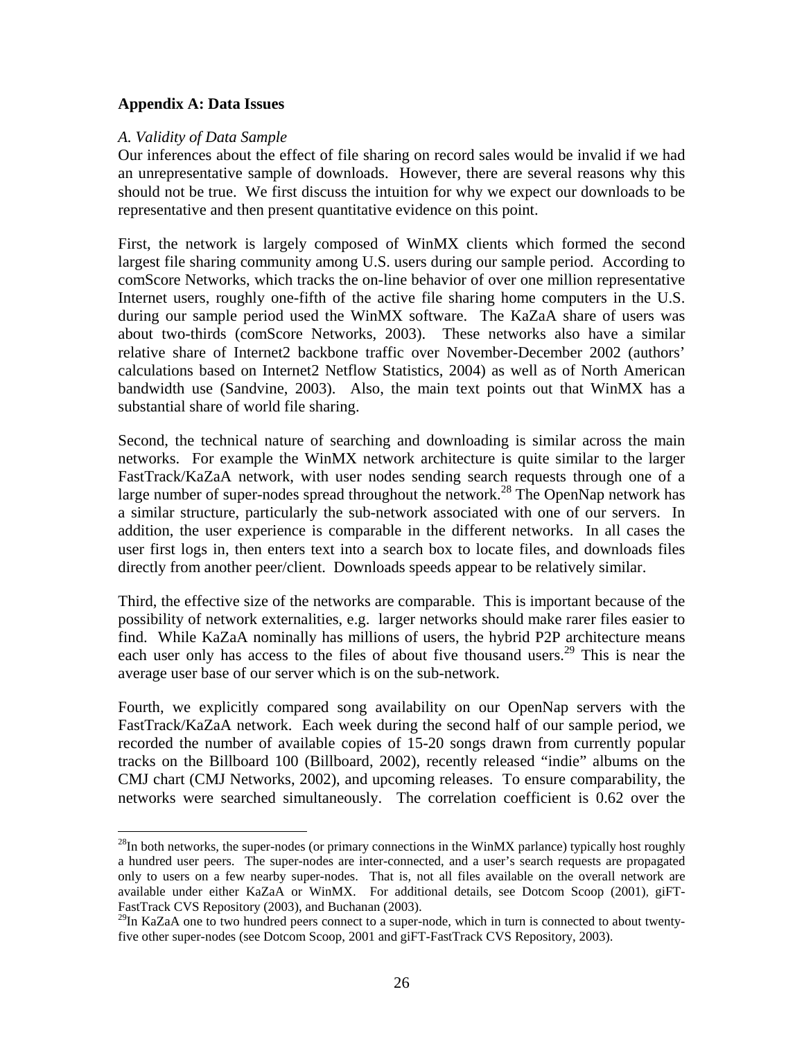**Appendix A: Data Issues**

*A. Validity of Data Sample*

Our inferences about the effect of file sharing on record sales would be invalid if we had an unrepresentative sample of downloads. However, there are several reasons why this should not be true. We first discuss the intuition for why we expect our downloads to be representative and then present quantitative evidence on this point.

First, the network is largely composed of WinMX clients which formed the second largest file sharing community among U.S. users during our sample period. According to comScore Networks, which tracks the on-line behavior of over one million representative Internet users, roughly one-fifth of the active file sharing home computers in the U.S. during our sample period used the WinMX software. The KaZaA share of users was about two-thirds (comScore Networks, 2003). These networks also have a similar relative share of Internet2 backbone traffic over November-December 2002 (authors' calculations based on Internet2 Netflow Statistics, 2004) as well as of North American bandwidth use (Sandvine, 2003). Also, the main text points out that WinMX has a substantial share of world file sharing.

Second, the technical nature of searching and downloading is similar across the main networks. For example the WinMX network architecture is quite similar to the larger FastTrack/KaZaA network, with user nodes sending search requests through one of a large number of super-nodes spread throughout the network.[28] The OpenNap network has a similar structure, particularly the sub-network associated with one of our servers. In addition, the user experience is comparable in the different networks. In all cases the user first logs in, then enters text into a search box to locate files, and downloads files directly from another peer/client. Downloads speeds appear to be relatively similar.

Third, the effective size of the networks are comparable. This is important because of the possibility of network externalities, e.g. larger networks should make rarer files easier to find. While KaZaA nominally has millions of users, the hybrid P2P architecture means each user only has access to the files of about five thousand users.[29] This is near the average user base of our server which is on the sub-network.

Fourth, we explicitly compared song availability on our OpenNap servers with the FastTrack/KaZaA network. Each week during the second half of our sample period, we recorded the number of available copies of 15-20 songs drawn from currently popular tracks on the Billboard 100 (Billboard, 2002), recently released "indie" albums on the CMJ chart (CMJ Networks, 2002), and upcoming releases. To ensure comparability, the networks were searched simultaneously. The correlation coefficient is 0.62 over the

[28] In both networks, the super-nodes (or primary connections in the WinMX parlance) typically host roughly a hundred user peers. The super-nodes are inter-connected, and a user's search requests are propagated only to users on a few nearby super-nodes. That is, not all files available on the overall network are available under either KaZaA or WinMX. For additional details, see Dotcom Scoop (2001), giFT-FastTrack CVS Repository (2003), and Buchanan (2003).

[29] In KaZaA one to two hundred peers connect to a super-node, which in turn is connected to about twenty-five other super-nodes (see Dotcom Scoop, 2001 and giFT-FastTrack CVS Repository, 2003).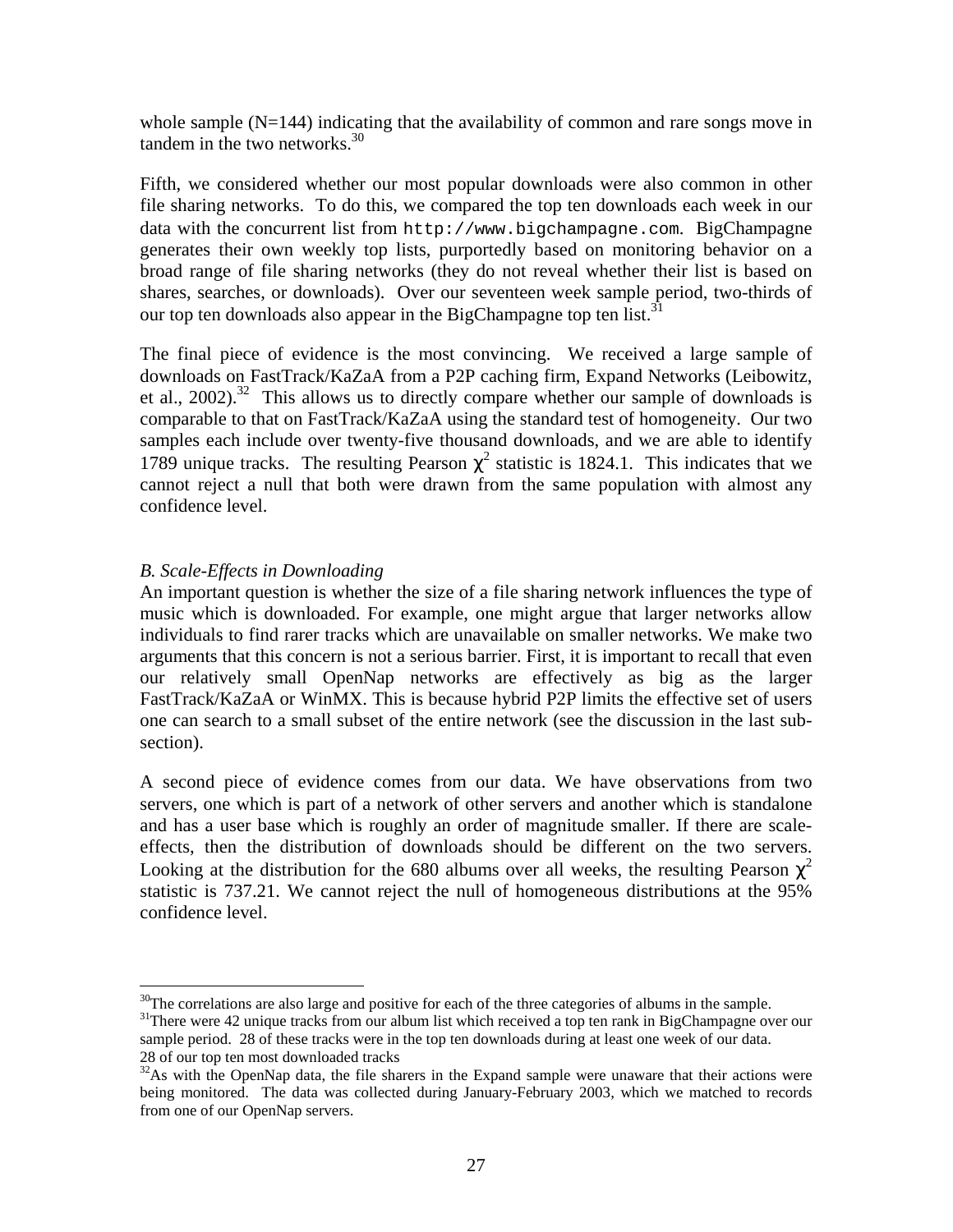whole sample (N=144) indicating that the availability of common and rare songs move in tandem in the two networks.[30]

Fifth, we considered whether our most popular downloads were also common in other file sharing networks. To do this, we compared the top ten downloads each week in our data with the concurrent list from `http://www.bigchampagne.com`. BigChampagne generates their own weekly top lists, purportedly based on monitoring behavior on a broad range of file sharing networks (they do not reveal whether their list is based on shares, searches, or downloads). Over our seventeen week sample period, two-thirds of our top ten downloads also appear in the BigChampagne top ten list.[31]

The final piece of evidence is the most convincing. We received a large sample of downloads on FastTrack/KaZaA from a P2P caching firm, Expand Networks (Leibowitz, et al., 2002).[32] This allows us to directly compare whether our sample of downloads is comparable to that on FastTrack/KaZaA using the standard test of homogeneity. Our two samples each include over twenty-five thousand downloads, and we are able to identify 1789 unique tracks. The resulting Pearson $\chi^2$ statistic is 1824.1. This indicates that we cannot reject a null that both were drawn from the same population with almost any confidence level.

### *B. Scale-Effects in Downloading*

An important question is whether the size of a file sharing network influences the type of music which is downloaded. For example, one might argue that larger networks allow individuals to find rarer tracks which are unavailable on smaller networks. We make two arguments that this concern is not a serious barrier. First, it is important to recall that even our relatively small OpenNap networks are effectively as big as the larger FastTrack/KaZaA or WinMX. This is because hybrid P2P limits the effective set of users one can search to a small subset of the entire network (see the discussion in the last sub-section).

A second piece of evidence comes from our data. We have observations from two servers, one which is part of a network of other servers and another which is standalone and has a user base which is roughly an order of magnitude smaller. If there are scale-effects, then the distribution of downloads should be different on the two servers. Looking at the distribution for the 680 albums over all weeks, the resulting Pearson $\chi^2$ statistic is 737.21. We cannot reject the null of homogeneous distributions at the 95% confidence level.

---

[30]The correlations are also large and positive for each of the three categories of albums in the sample.

[31]There were 42 unique tracks from our album list which received a top ten rank in BigChampagne over our sample period. 28 of these tracks were in the top ten downloads during at least one week of our data. 28 of our top ten most downloaded tracks

[32]As with the OpenNap data, the file sharers in the Expand sample were unaware that their actions were being monitored. The data was collected during January-February 2003, which we matched to records from one of our OpenNap servers.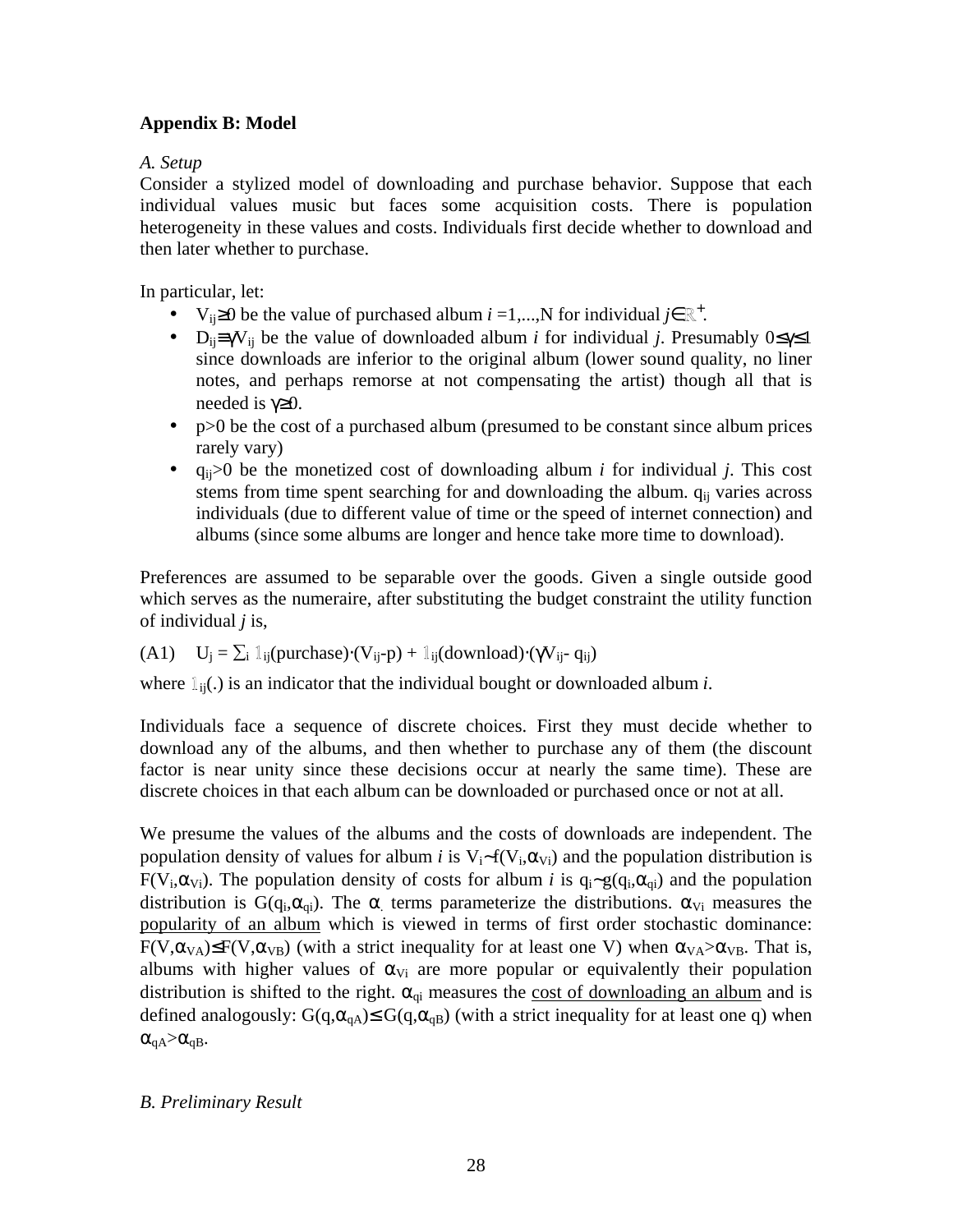## Appendix B: Model

*A. Setup*

Consider a stylized model of downloading and purchase behavior. Suppose that each individual values music but faces some acquisition costs. There is population heterogeneity in these values and costs. Individuals first decide whether to download and then later whether to purchase.

In particular, let:

- $V_{ij} \geq 0$ be the value of purchased album $i = 1,...,N$ for individual $j \in \mathbb{R}^+$.
- $D_{ij} \equiv \gamma V_{ij}$ be the value of downloaded album $i$ for individual $j$. Presumably $0 \leq \gamma \leq 1$ since downloads are inferior to the original album (lower sound quality, no liner notes, and perhaps remorse at not compensating the artist) though all that is needed is $\gamma \geq 0$.
- $p > 0$ be the cost of a purchased album (presumed to be constant since album prices rarely vary)
- $q_{ij} > 0$ be the monetized cost of downloading album $i$ for individual $j$. This cost stems from time spent searching for and downloading the album. $q_{ij}$ varies across individuals (due to different value of time or the speed of internet connection) and albums (since some albums are longer and hence take more time to download).

Preferences are assumed to be separable over the goods. Given a single outside good which serves as the numeraire, after substituting the budget constraint the utility function of individual $j$ is,

(A1) $U_j = \sum_i \mathbb{1}_{ij}(\text{purchase}) \cdot (V_{ij} - p) + \mathbb{1}_{ij}(\text{download}) \cdot (\gamma V_{ij} - q_{ij})$

where $\mathbb{1}_{ij}(.)$ is an indicator that the individual bought or downloaded album $i$.

Individuals face a sequence of discrete choices. First they must decide whether to download any of the albums, and then whether to purchase any of them (the discount factor is near unity since these decisions occur at nearly the same time). These are discrete choices in that each album can be downloaded or purchased once or not at all.

We presume the values of the albums and the costs of downloads are independent. The population density of values for album $i$ is $V_i \sim f(V_i, \alpha_{Vi})$ and the population distribution is $F(V_i, \alpha_{Vi})$. The population density of costs for album $i$ is $q_i \sim g(q_i, \alpha_{qi})$ and the population distribution is $G(q_i, \alpha_{qi})$. The $\alpha_{.}$ terms parameterize the distributions. $\alpha_{Vi}$ measures the popularity of an album which is viewed in terms of first order stochastic dominance: $F(V, \alpha_{VA}) \leq F(V, \alpha_{VB})$ (with a strict inequality for at least one V) when $\alpha_{VA} > \alpha_{VB}$. That is, albums with higher values of $\alpha_{Vi}$ are more popular or equivalently their population distribution is shifted to the right. $\alpha_{qi}$ measures the cost of downloading an album and is defined analogously: $G(q, \alpha_{qA}) \leq G(q, \alpha_{qB})$ (with a strict inequality for at least one q) when $\alpha_{qA} > \alpha_{qB}$.

*B. Preliminary Result*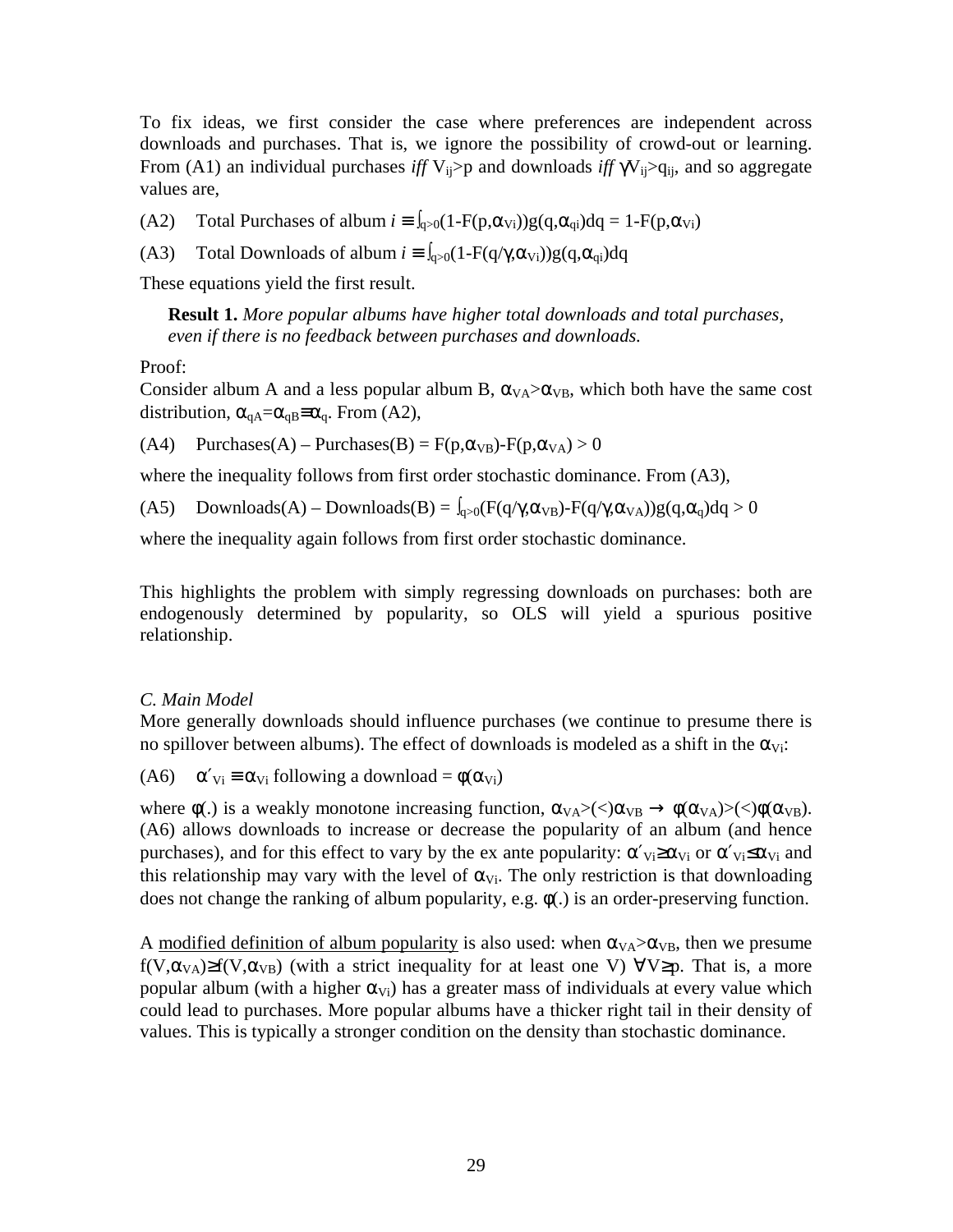To fix ideas, we first consider the case where preferences are independent across downloads and purchases. That is, we ignore the possibility of crowd-out or learning. From (A1) an individual purchases *iff* $V_{ij}>p$ and downloads *iff* $\gamma V_{ij}>q_{ij}$, and so aggregate values are,

(A2) Total Purchases of album $i \equiv \int_{q>0}(1-F(p,\alpha_{Vi}))g(q,\alpha_{qi})dq = 1-F(p,\alpha_{Vi})$

(A3) Total Downloads of album $i \equiv \int_{q>0}(1-F(q/\gamma,\alpha_{Vi}))g(q,\alpha_{qi})dq$

These equations yield the first result.

> **Result 1.** *More popular albums have higher total downloads and total purchases, even if there is no feedback between purchases and downloads.*

Proof:
Consider album A and a less popular album B, $\alpha_{VA}>\alpha_{VB}$, which both have the same cost distribution, $\alpha_{qA}=\alpha_{qB}\equiv\alpha_q$. From (A2),

(A4) Purchases(A) – Purchases(B) = $F(p,\alpha_{VB})-F(p,\alpha_{VA}) > 0$

where the inequality follows from first order stochastic dominance. From (A3),

(A5) Downloads(A) – Downloads(B) = $\int_{q>0}(F(q/\gamma,\alpha_{VB})-F(q/\gamma,\alpha_{VA}))g(q,\alpha_q)dq > 0$

where the inequality again follows from first order stochastic dominance.

This highlights the problem with simply regressing downloads on purchases: both are endogenously determined by popularity, so OLS will yield a spurious positive relationship.

*C. Main Model*

More generally downloads should influence purchases (we continue to presume there is no spillover between albums). The effect of downloads is modeled as a shift in the $\alpha_{Vi}$:

(A6) $\alpha'_{Vi} \equiv \alpha_{Vi}$ following a download $= \phi(\alpha_{Vi})$

where $\phi(.)$ is a weakly monotone increasing function, $\alpha_{VA}>(<)\alpha_{VB} \rightarrow \phi(\alpha_{VA})>(<)\phi(\alpha_{VB})$. (A6) allows downloads to increase or decrease the popularity of an album (and hence purchases), and for this effect to vary by the ex ante popularity: $\alpha'_{Vi}\geq\alpha_{Vi}$ or $\alpha'_{Vi}\leq\alpha_{Vi}$ and this relationship may vary with the level of $\alpha_{Vi}$. The only restriction is that downloading does not change the ranking of album popularity, e.g. $\phi(.)$ is an order-preserving function.

A <u>modified definition of album popularity</u> is also used: when $\alpha_{VA}>\alpha_{VB}$, then we presume $f(V,\alpha_{VA})\geq f(V,\alpha_{VB})$ (with a strict inequality for at least one V) $\forall V\geq p$. That is, a more popular album (with a higher $\alpha_{Vi}$) has a greater mass of individuals at every value which could lead to purchases. More popular albums have a thicker right tail in their density of values. This is typically a stronger condition on the density than stochastic dominance.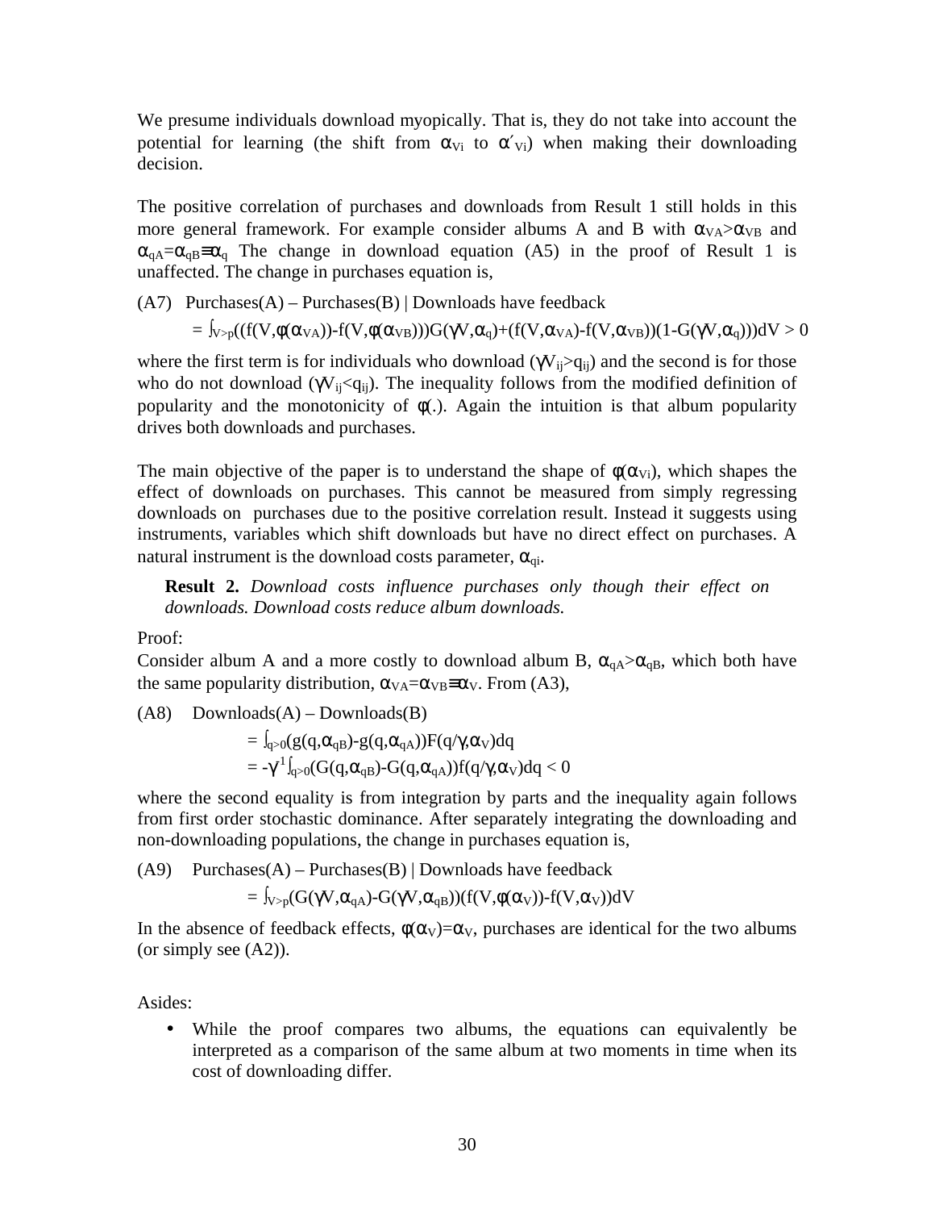We presume individuals download myopically. That is, they do not take into account the potential for learning (the shift from $\alpha_{Vi}$ to $\alpha'_{Vi}$) when making their downloading decision.

The positive correlation of purchases and downloads from Result 1 still holds in this more general framework. For example consider albums A and B with $\alpha_{VA}>\alpha_{VB}$ and $\alpha_{qA}=\alpha_{qB}\equiv\alpha_q$ The change in download equation (A5) in the proof of Result 1 is unaffected. The change in purchases equation is,

(A7) Purchases(A) – Purchases(B) | Downloads have feedback

$$= \int_{V>p}((f(V,\phi(\alpha_{VA}))-f(V,\phi(\alpha_{VB})))G(\gamma V,\alpha_q)+(f(V,\alpha_{VA})-f(V,\alpha_{VB}))(1-G(\gamma V,\alpha_q)))dV > 0$$

where the first term is for individuals who download ($\gamma V_{ij}>q_{ij}$) and the second is for those who do not download ($\gamma V_{ij}<q_{ij}$). The inequality follows from the modified definition of popularity and the monotonicity of $\phi(.)$. Again the intuition is that album popularity drives both downloads and purchases.

The main objective of the paper is to understand the shape of $\phi(\alpha_{Vi})$, which shapes the effect of downloads on purchases. This cannot be measured from simply regressing downloads on purchases due to the positive correlation result. Instead it suggests using instruments, variables which shift downloads but have no direct effect on purchases. A natural instrument is the download costs parameter, $\alpha_{qi}$.

> **Result 2.** *Download costs influence purchases only though their effect on downloads. Download costs reduce album downloads.*

Proof:
Consider album A and a more costly to download album B, $\alpha_{qA}>\alpha_{qB}$, which both have the same popularity distribution, $\alpha_{VA}=\alpha_{VB}\equiv\alpha_V$. From (A3),

(A8) Downloads(A) – Downloads(B)

$$= \int_{q>0}(g(q,\alpha_{qB})-g(q,\alpha_{qA}))F(q/\gamma,\alpha_V)dq$$

$$= -\gamma^{-1}\int_{q>0}(G(q,\alpha_{qB})-G(q,\alpha_{qA}))f(q/\gamma,\alpha_V)dq < 0$$

where the second equality is from integration by parts and the inequality again follows from first order stochastic dominance. After separately integrating the downloading and non-downloading populations, the change in purchases equation is,

(A9) Purchases(A) – Purchases(B) | Downloads have feedback

$$= \int_{V>p}(G(\gamma V,\alpha_{qA})-G(\gamma V,\alpha_{qB}))(f(V,\phi(\alpha_V))-f(V,\alpha_V))dV$$

In the absence of feedback effects, $\phi(\alpha_V)=\alpha_V$, purchases are identical for the two albums (or simply see (A2)).

Asides:

- While the proof compares two albums, the equations can equivalently be interpreted as a comparison of the same album at two moments in time when its cost of downloading differ.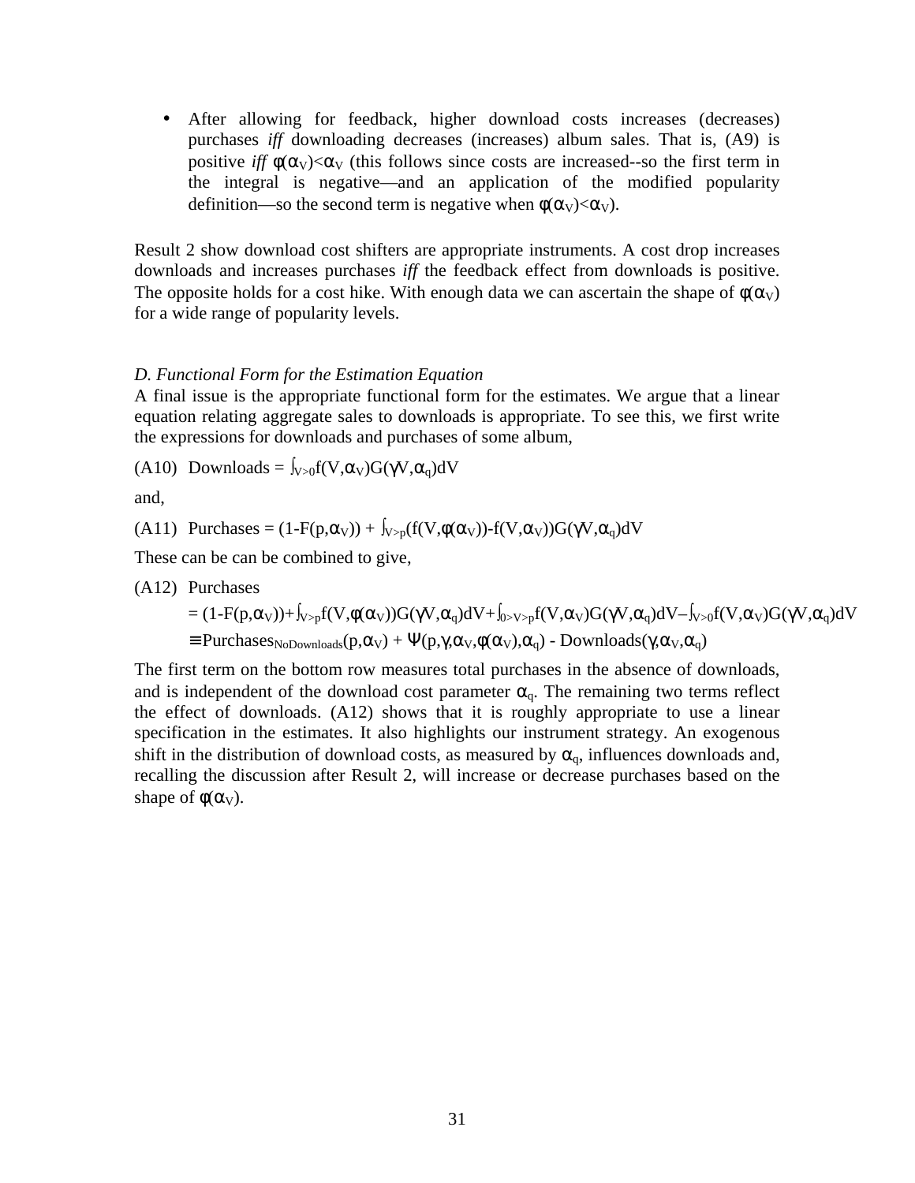- After allowing for feedback, higher download costs increases (decreases) purchases *iff* downloading decreases (increases) album sales. That is, (A9) is positive *iff* $\phi(\alpha_V)<\alpha_V$ (this follows since costs are increased--so the first term in the integral is negative—and an application of the modified popularity definition—so the second term is negative when $\phi(\alpha_V)<\alpha_V$).

Result 2 show download cost shifters are appropriate instruments. A cost drop increases downloads and increases purchases *iff* the feedback effect from downloads is positive. The opposite holds for a cost hike. With enough data we can ascertain the shape of $\phi(\alpha_V)$ for a wide range of popularity levels.

*D. Functional Form for the Estimation Equation*

A final issue is the appropriate functional form for the estimates. We argue that a linear equation relating aggregate sales to downloads is appropriate. To see this, we first write the expressions for downloads and purchases of some album,

(A10) $\text{Downloads} = \int_{V>0} f(V,\alpha_V)G(\gamma V,\alpha_q)dV$

and,

(A11) $\text{Purchases} = (1-F(p,\alpha_V)) + \int_{V>p}(f(V,\phi(\alpha_V))-f(V,\alpha_V))G(\gamma V,\alpha_q)dV$

These can be can be combined to give,

(A12) Purchases

$$= (1-F(p,\alpha_V))+\int_{V>p} f(V,\phi(\alpha_V))G(\gamma V,\alpha_q)dV+\int_{0>V>p} f(V,\alpha_V)G(\gamma V,\alpha_q)dV-\int_{V>0} f(V,\alpha_V)G(\gamma V,\alpha_q)dV$$

$$\equiv \text{Purchases}_{NoDownloads}(p,\alpha_V) + \Psi(p,\gamma,\alpha_V,\phi(\alpha_V),\alpha_q) - \text{Downloads}(\gamma,\alpha_V,\alpha_q)$$

The first term on the bottom row measures total purchases in the absence of downloads, and is independent of the download cost parameter $\alpha_q$. The remaining two terms reflect the effect of downloads. (A12) shows that it is roughly appropriate to use a linear specification in the estimates. It also highlights our instrument strategy. An exogenous shift in the distribution of download costs, as measured by $\alpha_q$, influences downloads and, recalling the discussion after Result 2, will increase or decrease purchases based on the shape of $\phi(\alpha_V)$.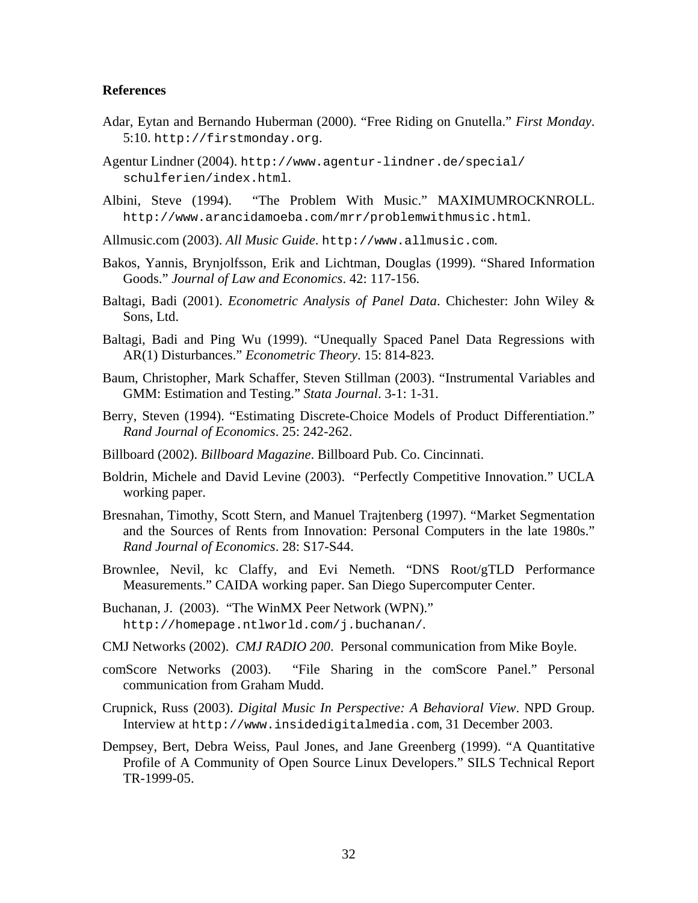**References**

Adar, Eytan and Bernando Huberman (2000). "Free Riding on Gnutella." *First Monday*. 5:10. http://firstmonday.org.

Agentur Lindner (2004). http://www.agentur-lindner.de/special/schulferien/index.html.

Albini, Steve (1994). "The Problem With Music." MAXIMUMROCKNROLL. http://www.arancidamoeba.com/mrr/problemwithmusic.html.

Allmusic.com (2003). *All Music Guide*. http://www.allmusic.com.

Bakos, Yannis, Brynjolfsson, Erik and Lichtman, Douglas (1999). "Shared Information Goods." *Journal of Law and Economics*. 42: 117-156.

Baltagi, Badi (2001). *Econometric Analysis of Panel Data*. Chichester: John Wiley & Sons, Ltd.

Baltagi, Badi and Ping Wu (1999). "Unequally Spaced Panel Data Regressions with AR(1) Disturbances." *Econometric Theory*. 15: 814-823.

Baum, Christopher, Mark Schaffer, Steven Stillman (2003). "Instrumental Variables and GMM: Estimation and Testing." *Stata Journal*. 3-1: 1-31.

Berry, Steven (1994). "Estimating Discrete-Choice Models of Product Differentiation." *Rand Journal of Economics*. 25: 242-262.

Billboard (2002). *Billboard Magazine*. Billboard Pub. Co. Cincinnati.

Boldrin, Michele and David Levine (2003). "Perfectly Competitive Innovation." UCLA working paper.

Bresnahan, Timothy, Scott Stern, and Manuel Trajtenberg (1997). "Market Segmentation and the Sources of Rents from Innovation: Personal Computers in the late 1980s." *Rand Journal of Economics*. 28: S17-S44.

Brownlee, Nevil, kc Claffy, and Evi Nemeth. "DNS Root/gTLD Performance Measurements." CAIDA working paper. San Diego Supercomputer Center.

Buchanan, J. (2003). "The WinMX Peer Network (WPN)." http://homepage.ntlworld.com/j.buchanan/.

CMJ Networks (2002). *CMJ RADIO 200*. Personal communication from Mike Boyle.

comScore Networks (2003). "File Sharing in the comScore Panel." Personal communication from Graham Mudd.

Crupnick, Russ (2003). *Digital Music In Perspective: A Behavioral View*. NPD Group. Interview at http://www.insidedigitalmedia.com, 31 December 2003.

Dempsey, Bert, Debra Weiss, Paul Jones, and Jane Greenberg (1999). "A Quantitative Profile of A Community of Open Source Linux Developers." SILS Technical Report TR-1999-05.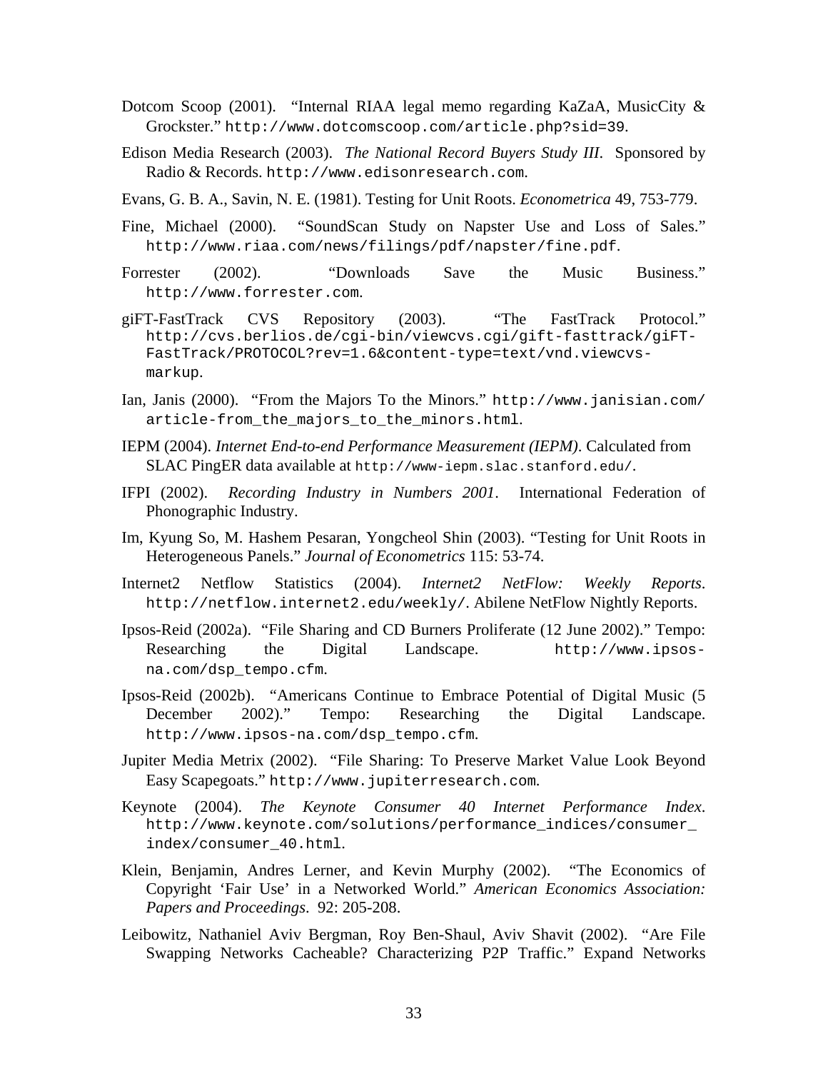Dotcom Scoop (2001). "Internal RIAA legal memo regarding KaZaA, MusicCity & Grockster." http://www.dotcomscoop.com/article.php?sid=39.

Edison Media Research (2003). *The National Record Buyers Study III*. Sponsored by Radio & Records. http://www.edisonresearch.com.

Evans, G. B. A., Savin, N. E. (1981). Testing for Unit Roots. *Econometrica* 49, 753-779.

Fine, Michael (2000). "SoundScan Study on Napster Use and Loss of Sales." http://www.riaa.com/news/filings/pdf/napster/fine.pdf.

Forrester (2002). "Downloads Save the Music Business." http://www.forrester.com.

giFT-FastTrack CVS Repository (2003). "The FastTrack Protocol." http://cvs.berlios.de/cgi-bin/viewcvs.cgi/gift-fasttrack/giFT-FastTrack/PROTOCOL?rev=1.6&content-type=text/vnd.viewcvs-markup.

Ian, Janis (2000). "From the Majors To the Minors." http://www.janisian.com/article-from_the_majors_to_the_minors.html.

IEPM (2004). *Internet End-to-end Performance Measurement (IEPM)*. Calculated from SLAC PingER data available at http://www-iepm.slac.stanford.edu/.

IFPI (2002). *Recording Industry in Numbers 2001*. International Federation of Phonographic Industry.

Im, Kyung So, M. Hashem Pesaran, Yongcheol Shin (2003). "Testing for Unit Roots in Heterogeneous Panels." *Journal of Econometrics* 115: 53-74.

Internet2 Netflow Statistics (2004). *Internet2 NetFlow: Weekly Reports*. http://netflow.internet2.edu/weekly/. Abilene NetFlow Nightly Reports.

Ipsos-Reid (2002a). "File Sharing and CD Burners Proliferate (12 June 2002)." Tempo: Researching the Digital Landscape. http://www.ipsos-na.com/dsp_tempo.cfm.

Ipsos-Reid (2002b). "Americans Continue to Embrace Potential of Digital Music (5 December 2002)." Tempo: Researching the Digital Landscape. http://www.ipsos-na.com/dsp_tempo.cfm.

Jupiter Media Metrix (2002). "File Sharing: To Preserve Market Value Look Beyond Easy Scapegoats." http://www.jupiterresearch.com.

Keynote (2004). *The Keynote Consumer 40 Internet Performance Index*. http://www.keynote.com/solutions/performance_indices/consumer_index/consumer_40.html.

Klein, Benjamin, Andres Lerner, and Kevin Murphy (2002). "The Economics of Copyright 'Fair Use' in a Networked World." *American Economics Association: Papers and Proceedings*. 92: 205-208.

Leibowitz, Nathaniel Aviv Bergman, Roy Ben-Shaul, Aviv Shavit (2002). "Are File Swapping Networks Cacheable? Characterizing P2P Traffic." Expand Networks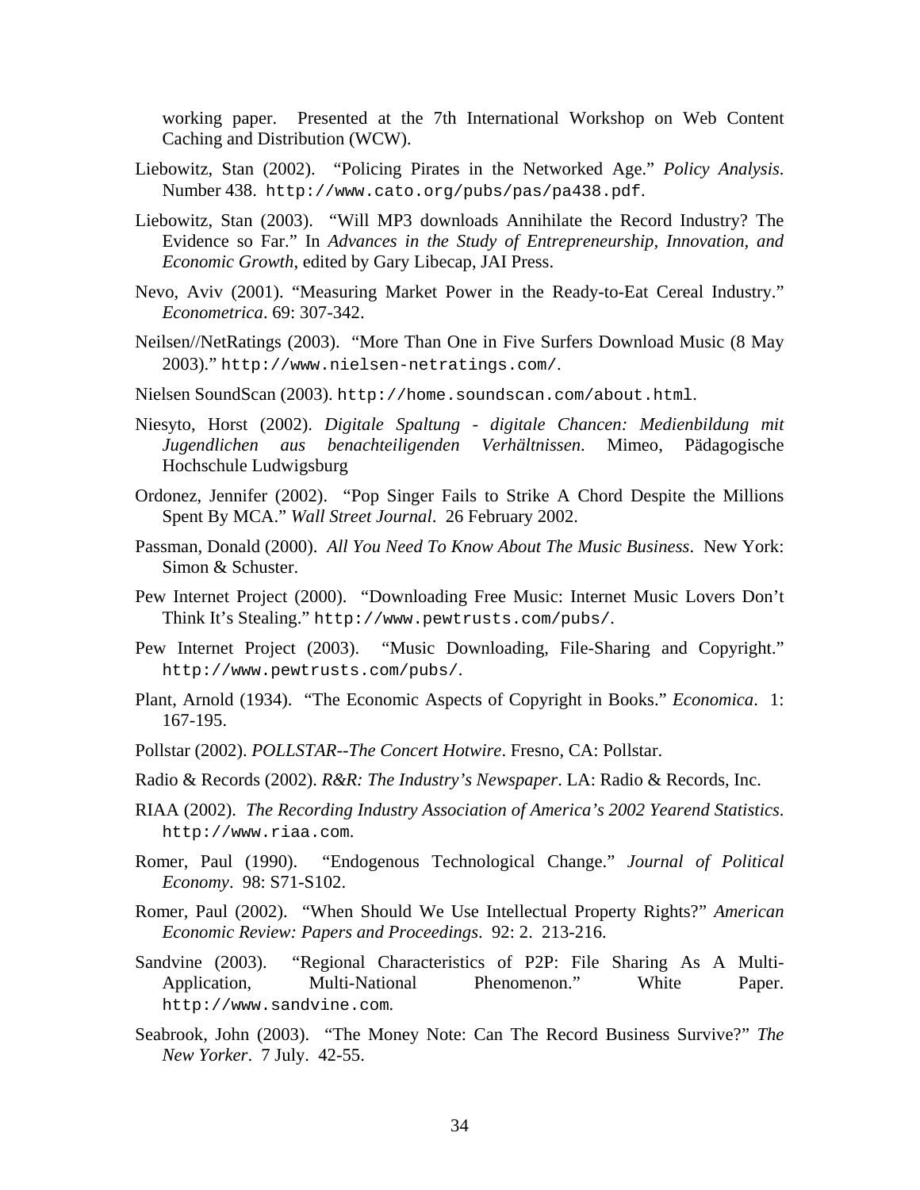working paper. Presented at the 7th International Workshop on Web Content Caching and Distribution (WCW).

Liebowitz, Stan (2002). "Policing Pirates in the Networked Age." *Policy Analysis*. Number 438. http://www.cato.org/pubs/pas/pa438.pdf.

Liebowitz, Stan (2003). "Will MP3 downloads Annihilate the Record Industry? The Evidence so Far." In *Advances in the Study of Entrepreneurship, Innovation, and Economic Growth*, edited by Gary Libecap, JAI Press.

Nevo, Aviv (2001). "Measuring Market Power in the Ready-to-Eat Cereal Industry." *Econometrica*. 69: 307-342.

Neilsen//NetRatings (2003). "More Than One in Five Surfers Download Music (8 May 2003)." http://www.nielsen-netratings.com/.

Nielsen SoundScan (2003). http://home.soundscan.com/about.html.

Niesyto, Horst (2002). *Digitale Spaltung - digitale Chancen: Medienbildung mit Jugendlichen aus benachteiligenden Verhältnissen*. Mimeo, Pädagogische Hochschule Ludwigsburg

Ordonez, Jennifer (2002). "Pop Singer Fails to Strike A Chord Despite the Millions Spent By MCA." *Wall Street Journal*. 26 February 2002.

Passman, Donald (2000). *All You Need To Know About The Music Business*. New York: Simon & Schuster.

Pew Internet Project (2000). "Downloading Free Music: Internet Music Lovers Don't Think It's Stealing." http://www.pewtrusts.com/pubs/.

Pew Internet Project (2003). "Music Downloading, File-Sharing and Copyright." http://www.pewtrusts.com/pubs/.

Plant, Arnold (1934). "The Economic Aspects of Copyright in Books." *Economica*. 1: 167-195.

Pollstar (2002). *POLLSTAR--The Concert Hotwire*. Fresno, CA: Pollstar.

Radio & Records (2002). *R&R: The Industry's Newspaper*. LA: Radio & Records, Inc.

RIAA (2002). *The Recording Industry Association of America's 2002 Yearend Statistics*. http://www.riaa.com.

Romer, Paul (1990). "Endogenous Technological Change." *Journal of Political Economy*. 98: S71-S102.

Romer, Paul (2002). "When Should We Use Intellectual Property Rights?" *American Economic Review: Papers and Proceedings*. 92: 2. 213-216.

Sandvine (2003). "Regional Characteristics of P2P: File Sharing As A Multi-Application, Multi-National Phenomenon." White Paper. http://www.sandvine.com.

Seabrook, John (2003). "The Money Note: Can The Record Business Survive?" *The New Yorker*. 7 July. 42-55.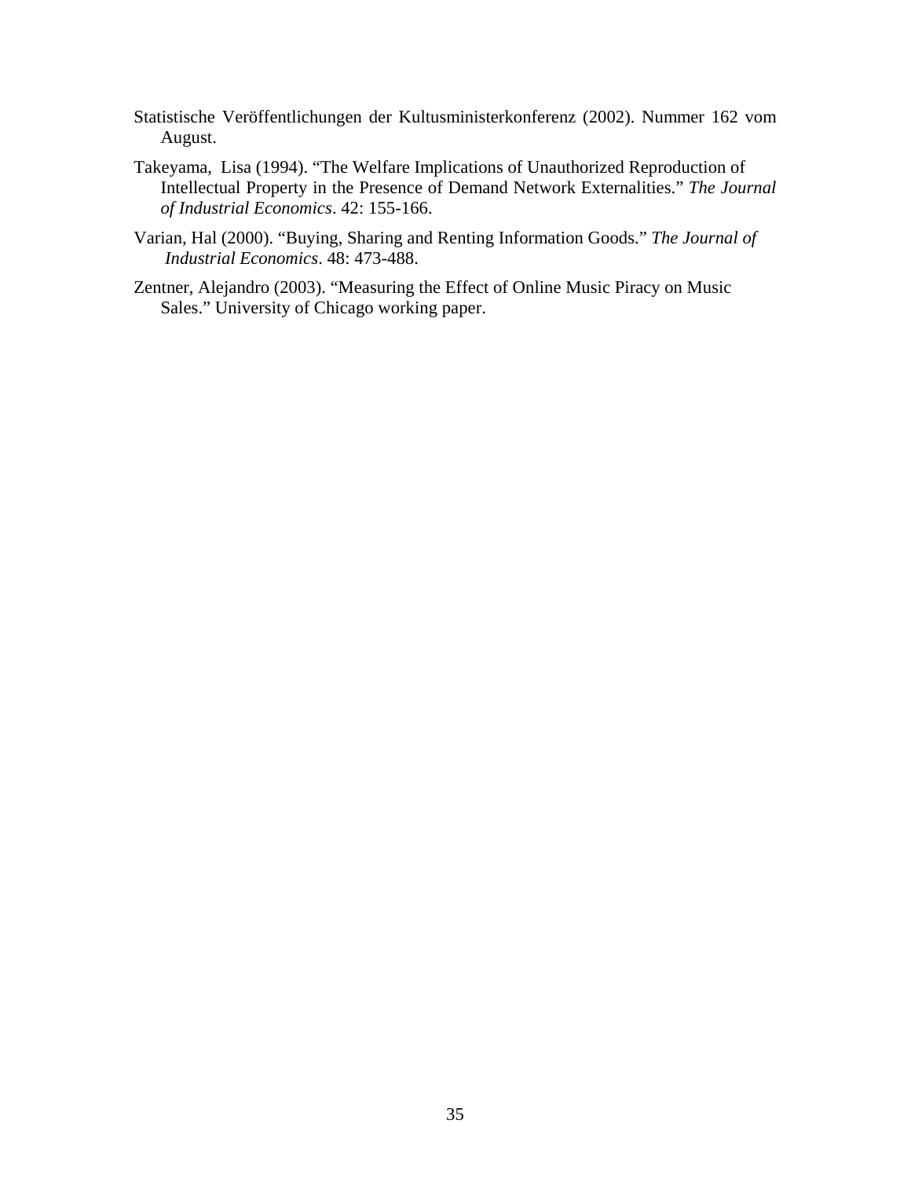Statistische Veröffentlichungen der Kultusministerkonferenz (2002). Nummer 162 vom August.

Takeyama, Lisa (1994). "The Welfare Implications of Unauthorized Reproduction of Intellectual Property in the Presence of Demand Network Externalities." *The Journal of Industrial Economics*. 42: 155-166.

Varian, Hal (2000). "Buying, Sharing and Renting Information Goods." *The Journal of Industrial Economics*. 48: 473-488.

Zentner, Alejandro (2003). "Measuring the Effect of Online Music Piracy on Music Sales." University of Chicago working paper.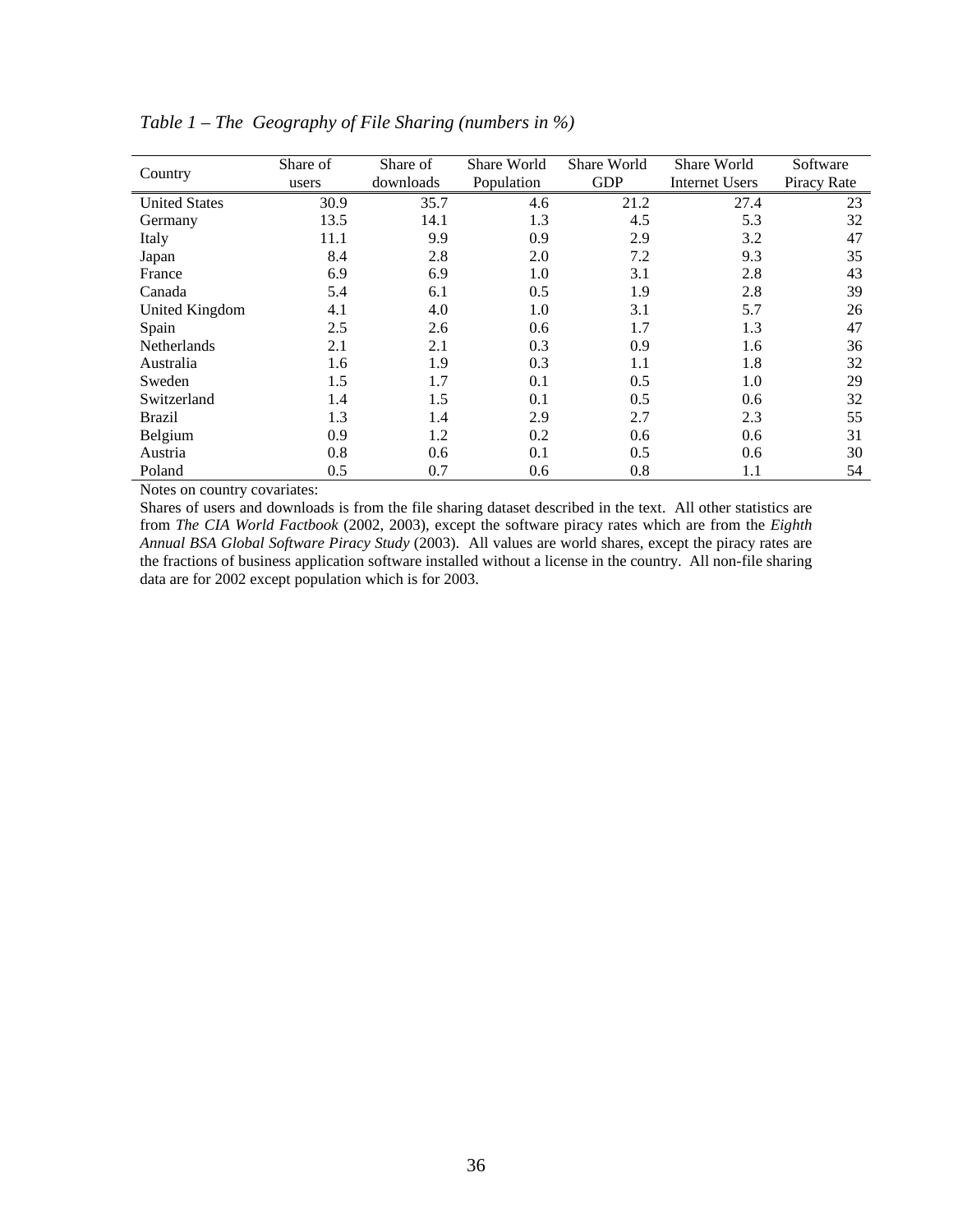*Table 1 – The Geography of File Sharing (numbers in %)*

| Country | Share of users | Share of downloads | Share World Population | Share World GDP | Share World Internet Users | Software Piracy Rate |
|---|---|---|---|---|---|---|
| United States | 30.9 | 35.7 | 4.6 | 21.2 | 27.4 | 23 |
| Germany | 13.5 | 14.1 | 1.3 | 4.5 | 5.3 | 32 |
| Italy | 11.1 | 9.9 | 0.9 | 2.9 | 3.2 | 47 |
| Japan | 8.4 | 2.8 | 2.0 | 7.2 | 9.3 | 35 |
| France | 6.9 | 6.9 | 1.0 | 3.1 | 2.8 | 43 |
| Canada | 5.4 | 6.1 | 0.5 | 1.9 | 2.8 | 39 |
| United Kingdom | 4.1 | 4.0 | 1.0 | 3.1 | 5.7 | 26 |
| Spain | 2.5 | 2.6 | 0.6 | 1.7 | 1.3 | 47 |
| Netherlands | 2.1 | 2.1 | 0.3 | 0.9 | 1.6 | 36 |
| Australia | 1.6 | 1.9 | 0.3 | 1.1 | 1.8 | 32 |
| Sweden | 1.5 | 1.7 | 0.1 | 0.5 | 1.0 | 29 |
| Switzerland | 1.4 | 1.5 | 0.1 | 0.5 | 0.6 | 32 |
| Brazil | 1.3 | 1.4 | 2.9 | 2.7 | 2.3 | 55 |
| Belgium | 0.9 | 1.2 | 0.2 | 0.6 | 0.6 | 31 |
| Austria | 0.8 | 0.6 | 0.1 | 0.5 | 0.6 | 30 |
| Poland | 0.5 | 0.7 | 0.6 | 0.8 | 1.1 | 54 |

Notes on country covariates:

Shares of users and downloads is from the file sharing dataset described in the text. All other statistics are from *The CIA World Factbook* (2002, 2003), except the software piracy rates which are from the *Eighth Annual BSA Global Software Piracy Study* (2003). All values are world shares, except the piracy rates are the fractions of business application software installed without a license in the country. All non-file sharing data are for 2002 except population which is for 2003.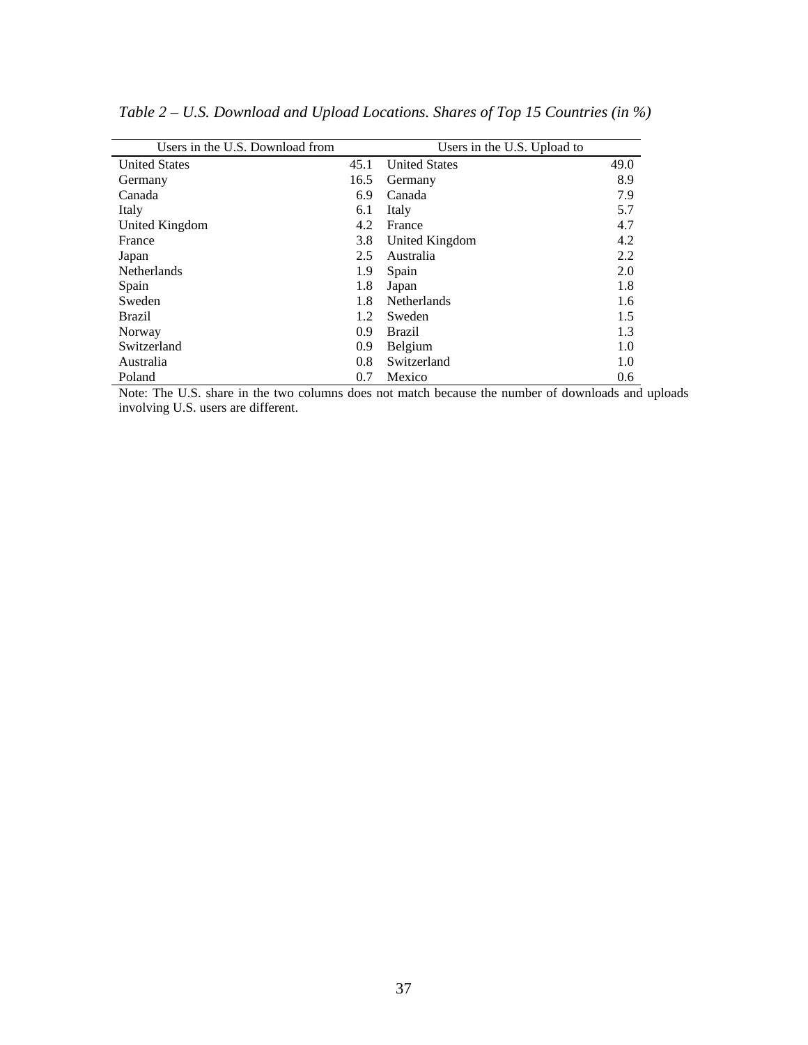*Table 2 – U.S. Download and Upload Locations. Shares of Top 15 Countries (in %)*

| Users in the U.S. Download from | | Users in the U.S. Upload to | |
|---|---|---|---|
| United States | 45.1 | United States | 49.0 |
| Germany | 16.5 | Germany | 8.9 |
| Canada | 6.9 | Canada | 7.9 |
| Italy | 6.1 | Italy | 5.7 |
| United Kingdom | 4.2 | France | 4.7 |
| France | 3.8 | United Kingdom | 4.2 |
| Japan | 2.5 | Australia | 2.2 |
| Netherlands | 1.9 | Spain | 2.0 |
| Spain | 1.8 | Japan | 1.8 |
| Sweden | 1.8 | Netherlands | 1.6 |
| Brazil | 1.2 | Sweden | 1.5 |
| Norway | 0.9 | Brazil | 1.3 |
| Switzerland | 0.9 | Belgium | 1.0 |
| Australia | 0.8 | Switzerland | 1.0 |
| Poland | 0.7 | Mexico | 0.6 |

Note: The U.S. share in the two columns does not match because the number of downloads and uploads involving U.S. users are different.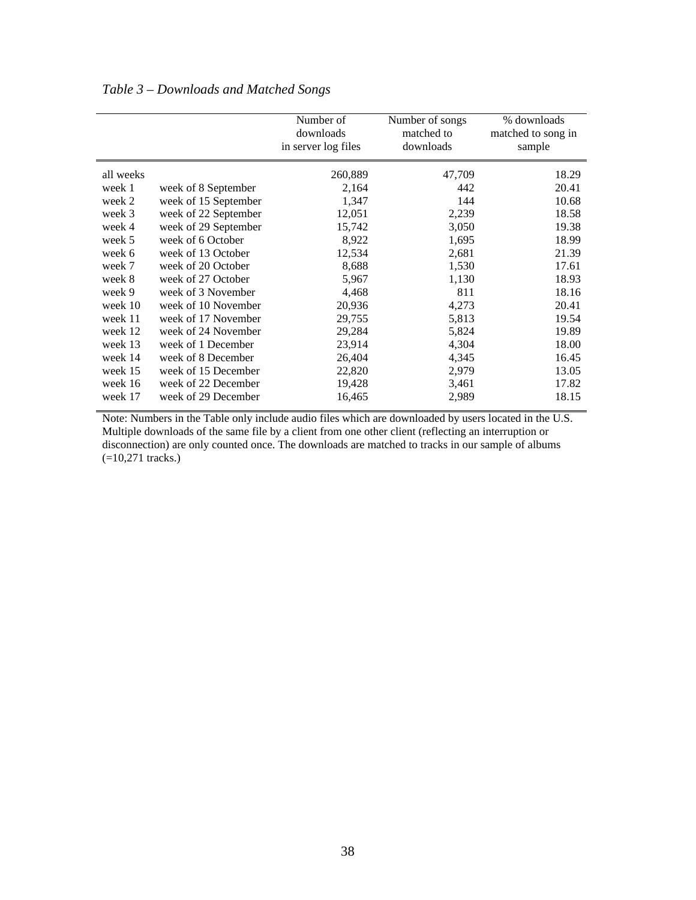*Table 3 – Downloads and Matched Songs*

| | | Number of downloads in server log files | Number of songs matched to downloads | % downloads matched to song in sample |
|---|---|---|---|---|
| all weeks | | 260,889 | 47,709 | 18.29 |
| week 1 | week of 8 September | 2,164 | 442 | 20.41 |
| week 2 | week of 15 September | 1,347 | 144 | 10.68 |
| week 3 | week of 22 September | 12,051 | 2,239 | 18.58 |
| week 4 | week of 29 September | 15,742 | 3,050 | 19.38 |
| week 5 | week of 6 October | 8,922 | 1,695 | 18.99 |
| week 6 | week of 13 October | 12,534 | 2,681 | 21.39 |
| week 7 | week of 20 October | 8,688 | 1,530 | 17.61 |
| week 8 | week of 27 October | 5,967 | 1,130 | 18.93 |
| week 9 | week of 3 November | 4,468 | 811 | 18.16 |
| week 10 | week of 10 November | 20,936 | 4,273 | 20.41 |
| week 11 | week of 17 November | 29,755 | 5,813 | 19.54 |
| week 12 | week of 24 November | 29,284 | 5,824 | 19.89 |
| week 13 | week of 1 December | 23,914 | 4,304 | 18.00 |
| week 14 | week of 8 December | 26,404 | 4,345 | 16.45 |
| week 15 | week of 15 December | 22,820 | 2,979 | 13.05 |
| week 16 | week of 22 December | 19,428 | 3,461 | 17.82 |
| week 17 | week of 29 December | 16,465 | 2,989 | 18.15 |

Note: Numbers in the Table only include audio files which are downloaded by users located in the U.S. Multiple downloads of the same file by a client from one other client (reflecting an interruption or disconnection) are only counted once. The downloads are matched to tracks in our sample of albums (=10,271 tracks.)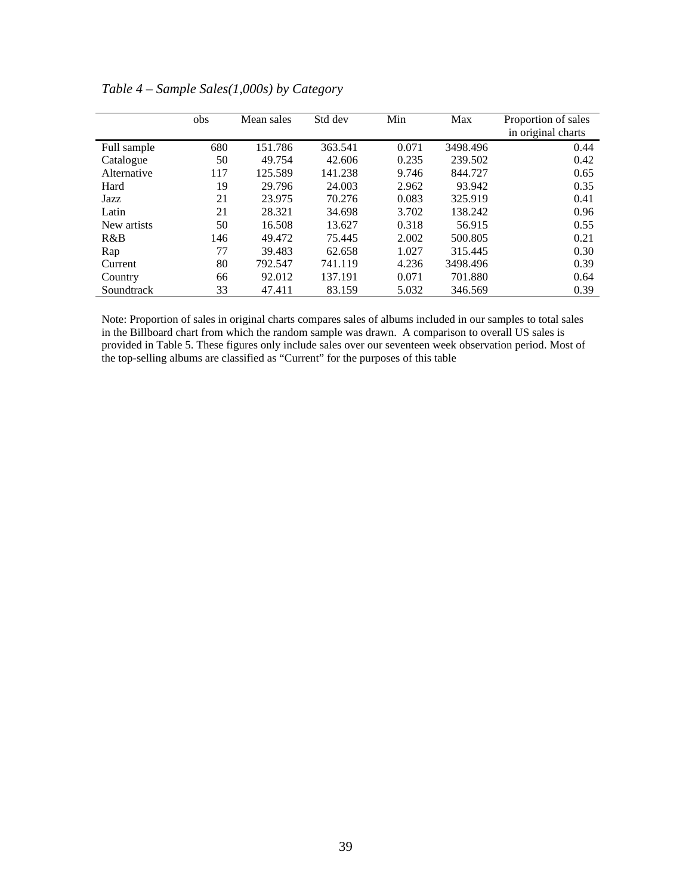*Table 4 – Sample Sales(1,000s) by Category*

| | obs | Mean sales | Std dev | Min | Max | Proportion of sales in original charts |
|---|---|---|---|---|---|---|
| Full sample | 680 | 151.786 | 363.541 | 0.071 | 3498.496 | 0.44 |
| Catalogue | 50 | 49.754 | 42.606 | 0.235 | 239.502 | 0.42 |
| Alternative | 117 | 125.589 | 141.238 | 9.746 | 844.727 | 0.65 |
| Hard | 19 | 29.796 | 24.003 | 2.962 | 93.942 | 0.35 |
| Jazz | 21 | 23.975 | 70.276 | 0.083 | 325.919 | 0.41 |
| Latin | 21 | 28.321 | 34.698 | 3.702 | 138.242 | 0.96 |
| New artists | 50 | 16.508 | 13.627 | 0.318 | 56.915 | 0.55 |
| R&B | 146 | 49.472 | 75.445 | 2.002 | 500.805 | 0.21 |
| Rap | 77 | 39.483 | 62.658 | 1.027 | 315.445 | 0.30 |
| Current | 80 | 792.547 | 741.119 | 4.236 | 3498.496 | 0.39 |
| Country | 66 | 92.012 | 137.191 | 0.071 | 701.880 | 0.64 |
| Soundtrack | 33 | 47.411 | 83.159 | 5.032 | 346.569 | 0.39 |

Note: Proportion of sales in original charts compares sales of albums included in our samples to total sales in the Billboard chart from which the random sample was drawn. A comparison to overall US sales is provided in Table 5. These figures only include sales over our seventeen week observation period. Most of the top-selling albums are classified as "Current" for the purposes of this table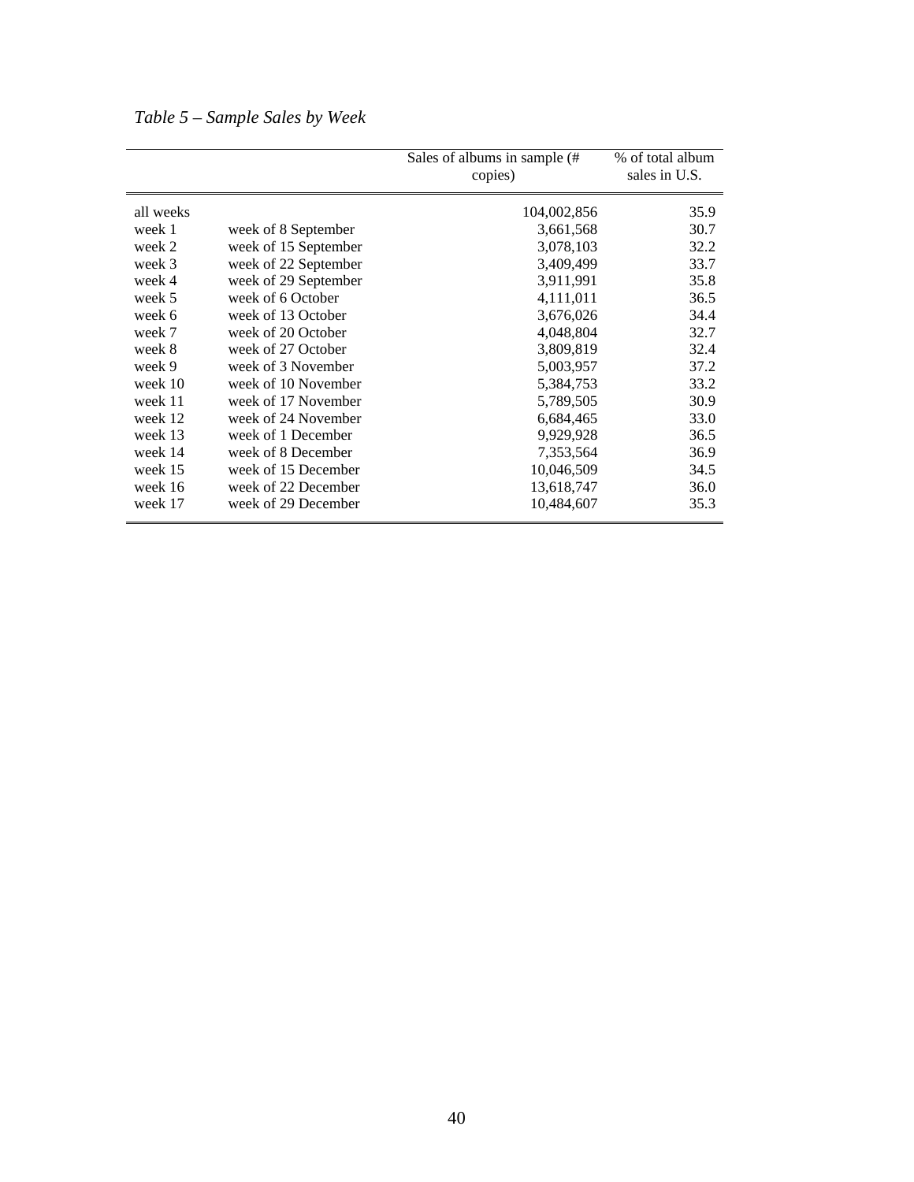*Table 5 – Sample Sales by Week*

| | | Sales of albums in sample (# copies) | % of total album sales in U.S. |
|---|---|---|---|
| all weeks | | 104,002,856 | 35.9 |
| week 1 | week of 8 September | 3,661,568 | 30.7 |
| week 2 | week of 15 September | 3,078,103 | 32.2 |
| week 3 | week of 22 September | 3,409,499 | 33.7 |
| week 4 | week of 29 September | 3,911,991 | 35.8 |
| week 5 | week of 6 October | 4,111,011 | 36.5 |
| week 6 | week of 13 October | 3,676,026 | 34.4 |
| week 7 | week of 20 October | 4,048,804 | 32.7 |
| week 8 | week of 27 October | 3,809,819 | 32.4 |
| week 9 | week of 3 November | 5,003,957 | 37.2 |
| week 10 | week of 10 November | 5,384,753 | 33.2 |
| week 11 | week of 17 November | 5,789,505 | 30.9 |
| week 12 | week of 24 November | 6,684,465 | 33.0 |
| week 13 | week of 1 December | 9,929,928 | 36.5 |
| week 14 | week of 8 December | 7,353,564 | 36.9 |
| week 15 | week of 15 December | 10,046,509 | 34.5 |
| week 16 | week of 22 December | 13,618,747 | 36.0 |
| week 17 | week of 29 December | 10,484,607 | 35.3 |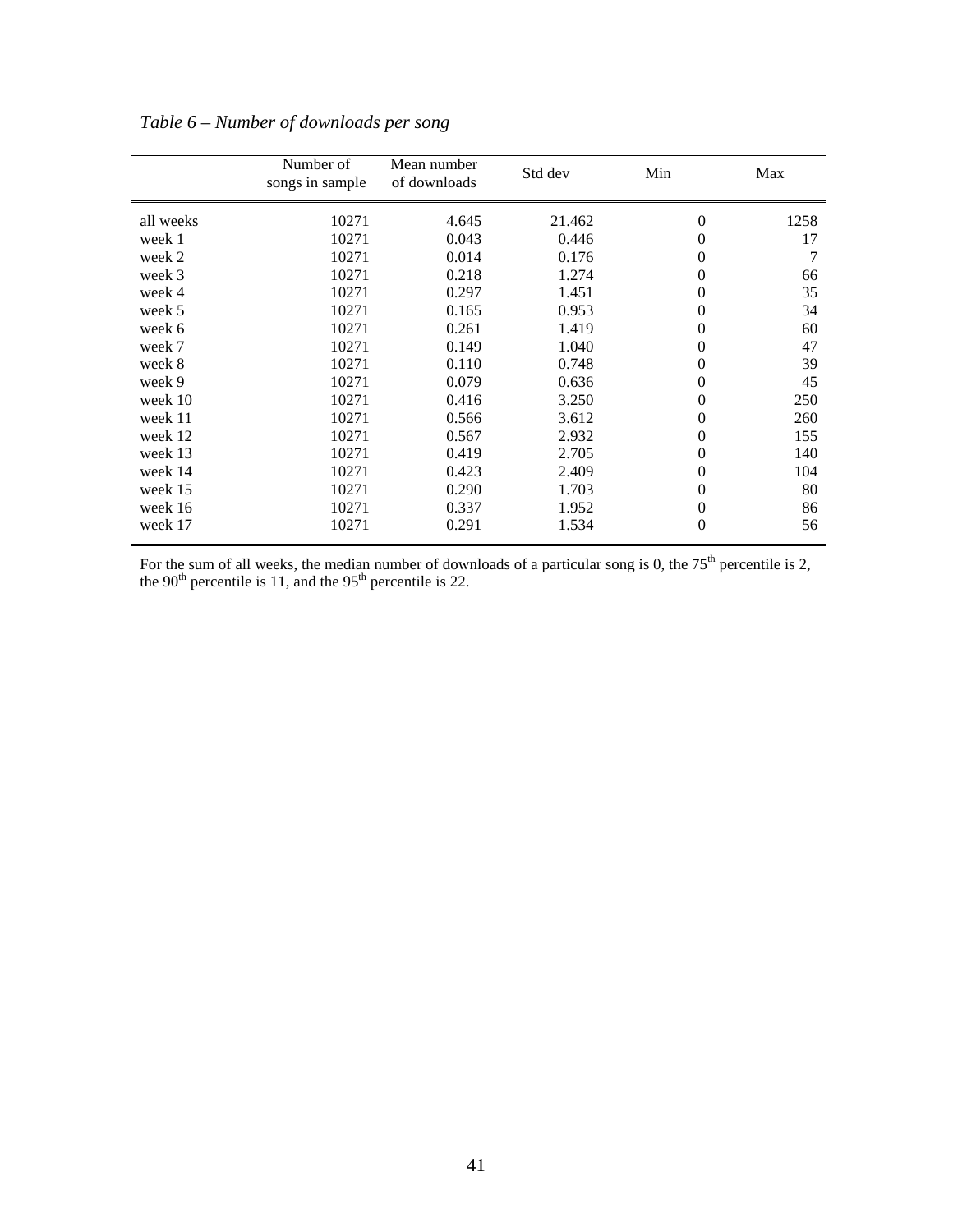*Table 6 – Number of downloads per song*

| | Number of songs in sample | Mean number of downloads | Std dev | Min | Max |
|---|---|---|---|---|---|
| all weeks | 10271 | 4.645 | 21.462 | 0 | 1258 |
| week 1 | 10271 | 0.043 | 0.446 | 0 | 17 |
| week 2 | 10271 | 0.014 | 0.176 | 0 | 7 |
| week 3 | 10271 | 0.218 | 1.274 | 0 | 66 |
| week 4 | 10271 | 0.297 | 1.451 | 0 | 35 |
| week 5 | 10271 | 0.165 | 0.953 | 0 | 34 |
| week 6 | 10271 | 0.261 | 1.419 | 0 | 60 |
| week 7 | 10271 | 0.149 | 1.040 | 0 | 47 |
| week 8 | 10271 | 0.110 | 0.748 | 0 | 39 |
| week 9 | 10271 | 0.079 | 0.636 | 0 | 45 |
| week 10 | 10271 | 0.416 | 3.250 | 0 | 250 |
| week 11 | 10271 | 0.566 | 3.612 | 0 | 260 |
| week 12 | 10271 | 0.567 | 2.932 | 0 | 155 |
| week 13 | 10271 | 0.419 | 2.705 | 0 | 140 |
| week 14 | 10271 | 0.423 | 2.409 | 0 | 104 |
| week 15 | 10271 | 0.290 | 1.703 | 0 | 80 |
| week 16 | 10271 | 0.337 | 1.952 | 0 | 86 |
| week 17 | 10271 | 0.291 | 1.534 | 0 | 56 |

For the sum of all weeks, the median number of downloads of a particular song is 0, the 75$^{th}$ percentile is 2, the 90$^{th}$ percentile is 11, and the 95$^{th}$ percentile is 22.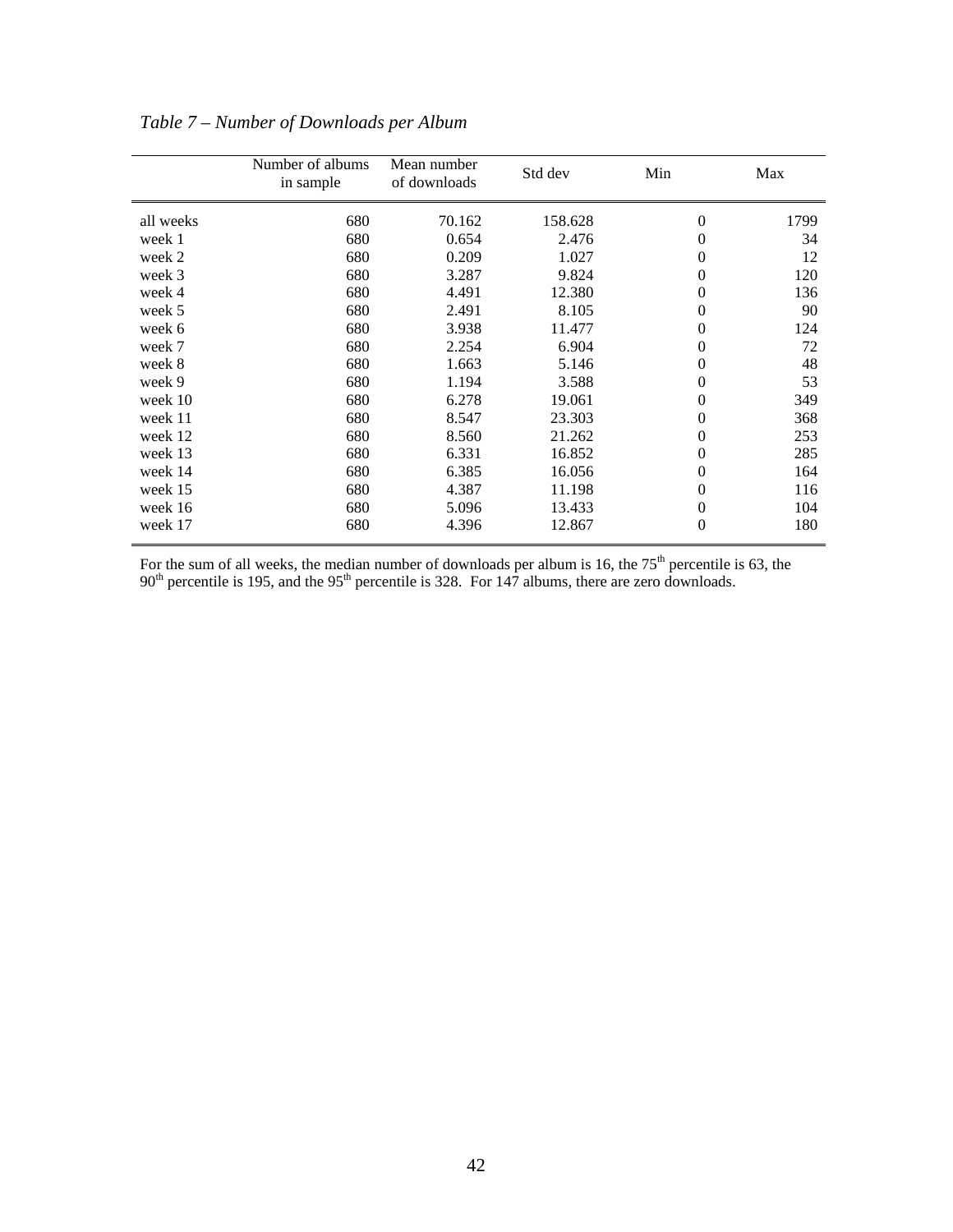*Table 7 – Number of Downloads per Album*

|  | Number of albums in sample | Mean number of downloads | Std dev | Min | Max |
|---|---|---|---|---|---|
| all weeks | 680 | 70.162 | 158.628 | 0 | 1799 |
| week 1 | 680 | 0.654 | 2.476 | 0 | 34 |
| week 2 | 680 | 0.209 | 1.027 | 0 | 12 |
| week 3 | 680 | 3.287 | 9.824 | 0 | 120 |
| week 4 | 680 | 4.491 | 12.380 | 0 | 136 |
| week 5 | 680 | 2.491 | 8.105 | 0 | 90 |
| week 6 | 680 | 3.938 | 11.477 | 0 | 124 |
| week 7 | 680 | 2.254 | 6.904 | 0 | 72 |
| week 8 | 680 | 1.663 | 5.146 | 0 | 48 |
| week 9 | 680 | 1.194 | 3.588 | 0 | 53 |
| week 10 | 680 | 6.278 | 19.061 | 0 | 349 |
| week 11 | 680 | 8.547 | 23.303 | 0 | 368 |
| week 12 | 680 | 8.560 | 21.262 | 0 | 253 |
| week 13 | 680 | 6.331 | 16.852 | 0 | 285 |
| week 14 | 680 | 6.385 | 16.056 | 0 | 164 |
| week 15 | 680 | 4.387 | 11.198 | 0 | 116 |
| week 16 | 680 | 5.096 | 13.433 | 0 | 104 |
| week 17 | 680 | 4.396 | 12.867 | 0 | 180 |

For the sum of all weeks, the median number of downloads per album is 16, the 75$^{th}$ percentile is 63, the 90$^{th}$ percentile is 195, and the 95$^{th}$ percentile is 328. For 147 albums, there are zero downloads.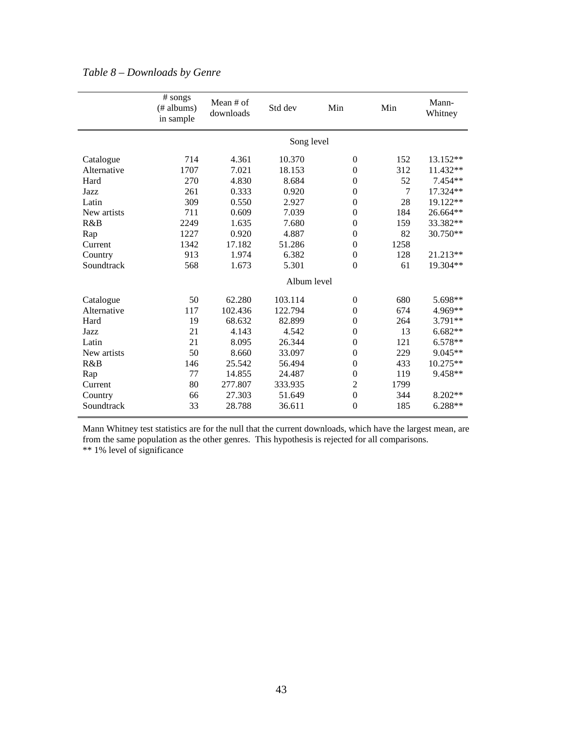*Table 8 – Downloads by Genre*

| | # songs (# albums) in sample | Mean # of downloads | Std dev | Min | Min | Mann-Whitney |
|---|---|---|---|---|---|---|
| | | | Song level | | | |
| Catalogue | 714 | 4.361 | 10.370 | 0 | 152 | 13.152** |
| Alternative | 1707 | 7.021 | 18.153 | 0 | 312 | 11.432** |
| Hard | 270 | 4.830 | 8.684 | 0 | 52 | 7.454** |
| Jazz | 261 | 0.333 | 0.920 | 0 | 7 | 17.324** |
| Latin | 309 | 0.550 | 2.927 | 0 | 28 | 19.122** |
| New artists | 711 | 0.609 | 7.039 | 0 | 184 | 26.664** |
| R&B | 2249 | 1.635 | 7.680 | 0 | 159 | 33.382** |
| Rap | 1227 | 0.920 | 4.887 | 0 | 82 | 30.750** |
| Current | 1342 | 17.182 | 51.286 | 0 | 1258 | |
| Country | 913 | 1.974 | 6.382 | 0 | 128 | 21.213** |
| Soundtrack | 568 | 1.673 | 5.301 | 0 | 61 | 19.304** |
| | | | Album level | | | |
| Catalogue | 50 | 62.280 | 103.114 | 0 | 680 | 5.698** |
| Alternative | 117 | 102.436 | 122.794 | 0 | 674 | 4.969** |
| Hard | 19 | 68.632 | 82.899 | 0 | 264 | 3.791** |
| Jazz | 21 | 4.143 | 4.542 | 0 | 13 | 6.682** |
| Latin | 21 | 8.095 | 26.344 | 0 | 121 | 6.578** |
| New artists | 50 | 8.660 | 33.097 | 0 | 229 | 9.045** |
| R&B | 146 | 25.542 | 56.494 | 0 | 433 | 10.275** |
| Rap | 77 | 14.855 | 24.487 | 0 | 119 | 9.458** |
| Current | 80 | 277.807 | 333.935 | 2 | 1799 | |
| Country | 66 | 27.303 | 51.649 | 0 | 344 | 8.202** |
| Soundtrack | 33 | 28.788 | 36.611 | 0 | 185 | 6.288** |

Mann Whitney test statistics are for the null that the current downloads, which have the largest mean, are from the same population as the other genres. This hypothesis is rejected for all comparisons.
** 1% level of significance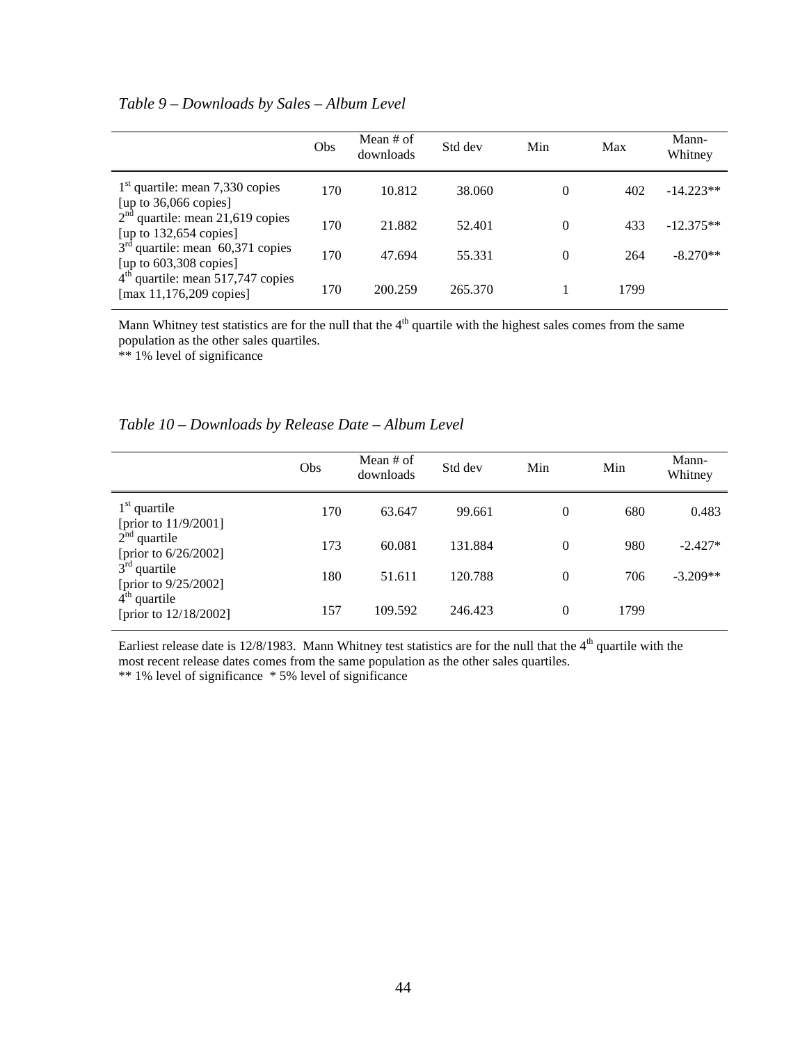*Table 9 – Downloads by Sales – Album Level*

| | Obs | Mean # of downloads | Std dev | Min | Max | Mann-Whitney |
|---|---|---|---|---|---|---|
| 1st quartile: mean 7,330 copies [up to 36,066 copies] | 170 | 10.812 | 38.060 | 0 | 402 | -14.223** |
| 2nd quartile: mean 21,619 copies [up to 132,654 copies] | 170 | 21.882 | 52.401 | 0 | 433 | -12.375** |
| 3rd quartile: mean 60,371 copies [up to 603,308 copies] | 170 | 47.694 | 55.331 | 0 | 264 | -8.270** |
| 4th quartile: mean 517,747 copies [max 11,176,209 copies] | 170 | 200.259 | 265.370 | 1 | 1799 | |

Mann Whitney test statistics are for the null that the 4th quartile with the highest sales comes from the same population as the other sales quartiles.
** 1% level of significance

*Table 10 – Downloads by Release Date – Album Level*

| | Obs | Mean # of downloads | Std dev | Min | Min | Mann-Whitney |
|---|---|---|---|---|---|---|
| 1st quartile [prior to 11/9/2001] | 170 | 63.647 | 99.661 | 0 | 680 | 0.483 |
| 2nd quartile [prior to 6/26/2002] | 173 | 60.081 | 131.884 | 0 | 980 | -2.427* |
| 3rd quartile [prior to 9/25/2002] | 180 | 51.611 | 120.788 | 0 | 706 | -3.209** |
| 4th quartile [prior to 12/18/2002] | 157 | 109.592 | 246.423 | 0 | 1799 | |

Earliest release date is 12/8/1983. Mann Whitney test statistics are for the null that the 4th quartile with the most recent release dates comes from the same population as the other sales quartiles.
** 1% level of significance * 5% level of significance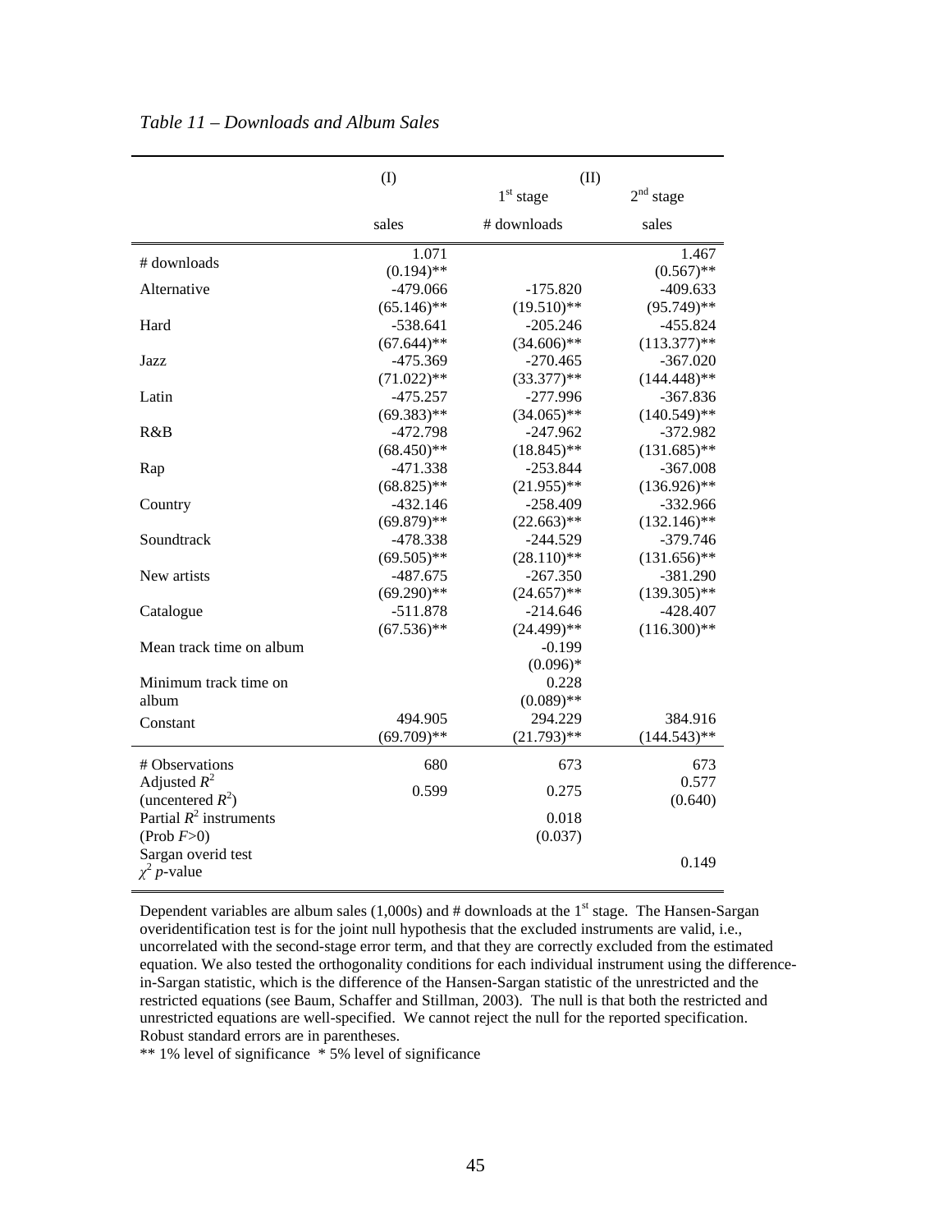*Table 11 – Downloads and Album Sales*

| | (I) | (II) | |
|---|---|---|---|
| | | $1^{st}$ stage | $2^{nd}$ stage |
| | sales | # downloads | sales |
| # downloads | 1.071 | | 1.467 |
| | (0.194)** | | (0.567)** |
| Alternative | -479.066 | -175.820 | -409.633 |
| | (65.146)** | (19.510)** | (95.749)** |
| Hard | -538.641 | -205.246 | -455.824 |
| | (67.644)** | (34.606)** | (113.377)** |
| Jazz | -475.369 | -270.465 | -367.020 |
| | (71.022)** | (33.377)** | (144.448)** |
| Latin | -475.257 | -277.996 | -367.836 |
| | (69.383)** | (34.065)** | (140.549)** |
| R&B | -472.798 | -247.962 | -372.982 |
| | (68.450)** | (18.845)** | (131.685)** |
| Rap | -471.338 | -253.844 | -367.008 |
| | (68.825)** | (21.955)** | (136.926)** |
| Country | -432.146 | -258.409 | -332.966 |
| | (69.879)** | (22.663)** | (132.146)** |
| Soundtrack | -478.338 | -244.529 | -379.746 |
| | (69.505)** | (28.110)** | (131.656)** |
| New artists | -487.675 | -267.350 | -381.290 |
| | (69.290)** | (24.657)** | (139.305)** |
| Catalogue | -511.878 | -214.646 | -428.407 |
| | (67.536)** | (24.499)** | (116.300)** |
| Mean track time on album | | -0.199 | |
| | | (0.096)* | |
| Minimum track time on album | | 0.228 | |
| | | (0.089)** | |
| Constant | 494.905 | 294.229 | 384.916 |
| | (69.709)** | (21.793)** | (144.543)** |
| # Observations | 680 | 673 | 673 |
| Adjusted $R^2$ (uncentered $R^2$) | 0.599 | 0.275 | 0.577 (0.640) |
| Partial $R^2$ instruments (Prob $F$>0) | | 0.018 (0.037) | |
| Sargan overid test $\chi^2$ $p$-value | | | 0.149 |

Dependent variables are album sales (1,000s) and # downloads at the $1^{st}$ stage. The Hansen-Sargan overidentification test is for the joint null hypothesis that the excluded instruments are valid, i.e., uncorrelated with the second-stage error term, and that they are correctly excluded from the estimated equation. We also tested the orthogonality conditions for each individual instrument using the difference-in-Sargan statistic, which is the difference of the Hansen-Sargan statistic of the unrestricted and the restricted equations (see Baum, Schaffer and Stillman, 2003). The null is that both the restricted and unrestricted equations are well-specified. We cannot reject the null for the reported specification. Robust standard errors are in parentheses.

** 1% level of significance * 5% level of significance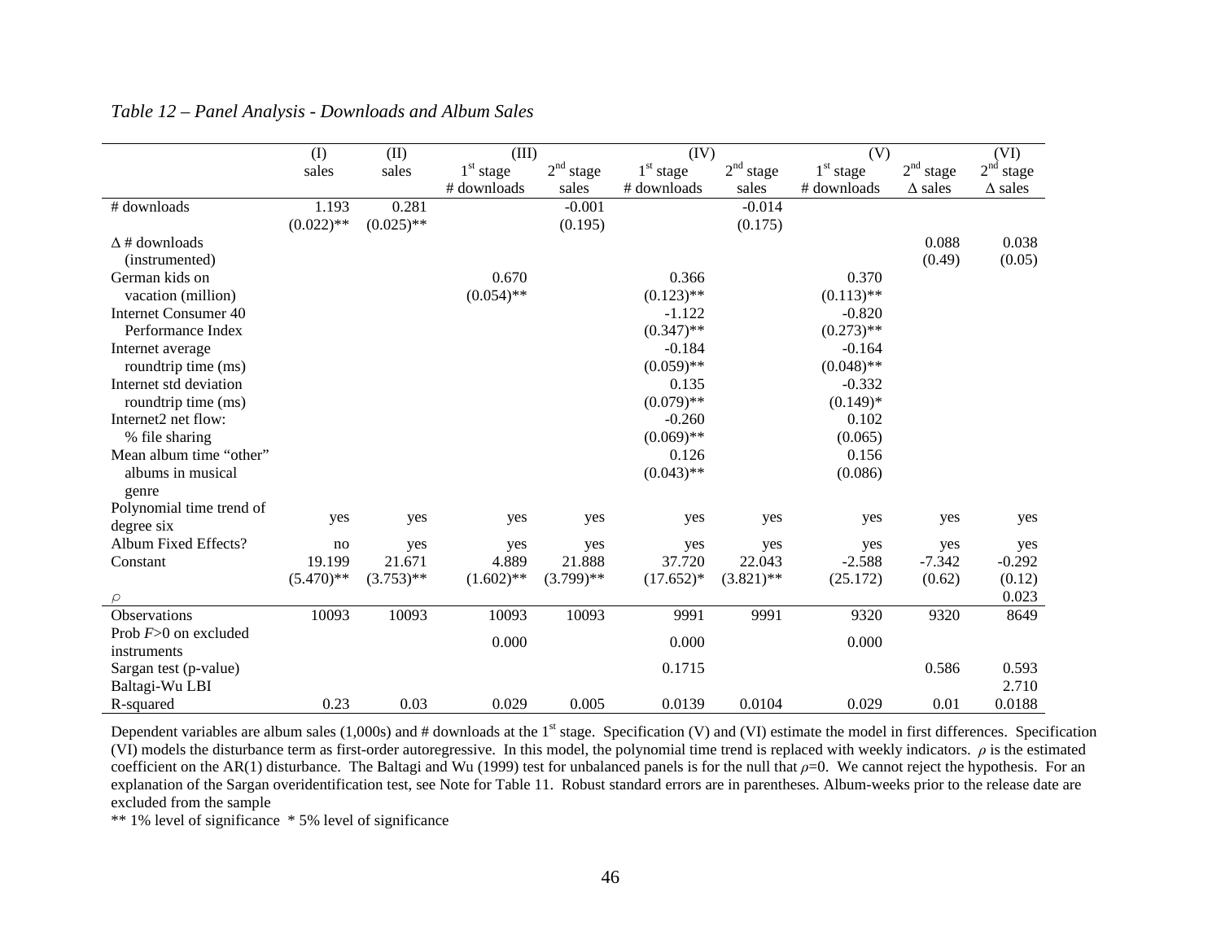*Table 12 – Panel Analysis - Downloads and Album Sales*

| | (I) | (II) | (III) | | (IV) | | (V) | | (VI) |
|---|---|---|---|---|---|---|---|---|---|
| | sales | sales | 1st stage | 2nd stage | 1st stage | 2nd stage | 1st stage | 2nd stage | 2nd stage |
| | | | # downloads | sales | # downloads | sales | # downloads | Δ sales | Δ sales |
| # downloads | 1.193 | 0.281 | | -0.001 | | -0.014 | | | |
| | (0.022)** | (0.025)** | | (0.195) | | (0.175) | | | |
| Δ # downloads (instrumented) | | | | | | | | 0.088 | 0.038 |
| | | | | | | | | (0.49) | (0.05) |
| German kids on vacation (million) | | | 0.670 | | 0.366 | | 0.370 | | |
| | | | (0.054)** | | (0.123)** | | (0.113)** | | |
| Internet Consumer 40 Performance Index | | | | | -1.122 | | -0.820 | | |
| | | | | | (0.347)** | | (0.273)** | | |
| Internet average roundtrip time (ms) | | | | | -0.184 | | -0.164 | | |
| | | | | | (0.059)** | | (0.048)** | | |
| Internet std deviation roundtrip time (ms) | | | | | 0.135 | | -0.332 | | |
| | | | | | (0.079)** | | (0.149)* | | |
| Internet2 net flow: % file sharing | | | | | -0.260 | | 0.102 | | |
| | | | | | (0.069)** | | (0.065) | | |
| Mean album time "other" albums in musical genre | | | | | 0.126 | | 0.156 | | |
| | | | | | (0.043)** | | (0.086) | | |
| Polynomial time trend of degree six | yes | yes | yes | yes | yes | yes | yes | yes | yes |
| Album Fixed Effects? | no | yes | yes | yes | yes | yes | yes | yes | yes |
| Constant | 19.199 | 21.671 | 4.889 | 21.888 | 37.720 | 22.043 | -2.588 | -7.342 | -0.292 |
| | (5.470)** | (3.753)** | (1.602)** | (3.799)** | (17.652)* | (3.821)** | (25.172) | (0.62) | (0.12) |
| $\rho$ | | | | | | | | | 0.023 |
| Observations | 10093 | 10093 | 10093 | 10093 | 9991 | 9991 | 9320 | 9320 | 8649 |
| Prob $F$>0 on excluded instruments | | | 0.000 | | 0.000 | | 0.000 | | |
| Sargan test (p-value) | | | | | 0.1715 | | | 0.586 | 0.593 |
| Baltagi-Wu LBI | | | | | | | | | 2.710 |
| R-squared | 0.23 | 0.03 | 0.029 | 0.005 | 0.0139 | 0.0104 | 0.029 | 0.01 | 0.0188 |

Dependent variables are album sales (1,000s) and # downloads at the 1st stage. Specification (V) and (VI) estimate the model in first differences. Specification (VI) models the disturbance term as first-order autoregressive. In this model, the polynomial time trend is replaced with weekly indicators. $\rho$ is the estimated coefficient on the AR(1) disturbance. The Baltagi and Wu (1999) test for unbalanced panels is for the null that $\rho$=0. We cannot reject the hypothesis. For an explanation of the Sargan overidentification test, see Note for Table 11. Robust standard errors are in parentheses. Album-weeks prior to the release date are excluded from the sample

** 1% level of significance * 5% level of significance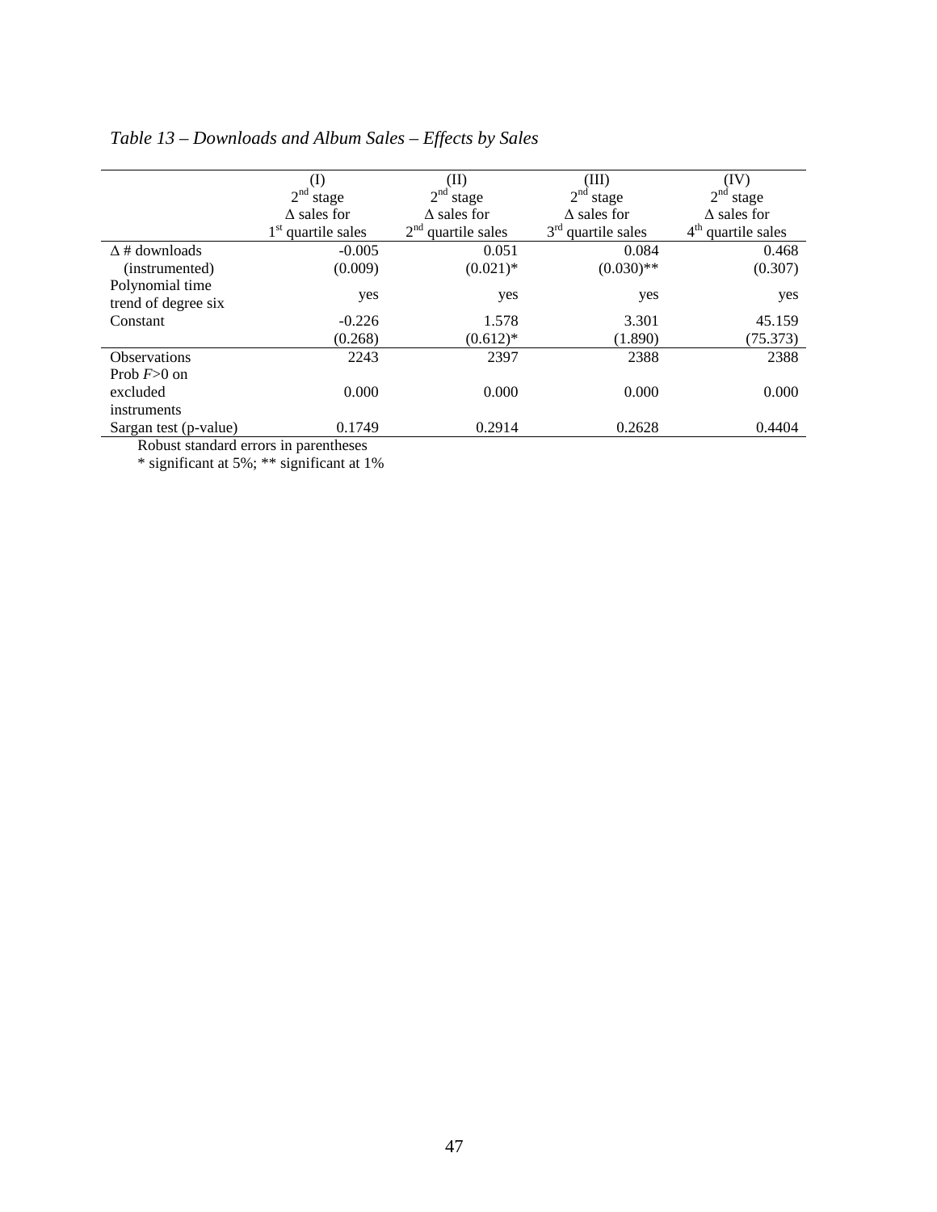*Table 13 – Downloads and Album Sales – Effects by Sales*

| | (I) | (II) | (III) | (IV) |
|---|---|---|---|---|
| | $2^{nd}$ stage | $2^{nd}$ stage | $2^{nd}$ stage | $2^{nd}$ stage |
| | Δ sales for | Δ sales for | Δ sales for | Δ sales for |
| | $1^{st}$ quartile sales | $2^{nd}$ quartile sales | $3^{rd}$ quartile sales | $4^{th}$ quartile sales |
| Δ # downloads | -0.005 | 0.051 | 0.084 | 0.468 |
| (instrumented) | (0.009) | (0.021)* | (0.030)** | (0.307) |
| Polynomial time trend of degree six | yes | yes | yes | yes |
| Constant | -0.226 | 1.578 | 3.301 | 45.159 |
| | (0.268) | (0.612)* | (1.890) | (75.373) |
| Observations | 2243 | 2397 | 2388 | 2388 |
| Prob $F$>0 on excluded instruments | 0.000 | 0.000 | 0.000 | 0.000 |
| Sargan test (p-value) | 0.1749 | 0.2914 | 0.2628 | 0.4404 |

Robust standard errors in parentheses

* significant at 5%; ** significant at 1%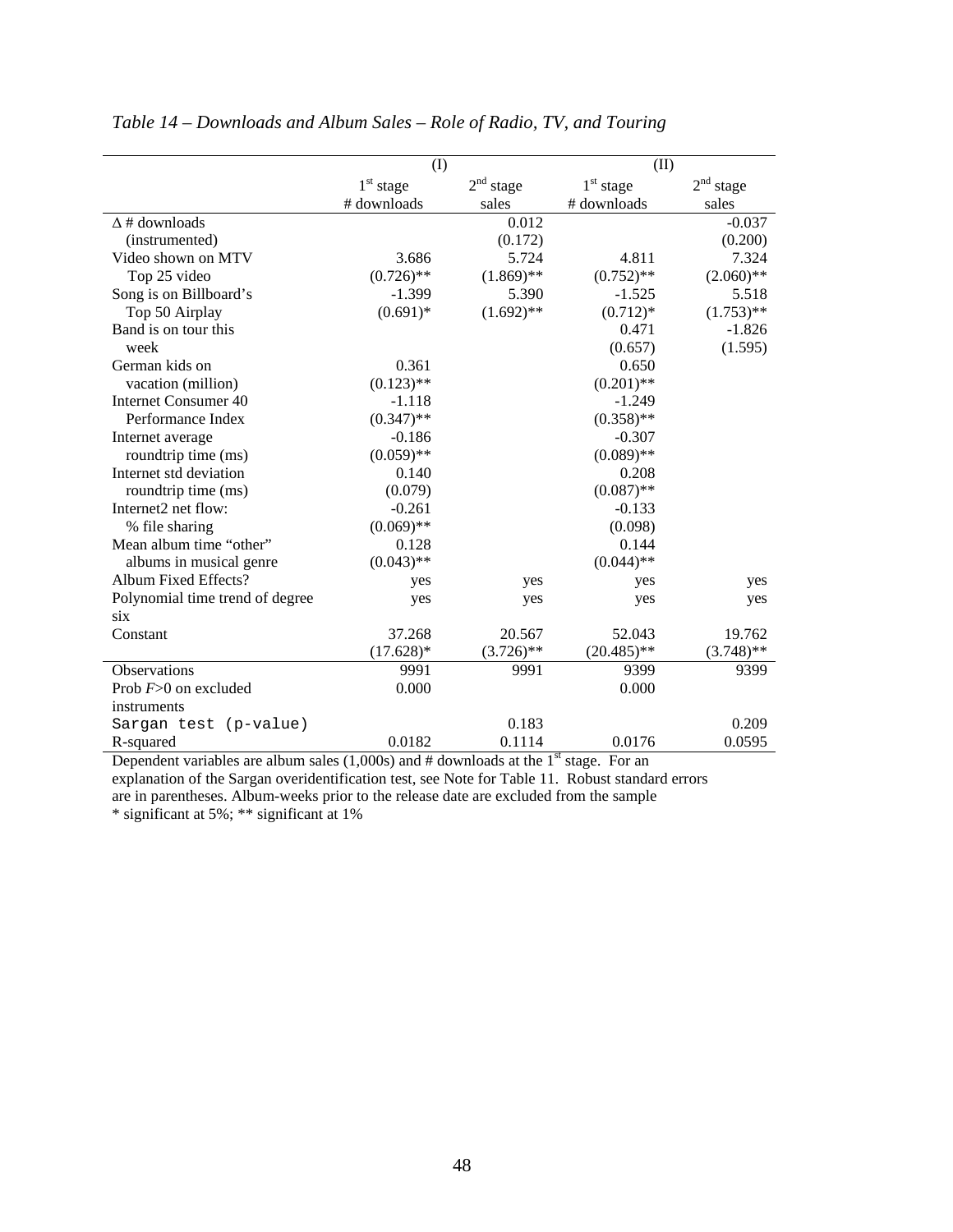*Table 14 – Downloads and Album Sales – Role of Radio, TV, and Touring*

| | (I) | | (II) | |
|---|---|---|---|---|
| | 1st stage | 2nd stage | 1st stage | 2nd stage |
| | # downloads | sales | # downloads | sales |
| Δ # downloads | | 0.012 | | -0.037 |
| (instrumented) | | (0.172) | | (0.200) |
| Video shown on MTV | 3.686 | 5.724 | 4.811 | 7.324 |
| Top 25 video | (0.726)** | (1.869)** | (0.752)** | (2.060)** |
| Song is on Billboard's | -1.399 | 5.390 | -1.525 | 5.518 |
| Top 50 Airplay | (0.691)* | (1.692)** | (0.712)* | (1.753)** |
| Band is on tour this | | | 0.471 | -1.826 |
| week | | | (0.657) | (1.595) |
| German kids on | 0.361 | | 0.650 | |
| vacation (million) | (0.123)** | | (0.201)** | |
| Internet Consumer 40 | -1.118 | | -1.249 | |
| Performance Index | (0.347)** | | (0.358)** | |
| Internet average | -0.186 | | -0.307 | |
| roundtrip time (ms) | (0.059)** | | (0.089)** | |
| Internet std deviation | 0.140 | | 0.208 | |
| roundtrip time (ms) | (0.079) | | (0.087)** | |
| Internet2 net flow: | -0.261 | | -0.133 | |
| % file sharing | (0.069)** | | (0.098) | |
| Mean album time "other" | 0.128 | | 0.144 | |
| albums in musical genre | (0.043)** | | (0.044)** | |
| Album Fixed Effects? | yes | yes | yes | yes |
| Polynomial time trend of degree six | yes | yes | yes | yes |
| Constant | 37.268 | 20.567 | 52.043 | 19.762 |
| | (17.628)* | (3.726)** | (20.485)** | (3.748)** |
| Observations | 9991 | 9991 | 9399 | 9399 |
| Prob $F$>0 on excluded instruments | 0.000 | | 0.000 | |
| Sargan test (p-value) | | 0.183 | | 0.209 |
| R-squared | 0.0182 | 0.1114 | 0.0176 | 0.0595 |

Dependent variables are album sales (1,000s) and # downloads at the 1st stage. For an explanation of the Sargan overidentification test, see Note for Table 11. Robust standard errors are in parentheses. Album-weeks prior to the release date are excluded from the sample
* significant at 5%; ** significant at 1%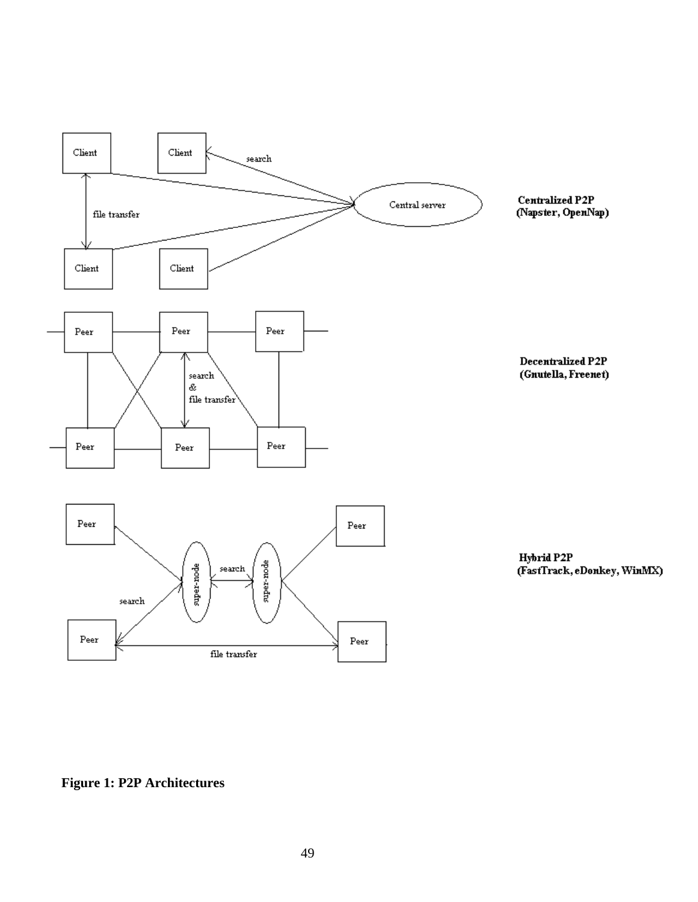**Figure 1: P2P Architectures**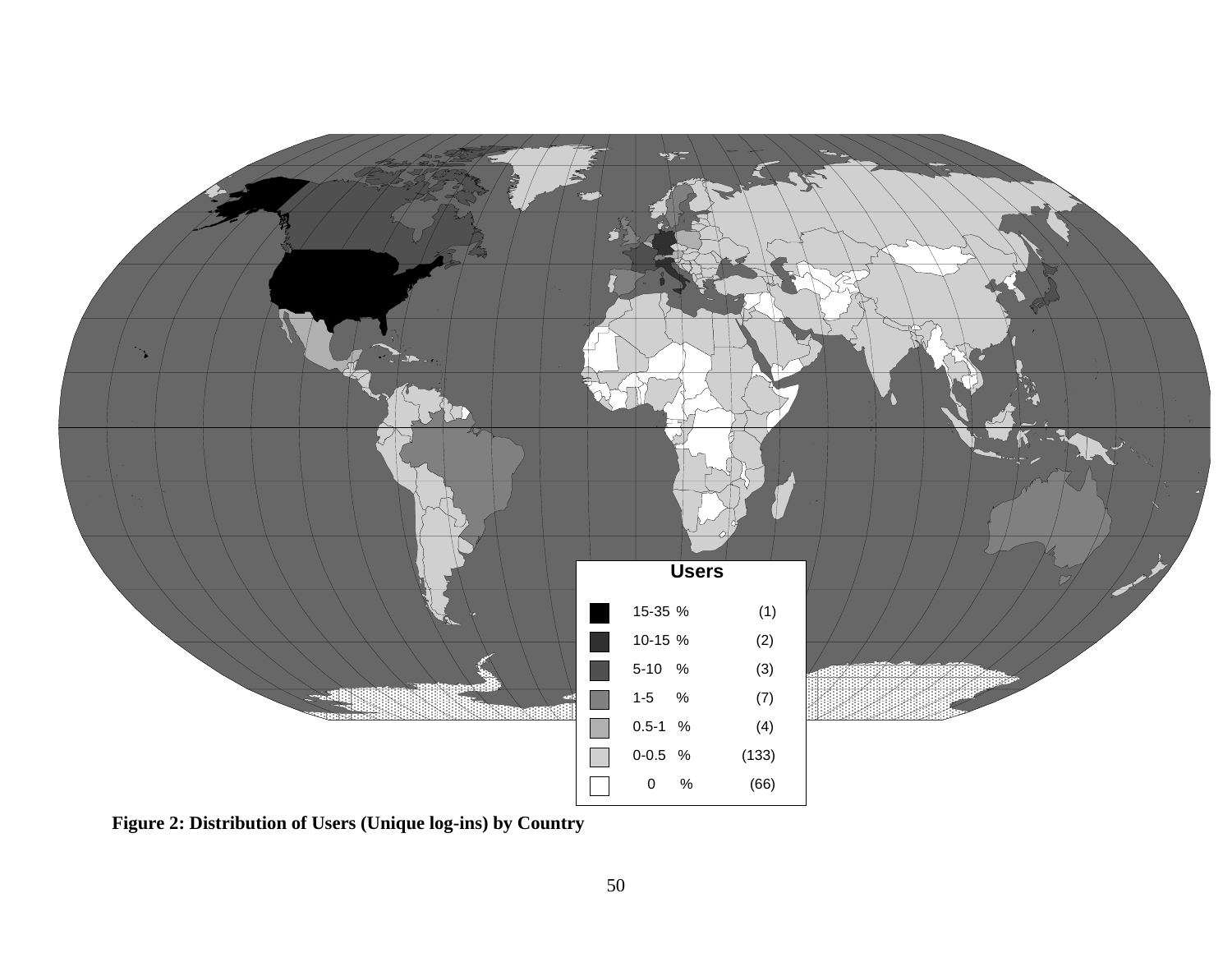| Users | |
|---|---|
| 15-35 % | (1) |
| 10-15 % | (2) |
| 5-10 % | (3) |
| 1-5 % | (7) |
| 0.5-1 % | (4) |
| 0-0.5 % | (133) |
| 0 % | (66) |

**Figure 2: Distribution of Users (Unique log-ins) by Country**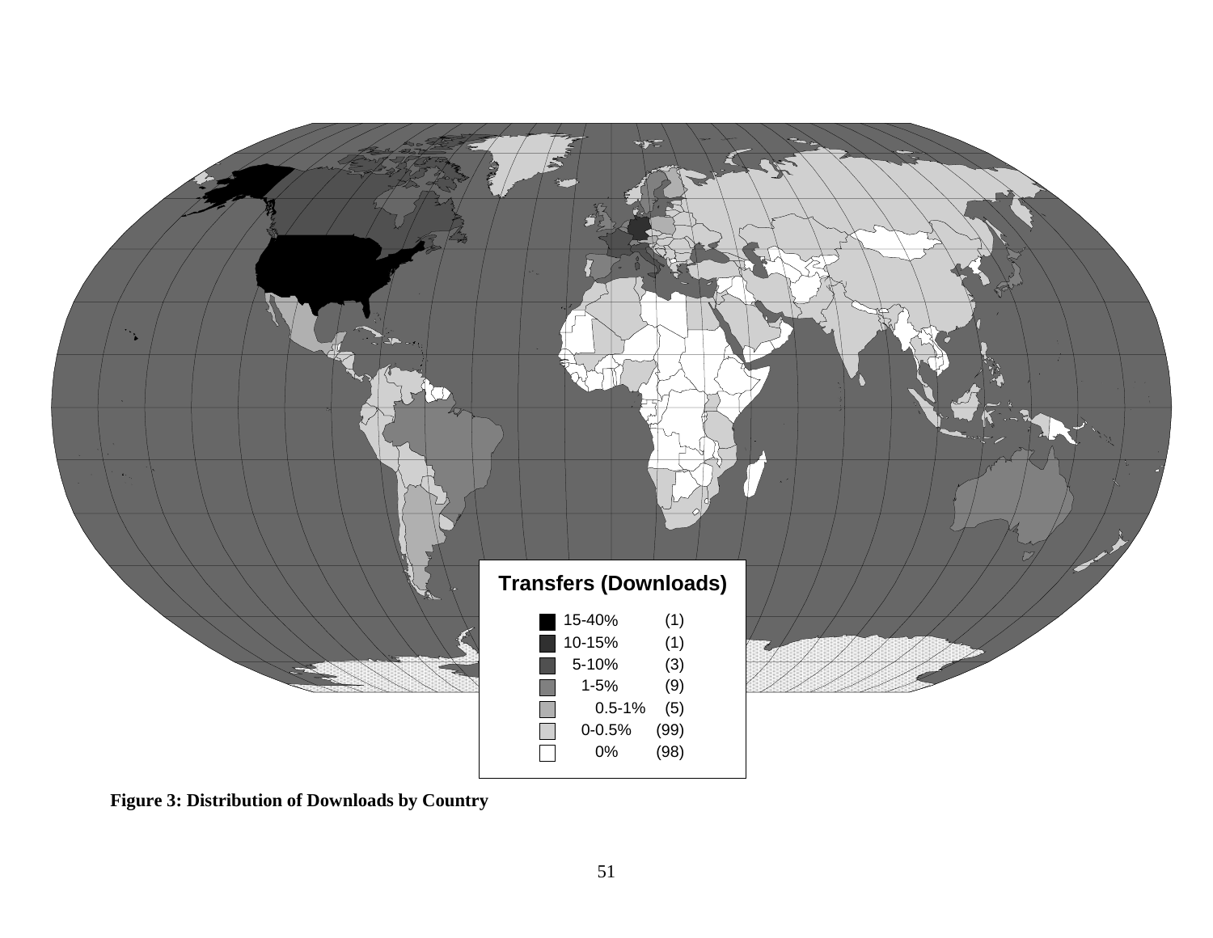Transfers (Downloads)

15-40% (1)

10-15% (1)

5-10% (3)

1-5% (9)

0.5-1% (5)

0-0.5% (99)

0% (98)

**Figure 3: Distribution of Downloads by Country**